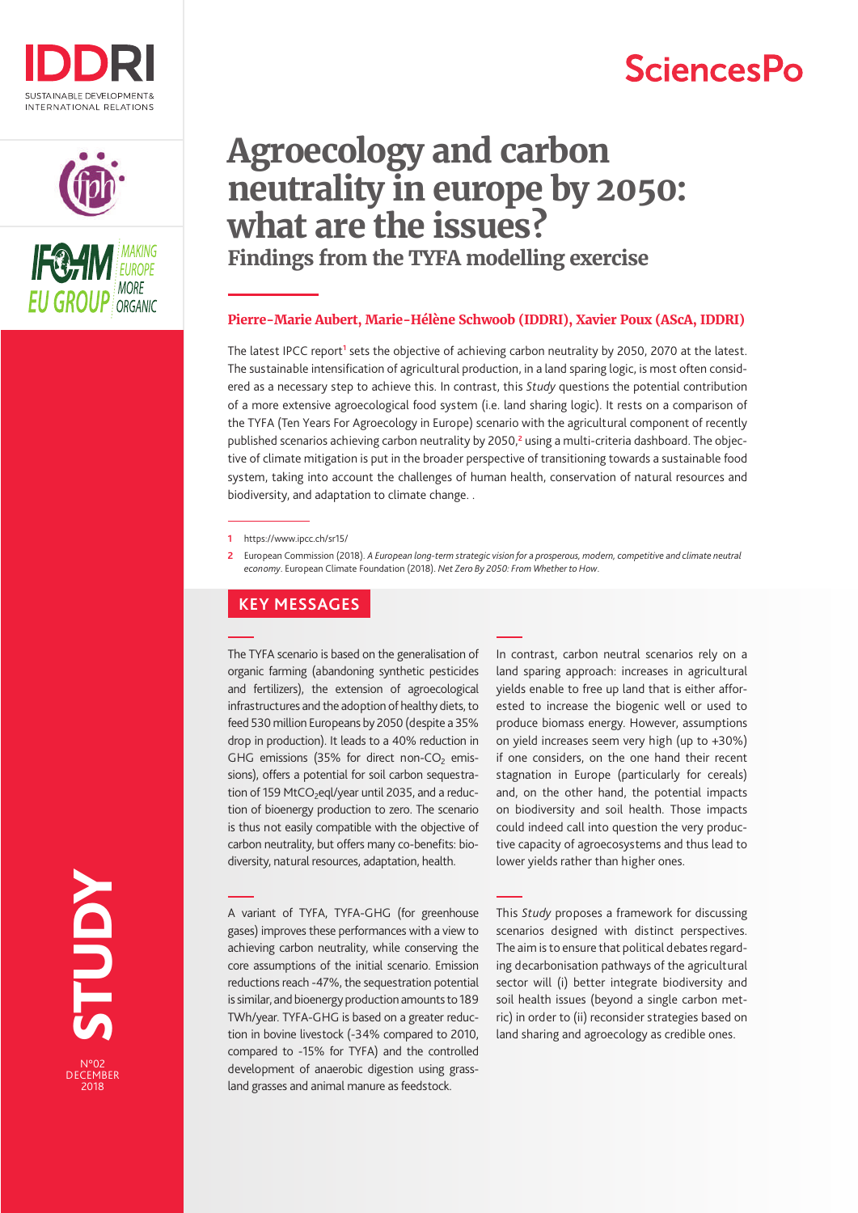# Agroecology and carbon neutrality in europe by 2050: what are the issues?

## Findings from the TYFA modelling exercise

**Pierre-Marie Aubert, Marie-Hélène Schwoob (IDDRI), Xavier Poux (AScA, IDDRI)**

The latest IPCC report[1] sets the objective of achieving carbon neutrality by 2050, 2070 at the latest. The sustainable intensification of agricultural production, in a land sparing logic, is most often considered as a necessary step to achieve this. In contrast, this *Study* questions the potential contribution of a more extensive agroecological food system (i.e. land sharing logic). It rests on a comparison of the TYFA (Ten Years For Agroecology in Europe) scenario with the agricultural component of recently published scenarios achieving carbon neutrality by 2050,[2] using a multi-criteria dashboard. The objective of climate mitigation is put in the broader perspective of transitioning towards a sustainable food system, taking into account the challenges of human health, conservation of natural resources and biodiversity, and adaptation to climate change. .

1 https://www.ipcc.ch/sr15/

2 European Commission (2018). *A European long-term strategic vision for a prosperous, modern, competitive and climate neutral economy*. European Climate Foundation (2018). *Net Zero By 2050: From Whether to How*.

## KEY MESSAGES

The TYFA scenario is based on the generalisation of organic farming (abandoning synthetic pesticides and fertilizers), the extension of agroecological infrastructures and the adoption of healthy diets, to feed 530 million Europeans by 2050 (despite a 35% drop in production). It leads to a 40% reduction in GHG emissions (35% for direct non-$CO_2$ emissions), offers a potential for soil carbon sequestration of 159 $MtCO_2$eql/year until 2035, and a reduction of bioenergy production to zero. The scenario is thus not easily compatible with the objective of carbon neutrality, but offers many co-benefits: biodiversity, natural resources, adaptation, health.

A variant of TYFA, TYFA-GHG (for greenhouse gases) improves these performances with a view to achieving carbon neutrality, while conserving the core assumptions of the initial scenario. Emission reductions reach -47%, the sequestration potential is similar, and bioenergy production amounts to 189 TWh/year. TYFA-GHG is based on a greater reduction in bovine livestock (-34% compared to 2010, compared to -15% for TYFA) and the controlled development of anaerobic digestion using grassland grasses and animal manure as feedstock.

In contrast, carbon neutral scenarios rely on a land sparing approach: increases in agricultural yields enable to free up land that is either afforested to increase the biogenic well or used to produce biomass energy. However, assumptions on yield increases seem very high (up to +30%) if one considers, on the one hand their recent stagnation in Europe (particularly for cereals) and, on the other hand, the potential impacts on biodiversity and soil health. Those impacts could indeed call into question the very productive capacity of agroecosystems and thus lead to lower yields rather than higher ones.

This *Study* proposes a framework for discussing scenarios designed with distinct perspectives. The aim is to ensure that political debates regarding decarbonisation pathways of the agricultural sector will (i) better integrate biodiversity and soil health issues (beyond a single carbon metric) in order to (ii) reconsider strategies based on land sharing and agroecology as credible ones.

STUDY

N°02 DECEMBER 2018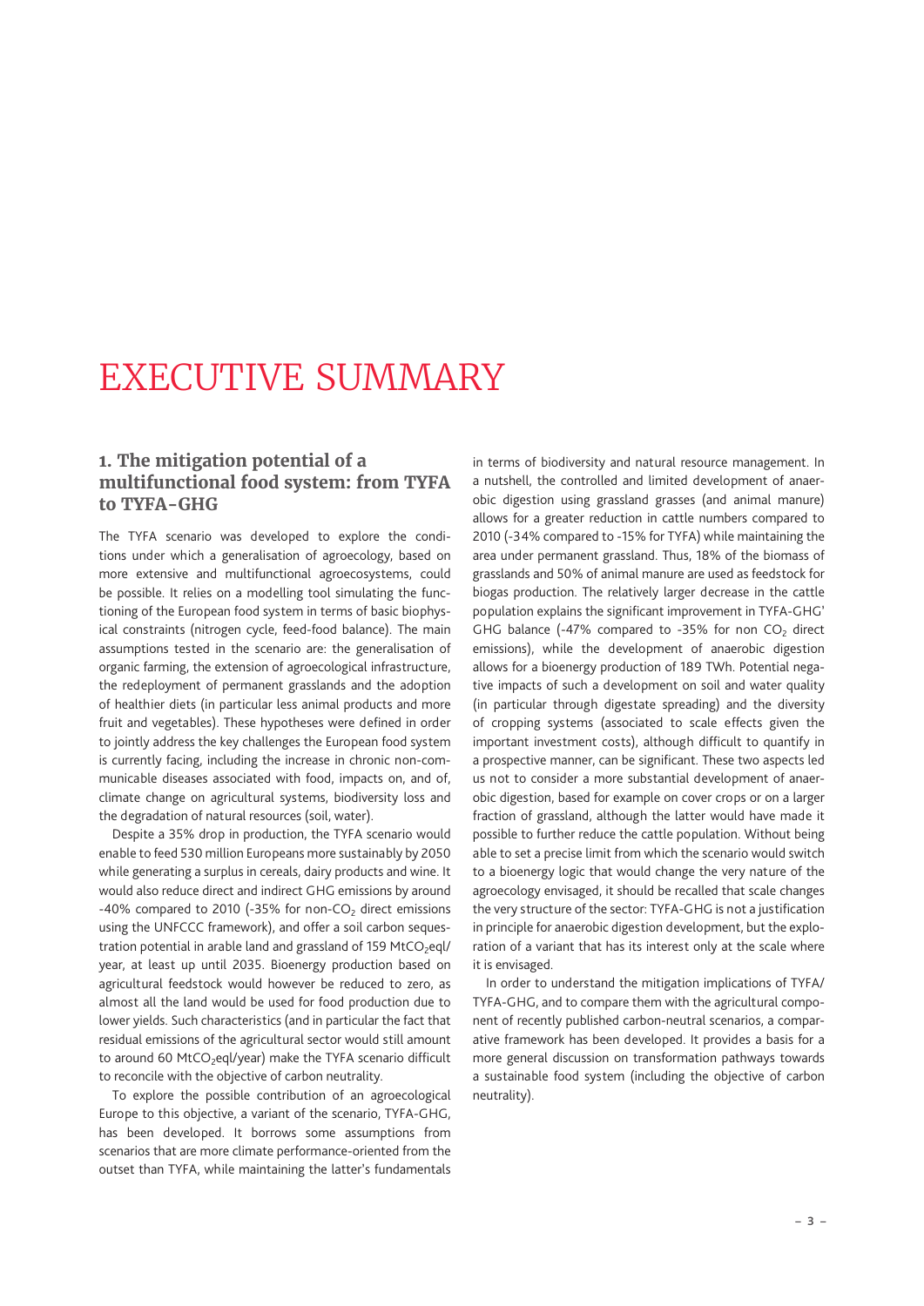# EXECUTIVE SUMMARY

## 1. The mitigation potential of a multifunctional food system: from TYFA to TYFA-GHG

The TYFA scenario was developed to explore the conditions under which a generalisation of agroecology, based on more extensive and multifunctional agroecosystems, could be possible. It relies on a modelling tool simulating the functioning of the European food system in terms of basic biophysical constraints (nitrogen cycle, feed-food balance). The main assumptions tested in the scenario are: the generalisation of organic farming, the extension of agroecological infrastructure, the redeployment of permanent grasslands and the adoption of healthier diets (in particular less animal products and more fruit and vegetables). These hypotheses were defined in order to jointly address the key challenges the European food system is currently facing, including the increase in chronic non-communicable diseases associated with food, impacts on, and of, climate change on agricultural systems, biodiversity loss and the degradation of natural resources (soil, water).

Despite a 35% drop in production, the TYFA scenario would enable to feed 530 million Europeans more sustainably by 2050 while generating a surplus in cereals, dairy products and wine. It would also reduce direct and indirect GHG emissions by around -40% compared to 2010 (-35% for non-$CO_2$ direct emissions using the UNFCCC framework), and offer a soil carbon sequestration potential in arable land and grassland of 159 $MtCO_2eql$/year, at least up until 2035. Bioenergy production based on agricultural feedstock would however be reduced to zero, as almost all the land would be used for food production due to lower yields. Such characteristics (and in particular the fact that residual emissions of the agricultural sector would still amount to around 60 $MtCO_2eql$/year) make the TYFA scenario difficult to reconcile with the objective of carbon neutrality.

To explore the possible contribution of an agroecological Europe to this objective, a variant of the scenario, TYFA-GHG, has been developed. It borrows some assumptions from scenarios that are more climate performance-oriented from the outset than TYFA, while maintaining the latter's fundamentals in terms of biodiversity and natural resource management. In a nutshell, the controlled and limited development of anaerobic digestion using grassland grasses (and animal manure) allows for a greater reduction in cattle numbers compared to 2010 (-34% compared to -15% for TYFA) while maintaining the area under permanent grassland. Thus, 18% of the biomass of grasslands and 50% of animal manure are used as feedstock for biogas production. The relatively larger decrease in the cattle population explains the significant improvement in TYFA-GHG' GHG balance (-47% compared to -35% for non $CO_2$ direct emissions), while the development of anaerobic digestion allows for a bioenergy production of 189 TWh. Potential negative impacts of such a development on soil and water quality (in particular through digestate spreading) and the diversity of cropping systems (associated to scale effects given the important investment costs), although difficult to quantify in a prospective manner, can be significant. These two aspects led us not to consider a more substantial development of anaerobic digestion, based for example on cover crops or on a larger fraction of grassland, although the latter would have made it possible to further reduce the cattle population. Without being able to set a precise limit from which the scenario would switch to a bioenergy logic that would change the very nature of the agroecology envisaged, it should be recalled that scale changes the very structure of the sector: TYFA-GHG is not a justification in principle for anaerobic digestion development, but the exploration of a variant that has its interest only at the scale where it is envisaged.

In order to understand the mitigation implications of TYFA/TYFA-GHG, and to compare them with the agricultural component of recently published carbon-neutral scenarios, a comparative framework has been developed. It provides a basis for a more general discussion on transformation pathways towards a sustainable food system (including the objective of carbon neutrality).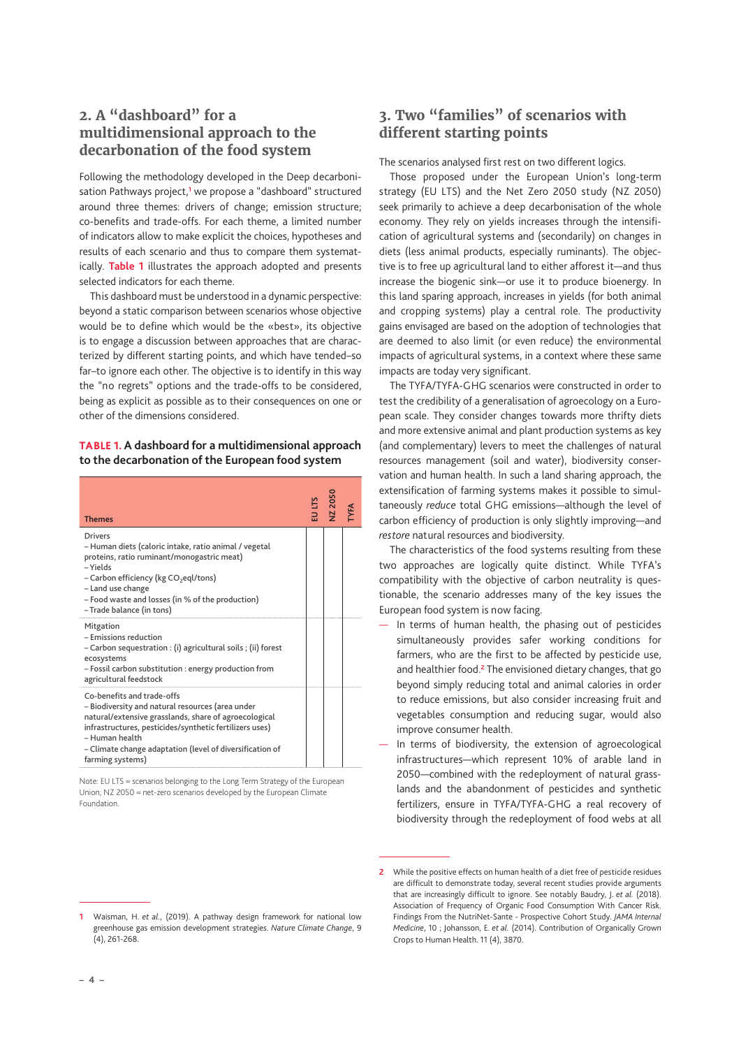## 2. A "dashboard" for a multidimensional approach to the decarbonation of the food system

Following the methodology developed in the Deep decarbonisation Pathways project,[1] we propose a "dashboard" structured around three themes: drivers of change; emission structure; co-benefits and trade-offs. For each theme, a limited number of indicators allow to make explicit the choices, hypotheses and results of each scenario and thus to compare them systematically. **Table 1** illustrates the approach adopted and presents selected indicators for each theme.

This dashboard must be understood in a dynamic perspective: beyond a static comparison between scenarios whose objective would be to define which would be the «best», its objective is to engage a discussion between approaches that are characterized by different starting points, and which have tended–so far–to ignore each other. The objective is to identify in this way the "no regrets" options and the trade-offs to be considered, being as explicit as possible as to their consequences on one or other of the dimensions considered.

**TABLE 1. A dashboard for a multidimensional approach to the decarbonation of the European food system**

| Themes | EU LTS | NZ 2050 | TYFA |
|---|---|---|---|
| Drivers<br>– Human diets (caloric intake, ratio animal / vegetal proteins, ratio ruminant/monogastric meat)<br>– Yields<br>– Carbon efficiency (kg $CO_2$eql/tons)<br>– Land use change<br>– Food waste and losses (in % of the production)<br>– Trade balance (in tons) | | | |
| Mitgation<br>– Emissions reduction<br>– Carbon sequestration : (i) agricultural soils ; (ii) forest ecosystems<br>– Fossil carbon substitution : energy production from agricultural feedstock | | | |
| Co-benefits and trade-offs<br>– Biodiversity and natural resources (area under natural/extensive grasslands, share of agroecological infrastructures, pesticides/synthetic fertilizers uses)<br>– Human health<br>– Climate change adaptation (level of diversification of farming systems) | | | |

Note: EU LTS = scenarios belonging to the Long Term Strategy of the European Union; NZ 2050 = net-zero scenarios developed by the European Climate Foundation.

## 3. Two "families" of scenarios with different starting points

The scenarios analysed first rest on two different logics.

Those proposed under the European Union's long-term strategy (EU LTS) and the Net Zero 2050 study (NZ 2050) seek primarily to achieve a deep decarbonisation of the whole economy. They rely on yields increases through the intensification of agricultural systems and (secondarily) on changes in diets (less animal products, especially ruminants). The objective is to free up agricultural land to either afforest it—and thus increase the biogenic sink—or use it to produce bioenergy. In this land sparing approach, increases in yields (for both animal and cropping systems) play a central role. The productivity gains envisaged are based on the adoption of technologies that are deemed to also limit (or even reduce) the environmental impacts of agricultural systems, in a context where these same impacts are today very significant.

The TYFA/TYFA-GHG scenarios were constructed in order to test the credibility of a generalisation of agroecology on a European scale. They consider changes towards more thrifty diets and more extensive animal and plant production systems as key (and complementary) levers to meet the challenges of natural resources management (soil and water), biodiversity conservation and human health. In such a land sharing approach, the extensification of farming systems makes it possible to simultaneously *reduce* total GHG emissions—although the level of carbon efficiency of production is only slightly improving—and *restore* natural resources and biodiversity.

The characteristics of the food systems resulting from these two approaches are logically quite distinct. While TYFA's compatibility with the objective of carbon neutrality is questionable, the scenario addresses many of the key issues the European food system is now facing.

- In terms of human health, the phasing out of pesticides simultaneously provides safer working conditions for farmers, who are the first to be affected by pesticide use, and healthier food.[2] The envisioned dietary changes, that go beyond simply reducing total and animal calories in order to reduce emissions, but also consider increasing fruit and vegetables consumption and reducing sugar, would also improve consumer health.
- In terms of biodiversity, the extension of agroecological infrastructures—which represent 10% of arable land in 2050—combined with the redeployment of natural grasslands and the abandonment of pesticides and synthetic fertilizers, ensure in TYFA/TYFA-GHG a real recovery of biodiversity through the redeployment of food webs at all

---

1 Waisman, H. *et al.*, (2019). A pathway design framework for national low greenhouse gas emission development strategies. *Nature Climate Change*, 9 (4), 261-268.

2 While the positive effects on human health of a diet free of pesticide residues are difficult to demonstrate today, several recent studies provide arguments that are increasingly difficult to ignore. See notably Baudry, J. *et al.* (2018). Association of Frequency of Organic Food Consumption With Cancer Risk. Findings From the NutriNet-Sante - Prospective Cohort Study. *JAMA Internal Medicine*, 10 ; Johansson, E. *et al.* (2014). Contribution of Organically Grown Crops to Human Health. 11 (4), 3870.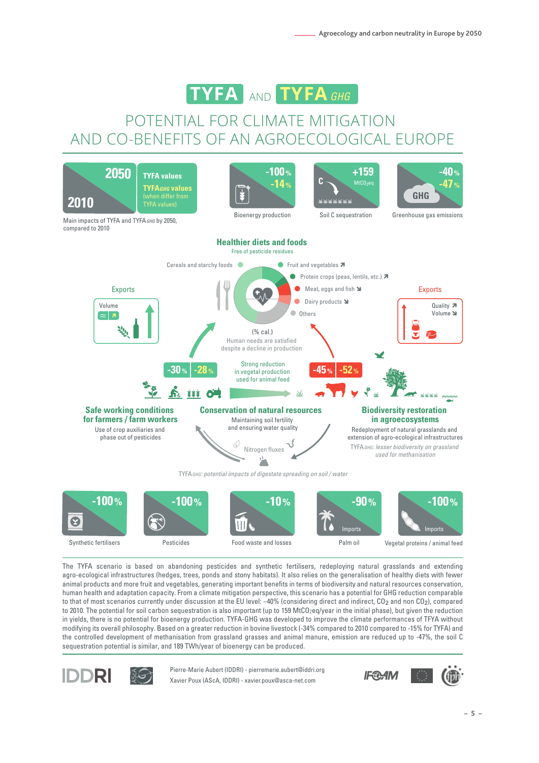# TYFA AND TYFA *GHG*

## POTENTIAL FOR CLIMATE MITIGATION AND CO-BENEFITS OF AN AGROECOLOGICAL EUROPE

2050 / 2010 — TYFA values — TYFA*GHG* values (when differ from TYFA values)

Main impacts of TYFA and TYFA*GHG* by 2050, compared to 2010

- Bioenergy production: -100 % / -14 %
- Soil C sequestration: +159 $MtCO_2eq$
- Greenhouse gas emissions: -40 % / -47 %

### Healthier diets and foods

Free of pesticide residues

- Cereals and starchy foods
- Fruit and vegetables ↗
- Protein crops (peas, lentils, etc.) ↗
- Meat, eggs and fish ↘
- Dairy products ↘
- Others

(% cal.) Human needs are satisfied despite a decline in production

**Exports** — Volume ≈ / ↗

**Exports** — Quality ↗ Volume ↘

-30 % / -28 %

Strong reduction in vegetal production used for animal feed

-45 % / -52 %

### Safe working conditions for farmers / farm workers

Use of crop auxiliaries and phase out of pesticides

### Conservation of natural resources

Maintaining soil fertility and ensuring water quality

Nitrogen fluxes

### Biodiversity restoration in agroecosystems

Redeployment of natural grasslands and extension of agro-ecological infrastructures

*TYFA GHG: lesser biodiversity on grassland used for methanisation*

*TYFA GHG: potential impacts of digestate spreading on soil / water*

- Synthetic fertilisers: -100 %
- Pesticides: -100 %
- Food waste and losses: -10 %
- Palm oil: -90 % Imports
- Vegetal proteins / animal feed: -100 % Imports

The TYFA scenario is based on abandoning pesticides and synthetic fertilisers, redeploying natural grasslands and extending agro-ecological infrastructures (hedges, trees, ponds and stony habitats). It also relies on the generalisation of healthy diets with fewer animal products and more fruit and vegetables, generating important benefits in terms of biodiversity and natural resources conservation, human health and adaptation capacity. From a climate mitigation perspective, this scenario has a potential for GHG reduction comparable to that of most scenarios currently under discussion at the EU level: –40% (considering direct and indirect, $CO_2$ and non $CO_2$), compared to 2010. The potential for soil carbon sequestration is also important (up to 159 $MtCO_2eq$/year in the initial phase), but given the reduction in yields, there is no potential for bioenergy production. TYFA-GHG was developed to improve the climate performances of TFYA without modifying its overall philosophy. Based on a greater reduction in bovine livestock (-34% compared to 2010 compared to -15% for TYFA) and the controlled development of methanisation from grassland grasses and animal manure, emission are reduced up to -47%, the soil C sequestration potential is similar, and 189 TWh/year of bioenergy can be produced.

IDDRI — AScA

Pierre-Marie Aubert (IDDRI) - pierremarie.aubert@iddri.org
Xavier Poux (AScA, IDDRI) - xavier.poux@asca-net.com

IFOAM — ifpi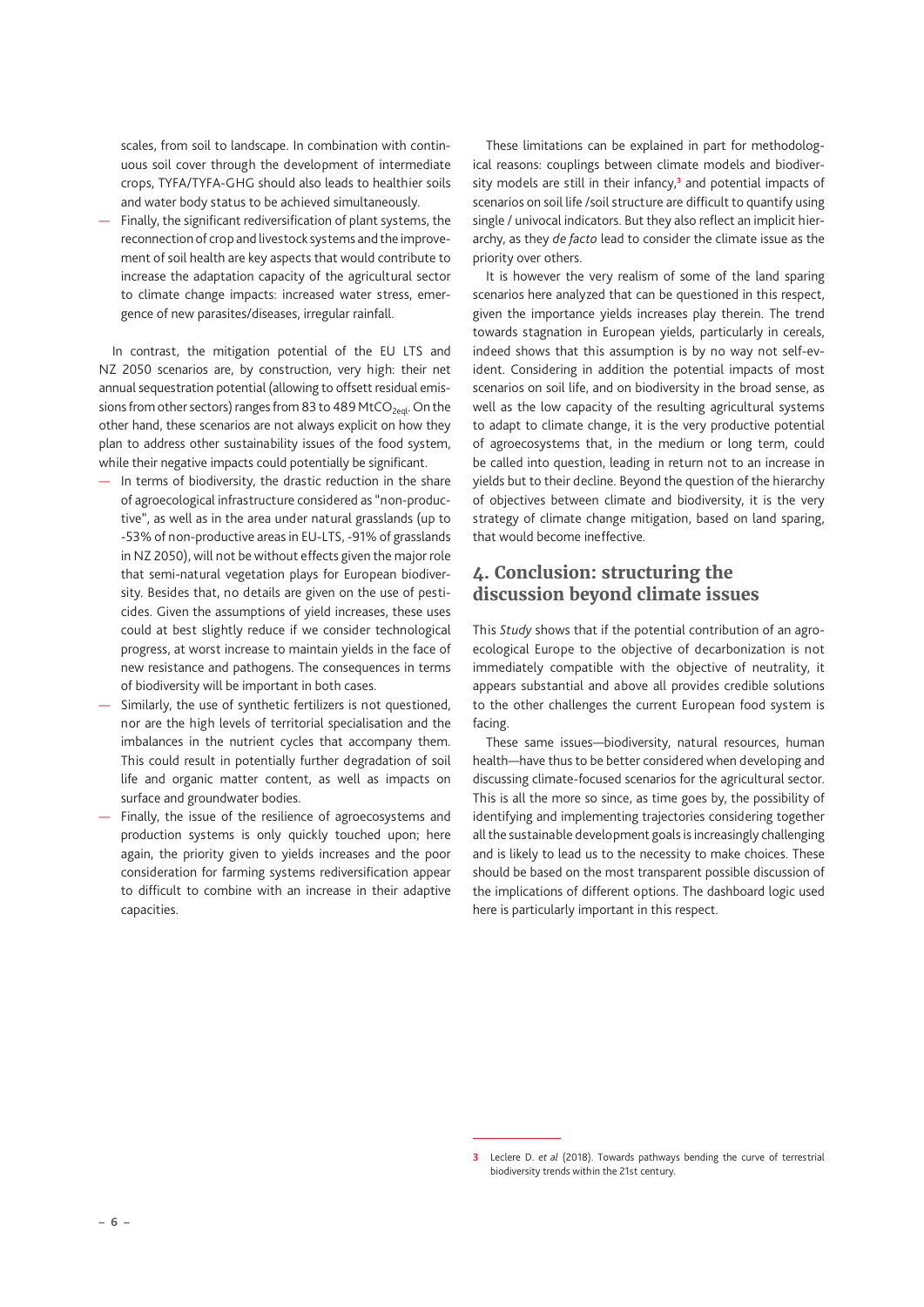scales, from soil to landscape. In combination with continuous soil cover through the development of intermediate crops, TYFA/TYFA-GHG should also leads to healthier soils and water body status to be achieved simultaneously.

- Finally, the significant rediversification of plant systems, the reconnection of crop and livestock systems and the improvement of soil health are key aspects that would contribute to increase the adaptation capacity of the agricultural sector to climate change impacts: increased water stress, emergence of new parasites/diseases, irregular rainfall.

In contrast, the mitigation potential of the EU LTS and NZ 2050 scenarios are, by construction, very high: their net annual sequestration potential (allowing to offsett residual emissions from other sectors) ranges from 83 to 489 $MtCO_{2eql}$. On the other hand, these scenarios are not always explicit on how they plan to address other sustainability issues of the food system, while their negative impacts could potentially be significant.

- In terms of biodiversity, the drastic reduction in the share of agroecological infrastructure considered as "non-productive", as well as in the area under natural grasslands (up to -53% of non-productive areas in EU-LTS, -91% of grasslands in NZ 2050), will not be without effects given the major role that semi-natural vegetation plays for European biodiversity. Besides that, no details are given on the use of pesticides. Given the assumptions of yield increases, these uses could at best slightly reduce if we consider technological progress, at worst increase to maintain yields in the face of new resistance and pathogens. The consequences in terms of biodiversity will be important in both cases.
- Similarly, the use of synthetic fertilizers is not questioned, nor are the high levels of territorial specialisation and the imbalances in the nutrient cycles that accompany them. This could result in potentially further degradation of soil life and organic matter content, as well as impacts on surface and groundwater bodies.
- Finally, the issue of the resilience of agroecosystems and production systems is only quickly touched upon; here again, the priority given to yields increases and the poor consideration for farming systems rediversification appear to difficult to combine with an increase in their adaptive capacities.

These limitations can be explained in part for methodological reasons: couplings between climate models and biodiversity models are still in their infancy,[3] and potential impacts of scenarios on soil life /soil structure are difficult to quantify using single / univocal indicators. But they also reflect an implicit hierarchy, as they *de facto* lead to consider the climate issue as the priority over others.

It is however the very realism of some of the land sparing scenarios here analyzed that can be questioned in this respect, given the importance yields increases play therein. The trend towards stagnation in European yields, particularly in cereals, indeed shows that this assumption is by no way not self-evident. Considering in addition the potential impacts of most scenarios on soil life, and on biodiversity in the broad sense, as well as the low capacity of the resulting agricultural systems to adapt to climate change, it is the very productive potential of agroecosystems that, in the medium or long term, could be called into question, leading in return not to an increase in yields but to their decline. Beyond the question of the hierarchy of objectives between climate and biodiversity, it is the very strategy of climate change mitigation, based on land sparing, that would become ineffective.

## 4. Conclusion: structuring the discussion beyond climate issues

This *Study* shows that if the potential contribution of an agroecological Europe to the objective of decarbonization is not immediately compatible with the objective of neutrality, it appears substantial and above all provides credible solutions to the other challenges the current European food system is facing.

These same issues—biodiversity, natural resources, human health—have thus to be better considered when developing and discussing climate-focused scenarios for the agricultural sector. This is all the more so since, as time goes by, the possibility of identifying and implementing trajectories considering together all the sustainable development goals is increasingly challenging and is likely to lead us to the necessity to make choices. These should be based on the most transparent possible discussion of the implications of different options. The dashboard logic used here is particularly important in this respect.

3 Leclere D. *et al* (2018). Towards pathways bending the curve of terrestrial biodiversity trends within the 21st century.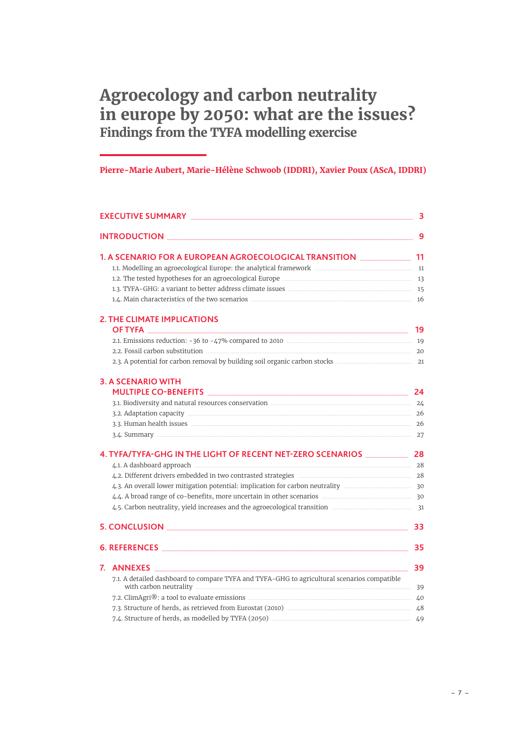# Agroecology and carbon neutrality in europe by 2050: what are the issues?

## Findings from the TYFA modelling exercise

**Pierre-Marie Aubert, Marie-Hélène Schwoob (IDDRI), Xavier Poux (AScA, IDDRI)**

EXECUTIVE SUMMARY ........ 3

INTRODUCTION ........ 9

1. A SCENARIO FOR A EUROPEAN AGROECOLOGICAL TRANSITION ........ 11
   - 1.1. Modelling an agroecological Europe: the analytical framework ........ 11
   - 1.2. The tested hypotheses for an agroecological Europe ........ 13
   - 1.3. TYFA-GHG: a variant to better address climate issues ........ 15
   - 1.4. Main characteristics of the two scenarios ........ 16

2. THE CLIMATE IMPLICATIONS OF TYFA ........ 19
   - 2.1. Emissions reduction: -36 to -47% compared to 2010 ........ 19
   - 2.2. Fossil carbon substitution ........ 20
   - 2.3. A potential for carbon removal by building soil organic carbon stocks ........ 21

3. A SCENARIO WITH MULTIPLE CO-BENEFITS ........ 24
   - 3.1. Biodiversity and natural resources conservation ........ 24
   - 3.2. Adaptation capacity ........ 26
   - 3.3. Human health issues ........ 26
   - 3.4. Summary ........ 27

4. TYFA/TYFA-GHG IN THE LIGHT OF RECENT NET-ZERO SCENARIOS ........ 28
   - 4.1. A dashboard approach ........ 28
   - 4.2. Different drivers embedded in two contrasted strategies ........ 28
   - 4.3. An overall lower mitigation potential: implication for carbon neutrality ........ 30
   - 4.4. A broad range of co-benefits, more uncertain in other scenarios ........ 30
   - 4.5. Carbon neutrality, yield increases and the agroecological transition ........ 31

5. CONCLUSION ........ 33

6. REFERENCES ........ 35

7. ANNEXES ........ 39
   - 7.1. A detailed dashboard to compare TYFA and TYFA-GHG to agricultural scenarios compatible with carbon neutrality ........ 39
   - 7.2. ClimAgri®: a tool to evaluate emissions ........ 40
   - 7.3. Structure of herds, as retrieved from Eurostat (2010) ........ 48
   - 7.4. Structure of herds, as modelled by TYFA (2050) ........ 49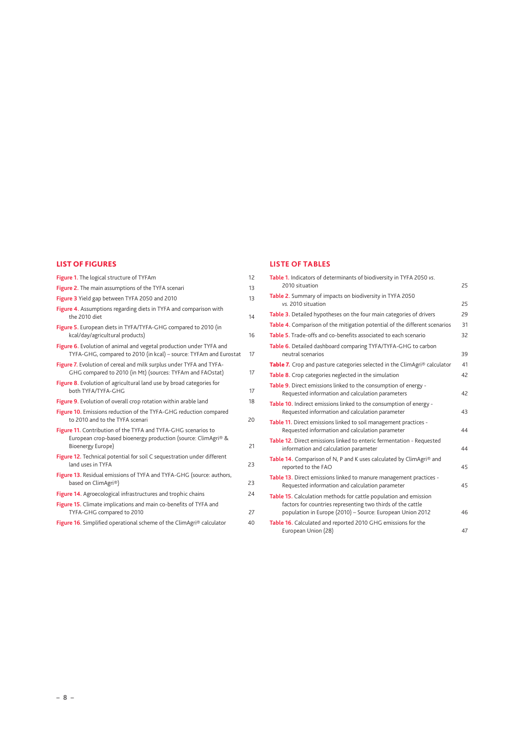## LIST OF FIGURES

**Figure 1.** The logical structure of TYFAm 12

**Figure 2.** The main assumptions of the TYFA scenari 13

**Figure 3** Yield gap between TYFA 2050 and 2010 13

**Figure 4.** Assumptions regarding diets in TYFA and comparison with the 2010 diet 14

**Figure 5.** European diets in TYFA/TYFA-GHG compared to 2010 (in kcal/day/agricultural products) 16

**Figure 6.** Evolution of animal and vegetal production under TYFA and TYFA-GHG, compared to 2010 (in kcal) – source: TYFAm and Eurostat 17

**Figure 7.** Evolution of cereal and milk surplus under TYFA and TYFA-GHG compared to 2010 (in Mt) (sources: TYFAm and FAOstat) 17

**Figure 8.** Evolution of agricultural land use by broad categories for both TYFA/TYFA-GHG 17

**Figure 9.** Evolution of overall crop rotation within arable land 18

**Figure 10.** Emissions reduction of the TYFA-GHG reduction compared to 2010 and to the TYFA scenari 20

**Figure 11.** Contribution of the TYFA and TYFA-GHG scenarios to European crop-based bioenergy production (source: ClimAgri® & Bioenergy Europe) 21

**Figure 12.** Technical potential for soil C sequestration under different land uses in TYFA 23

**Figure 13.** Residual emissions of TYFA and TYFA-GHG (source: authors, based on ClimAgri®) 23

**Figure 14.** Agroecological infrastructures and trophic chains 24

**Figure 15.** Climate implications and main co-benefits of TYFA and TYFA-GHG compared to 2010 27

**Figure 16.** Simplified operational scheme of the ClimAgri® calculator 40

## LISTE OF TABLES

**Table 1.** Indicators of determinants of biodiversity in TYFA 2050 *vs.* 2010 situation 25

**Table 2.** Summary of impacts on biodiversity in TYFA 2050 *vs.* 2010 situation 25

**Table 3.** Detailed hypotheses on the four main categories of drivers 29

**Table 4.** Comparison of the mitigation potential of the different scenarios 31

**Table 5.** Trade-offs and co-benefits associated to each scenario 32

**Table 6.** Detailed dashboard comparing TYFA/TYFA-GHG to carbon neutral scenarios 39

**Table 7.** Crop and pasture categories selected in the ClimAgri® calculator 41

**Table 8.** Crop categories neglected in the simulation 42

**Table 9.** Direct emissions linked to the consumption of energy - Requested information and calculation parameters 42

**Table 10.** Indirect emissions linked to the consumption of energy - Requested information and calculation parameter 43

**Table 11.** Direct emissions linked to soil management practices - Requested information and calculation parameter 44

**Table 12.** Direct emissions linked to enteric fermentation - Requested information and calculation parameter 44

**Table 14.** Comparison of N, P and K uses calculated by ClimAgri® and reported to the FAO 45

**Table 13.** Direct emissions linked to manure management practices - Requested information and calculation parameter 45

**Table 15.** Calculation methods for cattle population and emission factors for countries representing two thirds of the cattle population in Europe (2010) – Source: European Union 2012 46

**Table 16.** Calculated and reported 2010 GHG emissions for the European Union (28) 47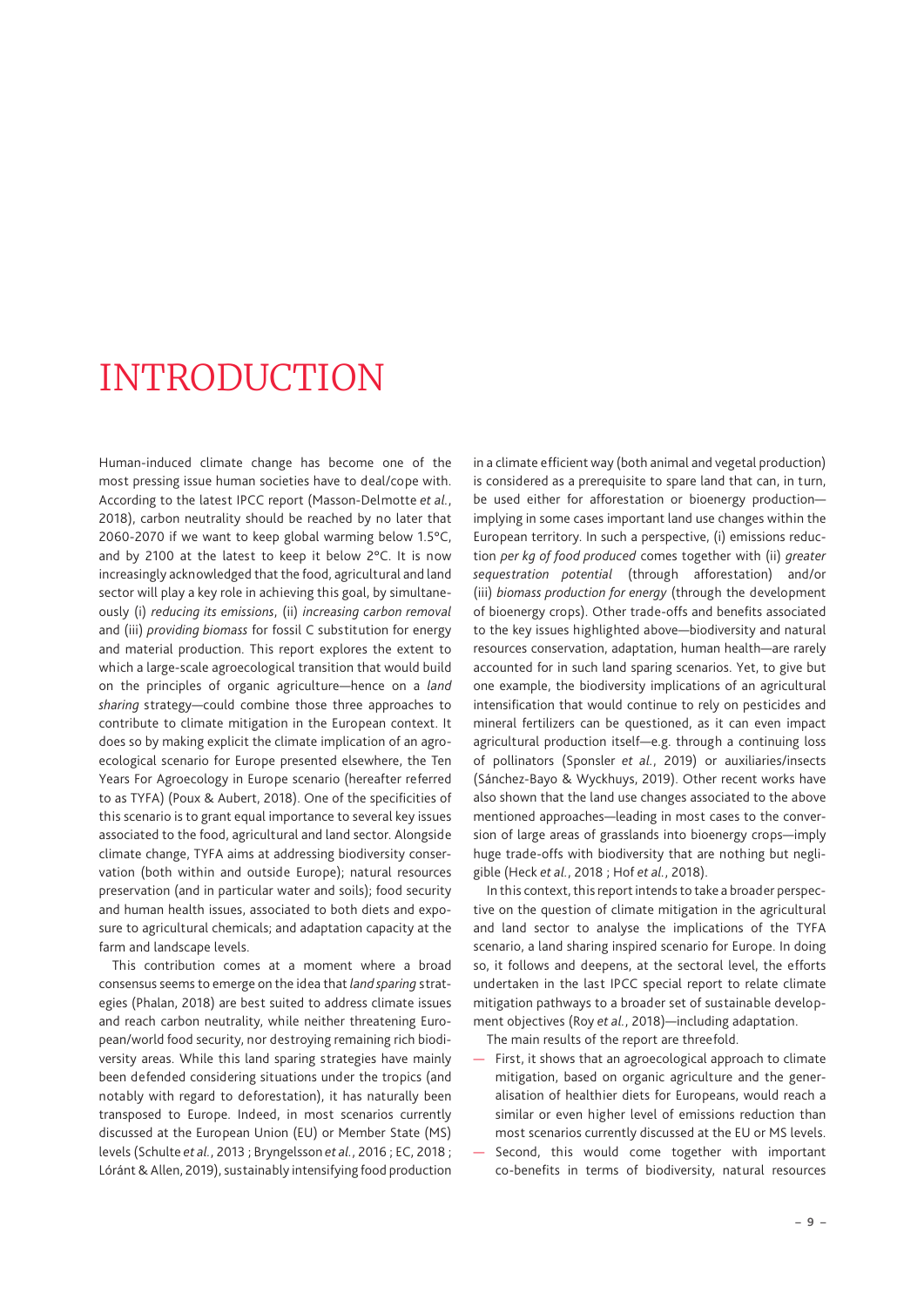# INTRODUCTION

Human-induced climate change has become one of the most pressing issue human societies have to deal/cope with. According to the latest IPCC report (Masson-Delmotte *et al.*, 2018), carbon neutrality should be reached by no later that 2060-2070 if we want to keep global warming below 1.5°C, and by 2100 at the latest to keep it below 2°C. It is now increasingly acknowledged that the food, agricultural and land sector will play a key role in achieving this goal, by simultaneously (i) *reducing its emissions*, (ii) *increasing carbon removal* and (iii) *providing biomass* for fossil C substitution for energy and material production. This report explores the extent to which a large-scale agroecological transition that would build on the principles of organic agriculture—hence on a *land sharing* strategy—could combine those three approaches to contribute to climate mitigation in the European context. It does so by making explicit the climate implication of an agroecological scenario for Europe presented elsewhere, the Ten Years For Agroecology in Europe scenario (hereafter referred to as TYFA) (Poux & Aubert, 2018). One of the specificities of this scenario is to grant equal importance to several key issues associated to the food, agricultural and land sector. Alongside climate change, TYFA aims at addressing biodiversity conservation (both within and outside Europe); natural resources preservation (and in particular water and soils); food security and human health issues, associated to both diets and exposure to agricultural chemicals; and adaptation capacity at the farm and landscape levels.

This contribution comes at a moment where a broad consensus seems to emerge on the idea that *land sparing* strategies (Phalan, 2018) are best suited to address climate issues and reach carbon neutrality, while neither threatening European/world food security, nor destroying remaining rich biodiversity areas. While this land sparing strategies have mainly been defended considering situations under the tropics (and notably with regard to deforestation), it has naturally been transposed to Europe. Indeed, in most scenarios currently discussed at the European Union (EU) or Member State (MS) levels (Schulte *et al.*, 2013 ; Bryngelsson *et al.*, 2016 ; EC, 2018 ; Lóránt & Allen, 2019), sustainably intensifying food production in a climate efficient way (both animal and vegetal production) is considered as a prerequisite to spare land that can, in turn, be used either for afforestation or bioenergy production—implying in some cases important land use changes within the European territory. In such a perspective, (i) emissions reduction *per kg of food produced* comes together with (ii) *greater sequestration potential* (through afforestation) and/or (iii) *biomass production for energy* (through the development of bioenergy crops). Other trade-offs and benefits associated to the key issues highlighted above—biodiversity and natural resources conservation, adaptation, human health—are rarely accounted for in such land sparing scenarios. Yet, to give but one example, the biodiversity implications of an agricultural intensification that would continue to rely on pesticides and mineral fertilizers can be questioned, as it can even impact agricultural production itself—e.g. through a continuing loss of pollinators (Sponsler *et al.*, 2019) or auxiliaries/insects (Sánchez-Bayo & Wyckhuys, 2019). Other recent works have also shown that the land use changes associated to the above mentioned approaches—leading in most cases to the conversion of large areas of grasslands into bioenergy crops—imply huge trade-offs with biodiversity that are nothing but negligible (Heck *et al.*, 2018 ; Hof *et al.*, 2018).

In this context, this report intends to take a broader perspective on the question of climate mitigation in the agricultural and land sector to analyse the implications of the TYFA scenario, a land sharing inspired scenario for Europe. In doing so, it follows and deepens, at the sectoral level, the efforts undertaken in the last IPCC special report to relate climate mitigation pathways to a broader set of sustainable development objectives (Roy *et al.*, 2018)—including adaptation.

The main results of the report are threefold.

- First, it shows that an agroecological approach to climate mitigation, based on organic agriculture and the generalisation of healthier diets for Europeans, would reach a similar or even higher level of emissions reduction than most scenarios currently discussed at the EU or MS levels.
- Second, this would come together with important co-benefits in terms of biodiversity, natural resources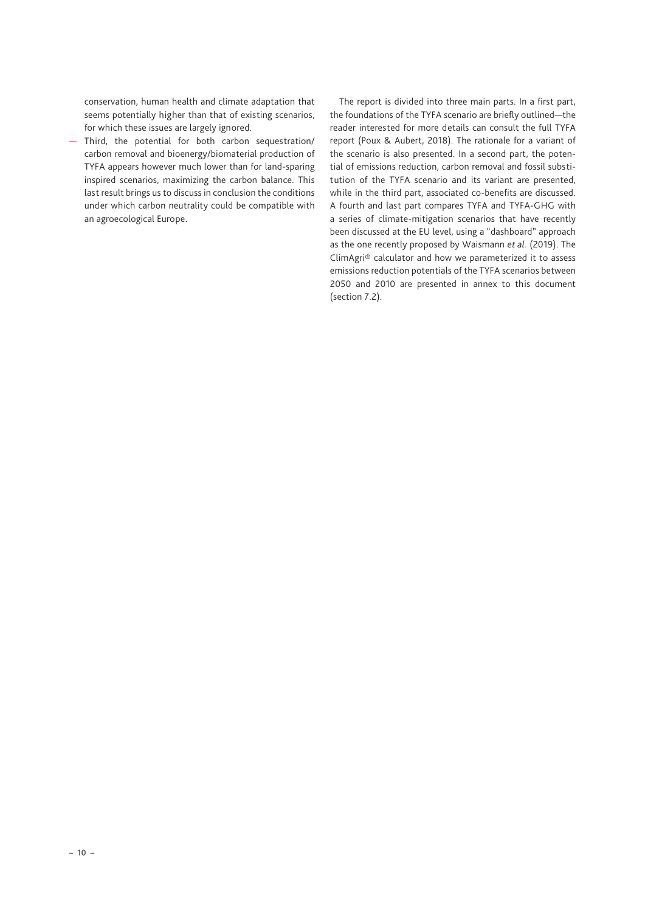conservation, human health and climate adaptation that seems potentially higher than that of existing scenarios, for which these issues are largely ignored.

- Third, the potential for both carbon sequestration/ carbon removal and bioenergy/biomaterial production of TYFA appears however much lower than for land-sparing inspired scenarios, maximizing the carbon balance. This last result brings us to discuss in conclusion the conditions under which carbon neutrality could be compatible with an agroecological Europe.

The report is divided into three main parts. In a first part, the foundations of the TYFA scenario are briefly outlined—the reader interested for more details can consult the full TYFA report (Poux & Aubert, 2018). The rationale for a variant of the scenario is also presented. In a second part, the potential of emissions reduction, carbon removal and fossil substitution of the TYFA scenario and its variant are presented, while in the third part, associated co-benefits are discussed. A fourth and last part compares TYFA and TYFA-GHG with a series of climate-mitigation scenarios that have recently been discussed at the EU level, using a "dashboard" approach as the one recently proposed by Waismann *et al.* (2019). The ClimAgri® calculator and how we parameterized it to assess emissions reduction potentials of the TYFA scenarios between 2050 and 2010 are presented in annex to this document (section 7.2).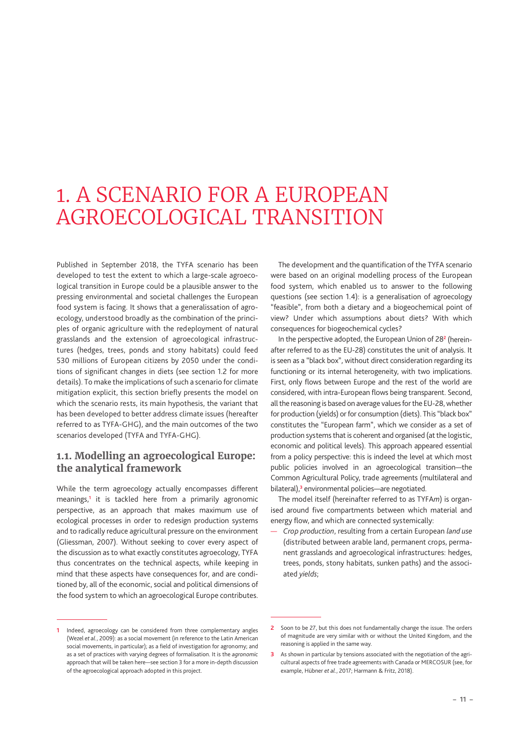# 1. A SCENARIO FOR A EUROPEAN AGROECOLOGICAL TRANSITION

Published in September 2018, the TYFA scenario has been developed to test the extent to which a large-scale agroecological transition in Europe could be a plausible answer to the pressing environmental and societal challenges the European food system is facing. It shows that a generalissation of agroecology, understood broadly as the combination of the principles of organic agriculture with the redeployment of natural grasslands and the extension of agroecological infrastructures (hedges, trees, ponds and stony habitats) could feed 530 millions of European citizens by 2050 under the conditions of significant changes in diets (see section 1.2 for more details). To make the implications of such a scenario for climate mitigation explicit, this section briefly presents the model on which the scenario rests, its main hypothesis, the variant that has been developed to better address climate issues (hereafter referred to as TYFA-GHG), and the main outcomes of the two scenarios developed (TYFA and TYFA-GHG).

## 1.1. Modelling an agroecological Europe: the analytical framework

While the term agroecology actually encompasses different meanings,[1] it is tackled here from a primarily agronomic perspective, as an approach that makes maximum use of ecological processes in order to redesign production systems and to radically reduce agricultural pressure on the environment (Gliessman, 2007). Without seeking to cover every aspect of the discussion as to what exactly constitutes agroecology, TYFA thus concentrates on the technical aspects, while keeping in mind that these aspects have consequences for, and are conditioned by, all of the economic, social and political dimensions of the food system to which an agroecological Europe contributes.

The development and the quantification of the TYFA scenario were based on an original modelling process of the European food system, which enabled us to answer to the following questions (see section 1.4): is a generalisation of agroecology "feasible", from both a dietary and a biogeochemical point of view? Under which assumptions about diets? With which consequences for biogeochemical cycles?

In the perspective adopted, the European Union of 28[2] (hereinafter referred to as the EU-28) constitutes the unit of analysis. It is seen as a "black box", without direct consideration regarding its functioning or its internal heterogeneity, with two implications. First, only flows between Europe and the rest of the world are considered, with intra-European flows being transparent. Second, all the reasoning is based on average values for the EU-28, whether for production (yields) or for consumption (diets). This "black box" constitutes the "European farm", which we consider as a set of production systems that is coherent and organised (at the logistic, economic and political levels). This approach appeared essential from a policy perspective: this is indeed the level at which most public policies involved in an agroecological transition—the Common Agricultural Policy, trade agreements (multilateral and bilateral),[3] environmental policies—are negotiated.

The model itself (hereinafter referred to as TYFA*m*) is organised around five compartments between which material and energy flow, and which are connected systemically:

- *Crop production*, resulting from a certain European *land use* (distributed between arable land, permanent crops, permanent grasslands and agroecological infrastructures: hedges, trees, ponds, stony habitats, sunken paths) and the associated *yields*;

---

[1] Indeed, agroecology can be considered from three complementary angles (Wezel *et al.*, 2009): as a social movement (in reference to the Latin American social movements, in particular); as a field of investigation for agronomy; and as a set of practices with varying degrees of formalisation. It is the *agronomic* approach that will be taken here—see section 3 for a more in-depth discussion of the agroecological approach adopted in this project.

[2] Soon to be 27, but this does not fundamentally change the issue. The orders of magnitude are very similar with or without the United Kingdom, and the reasoning is applied in the same way.

[3] As shown in particular by tensions associated with the negotiation of the agricultural aspects of free trade agreements with Canada or MERCOSUR (see, for example, Hübner *et al.*, 2017; Harmann & Fritz, 2018).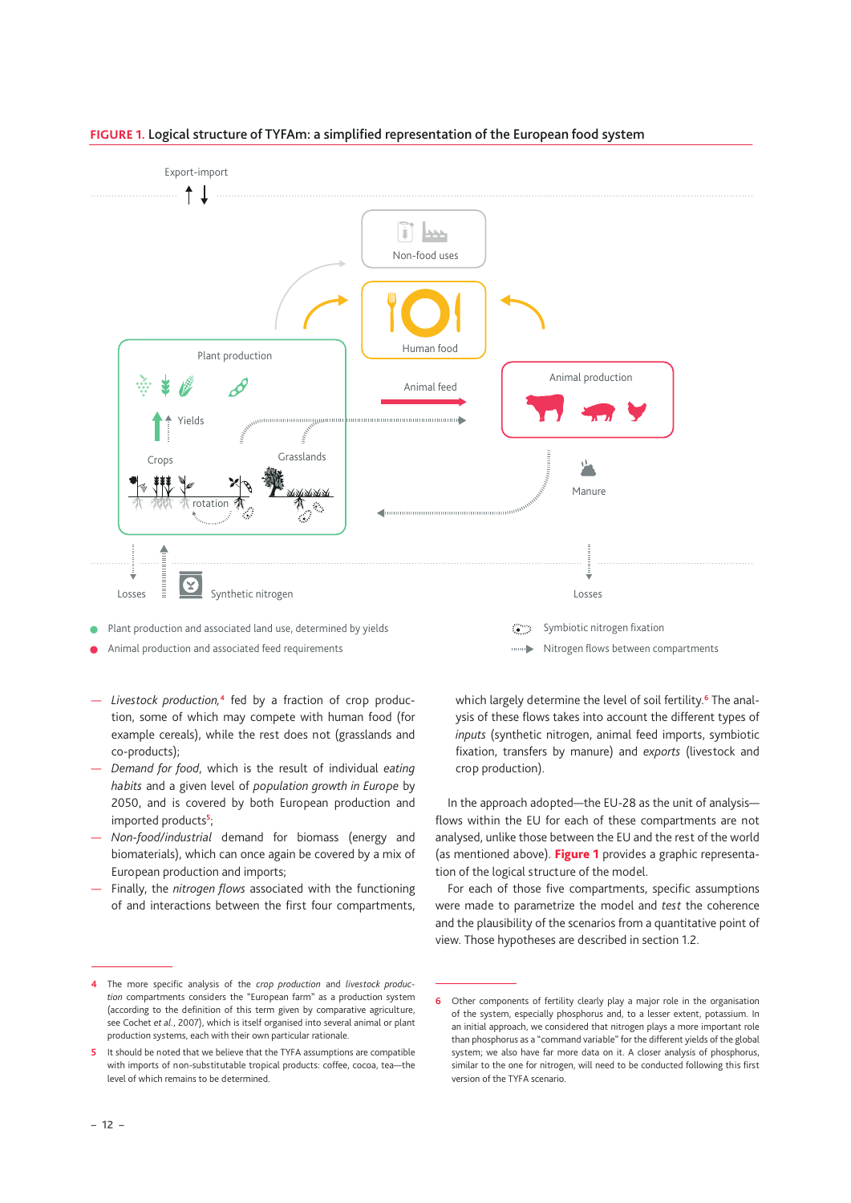**FIGURE 1.** Logical structure of TYFAm: a simplified representation of the European food system

Export-import

Non-food uses

Human food

Plant production

Animal feed

Animal production

Yields

Crops

Grasslands

rotation

Manure

Losses

Synthetic nitrogen

Losses

- Plant production and associated land use, determined by yields
- Animal production and associated feed requirements
- Symbiotic nitrogen fixation
- Nitrogen flows between compartments

— *Livestock production*,[4] fed by a fraction of crop production, some of which may compete with human food (for example cereals), while the rest does not (grasslands and co-products);

— *Demand for food*, which is the result of individual *eating habits* and a given level of *population growth in Europe* by 2050, and is covered by both European production and imported products[5];

— *Non-food/industrial* demand for biomass (energy and biomaterials), which can once again be covered by a mix of European production and imports;

— Finally, the *nitrogen flows* associated with the functioning of and interactions between the first four compartments, which largely determine the level of soil fertility.[6] The analysis of these flows takes into account the different types of *inputs* (synthetic nitrogen, animal feed imports, symbiotic fixation, transfers by manure) and *exports* (livestock and crop production).

In the approach adopted—the EU-28 as the unit of analysis—flows within the EU for each of these compartments are not analysed, unlike those between the EU and the rest of the world (as mentioned above). **Figure 1** provides a graphic representation of the logical structure of the model.

For each of those five compartments, specific assumptions were made to parametrize the model and *test* the coherence and the plausibility of the scenarios from a quantitative point of view. Those hypotheses are described in section 1.2.

---

4 The more specific analysis of the *crop production* and *livestock production* compartments considers the "European farm" as a production system (according to the definition of this term given by comparative agriculture, see Cochet *et al.*, 2007), which is itself organised into several animal or plant production systems, each with their own particular rationale.

5 It should be noted that we believe that the TYFA assumptions are compatible with imports of non-substitutable tropical products: coffee, cocoa, tea—the level of which remains to be determined.

6 Other components of fertility clearly play a major role in the organisation of the system, especially phosphorus and, to a lesser extent, potassium. In an initial approach, we considered that nitrogen plays a more important role than phosphorus as a "command variable" for the different yields of the global system; we also have far more data on it. A closer analysis of phosphorus, similar to the one for nitrogen, will need to be conducted following this first version of the TYFA scenario.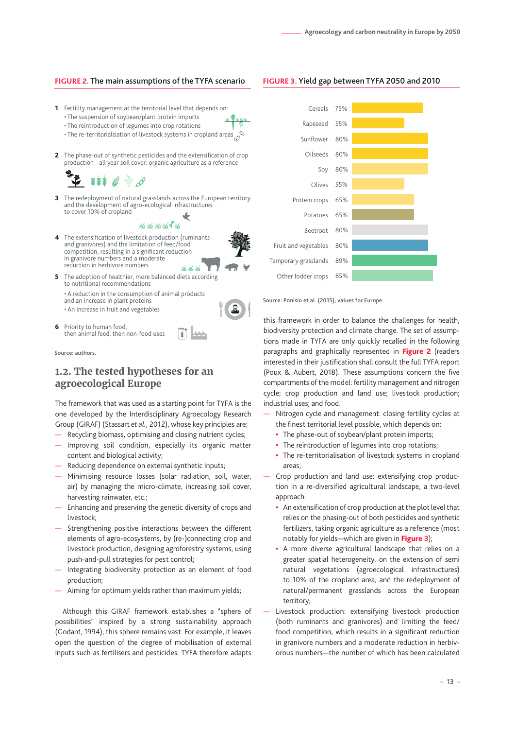**FIGURE 2.** The main assumptions of the TYFA scenario

1. Fertility management at the territorial level that depends on:
   - The suspension of soybean/plant protein imports
   - The reintroduction of legumes into crop rotations
   - The re-territorialisation of livestock systems in cropland areas
2. The phase-out of synthetic pesticides and the extensification of crop production - all year soil cover: organic agriculture as a reference
3. The redeployment of natural grasslands across the European territory and the development of agro-ecological infrastructures to cover 10% of cropland
4. The extensification of livestock production (ruminants and granivores) and the limitation of feed/food competition, resulting in a significant reduction in granivore numbers and a moderate reduction in herbivore numbers
5. The adoption of healthier, more balanced diets according to nutritional recommendations
   - A reduction in the consumption of animal products and an increase in plant proteins
   - An increase in fruit and vegetables
6. Priority to human food, then animal feed, then non-food uses

Source: authors.

**FIGURE 3.** Yield gap between TYFA 2050 and 2010

| Crop | Yield gap |
|---|---|
| Cereals | 75% |
| Rapeseed | 55% |
| Sunflower | 80% |
| Oilseeds | 80% |
| Soy | 80% |
| Olives | 55% |
| Protein crops | 65% |
| Potatoes | 65% |
| Beetroot | 80% |
| Fruit and vegetables | 80% |
| Temporary grasslands | 89% |
| Other fodder crops | 85% |

Source: Ponisio et al. (2015), values for Europe.

## 1.2. The tested hypotheses for an agroecological Europe

The framework that was used as a starting point for TYFA is the one developed by the Interdisciplinary Agroecology Research Group (GIRAF) (Stassart *et al.*, 2012), whose key principles are:

— Recycling biomass, optimising and closing nutrient cycles;

— Improving soil condition, especially its organic matter content and biological activity;

— Reducing dependence on external synthetic inputs;

— Minimising resource losses (solar radiation, soil, water, air) by managing the micro-climate, increasing soil cover, harvesting rainwater, etc.;

— Enhancing and preserving the genetic diversity of crops and livestock;

— Strengthening positive interactions between the different elements of agro-ecosystems, by (re-)connecting crop and livestock production, designing agroforestry systems, using push-and-pull strategies for pest control;

— Integrating biodiversity protection as an element of food production;

— Aiming for optimum yields rather than maximum yields;

Although this GIRAF framework establishes a "sphere of possibilities" inspired by a strong sustainability approach (Godard, 1994), this sphere remains vast. For example, it leaves open the question of the degree of mobilisation of external inputs such as fertilisers and pesticides. TYFA therefore adapts this framework in order to balance the challenges for health, biodiversity protection and climate change. The set of assumptions made in TYFA are only quickly recalled in the following paragraphs and graphically represented in **Figure 2** (readers interested in their justification shall consult the full TYFA report (Poux & Aubert, 2018). These assumptions concern the five compartments of the model: fertility management and nitrogen cycle; crop production and land use; livestock production; industrial uses; and food.

— Nitrogen cycle and management: closing fertility cycles at the finest territorial level possible, which depends on:
  - The phase-out of soybean/plant protein imports;
  - The reintroduction of legumes into crop rotations;
  - The re-territorialisation of livestock systems in cropland areas;

— Crop production and land use: extensifying crop production in a re-diversified agricultural landscape, a two-level approach:
  - An extensification of crop production at the plot level that relies on the phasing-out of both pesticides and synthetic fertilizers, taking organic agriculture as a reference (most notably for yields—which are given in **Figure 3**);
  - A more diverse agricultural landscape that relies on a greater spatial heterogeneity, on the extension of semi natural vegetations (agroecological infrastructures) to 10% of the cropland area, and the redeployment of natural/permanent grasslands across the European territory;

— Livestock production: extensifying livestock production (both ruminants and granivores) and limiting the feed/food competition, which results in a significant reduction in granivore numbers and a moderate reduction in herbivorous numbers—the number of which has been calculated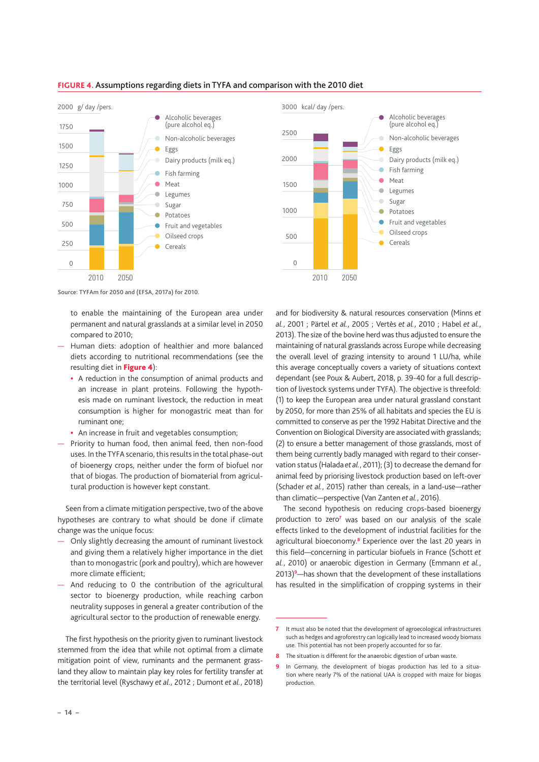**FIGURE 4. Assumptions regarding diets in TYFA and comparison with the 2010 diet**

Source: TYFAm for 2050 and (EFSA, 2017a) for 2010.

to enable the maintaining of the European area under permanent and natural grasslands at a similar level in 2050 compared to 2010;

- Human diets: adoption of healthier and more balanced diets according to nutritional recommendations (see the resulting diet in **Figure 4**):
  - A reduction in the consumption of animal products and an increase in plant proteins. Following the hypothesis made on ruminant livestock, the reduction in meat consumption is higher for monogastric meat than for ruminant one;
  - An increase in fruit and vegetables consumption;
- Priority to human food, then non-food uses. In the TYFA scenario, this results in the total phase-out of bioenergy crops, neither under the form of biofuel nor that of biogas. The production of biomaterial from agricultural production is however kept constant.

Seen from a climate mitigation perspective, two of the above hypotheses are contrary to what should be done if climate change was the unique focus:

- Only slightly decreasing the amount of ruminant livestock and giving them a relatively higher importance in the diet than to monogastric (pork and poultry), which are however more climate efficient;
- And reducing to 0 the contribution of the agricultural sector to bioenergy production, while reaching carbon neutrality supposes in general a greater contribution of the agricultural sector to the production of renewable energy.

The first hypothesis on the priority given to ruminant livestock stemmed from the idea that while not optimal from a climate mitigation point of view, ruminants and the permanent grassland they allow to maintain play key roles for fertility transfer at the territorial level (Ryschawy *et al.*, 2012 ; Dumont *et al.*, 2018) and for biodiversity & natural resources conservation (Minns *et al.*, 2001 ; Pärtel *et al.*, 2005 ; Vertès *et al.*, 2010 ; Habel *et al.*, 2013). The size of the bovine herd was thus adjusted to ensure the maintaining of natural grasslands across Europe while decreasing the overall level of grazing intensity to around 1 LU/ha, while this average conceptually covers a variety of situations context dependant (see Poux & Aubert, 2018, p. 39-40 for a full description of livestock systems under TYFA). The objective is threefold: (1) to keep the European area under natural grassland constant by 2050, for more than 25% of all habitats and species the EU is committed to conserve as per the 1992 Habitat Directive and the Convention on Biological Diversity are associated with grasslands; (2) to ensure a better management of those grasslands, most of them being currently badly managed with regard to their conservation status (Halada *et al.*, 2011); (3) to decrease the demand for animal feed by priorising livestock production based on left-over (Schader *et al.*, 2015) rather than cereals, in a land-use—rather than climatic—perspective (Van Zanten *et al.*, 2016).

The second hypothesis on reducing crops-based bioenergy production to zero[7] was based on our analysis of the scale effects linked to the development of industrial facilities for the agricultural bioeconomy.[8] Experience over the last 20 years in this field—concerning in particular biofuels in France (Schott *et al.*, 2010) or anaerobic digestion in Germany (Emmann *et al.*, 2013)[9]—has shown that the development of these installations has resulted in the simplification of cropping systems in their

---

7 It must also be noted that the development of agroecological infrastructures such as hedges and agroforestry can logically lead to increased woody biomass use. This potential has not been properly accounted for so far.

8 The situation is different for the anaerobic digestion of urban waste.

9 In Germany, the development of biogas production has led to a situation where nearly 7% of the national UAA is cropped with maize for biogas production.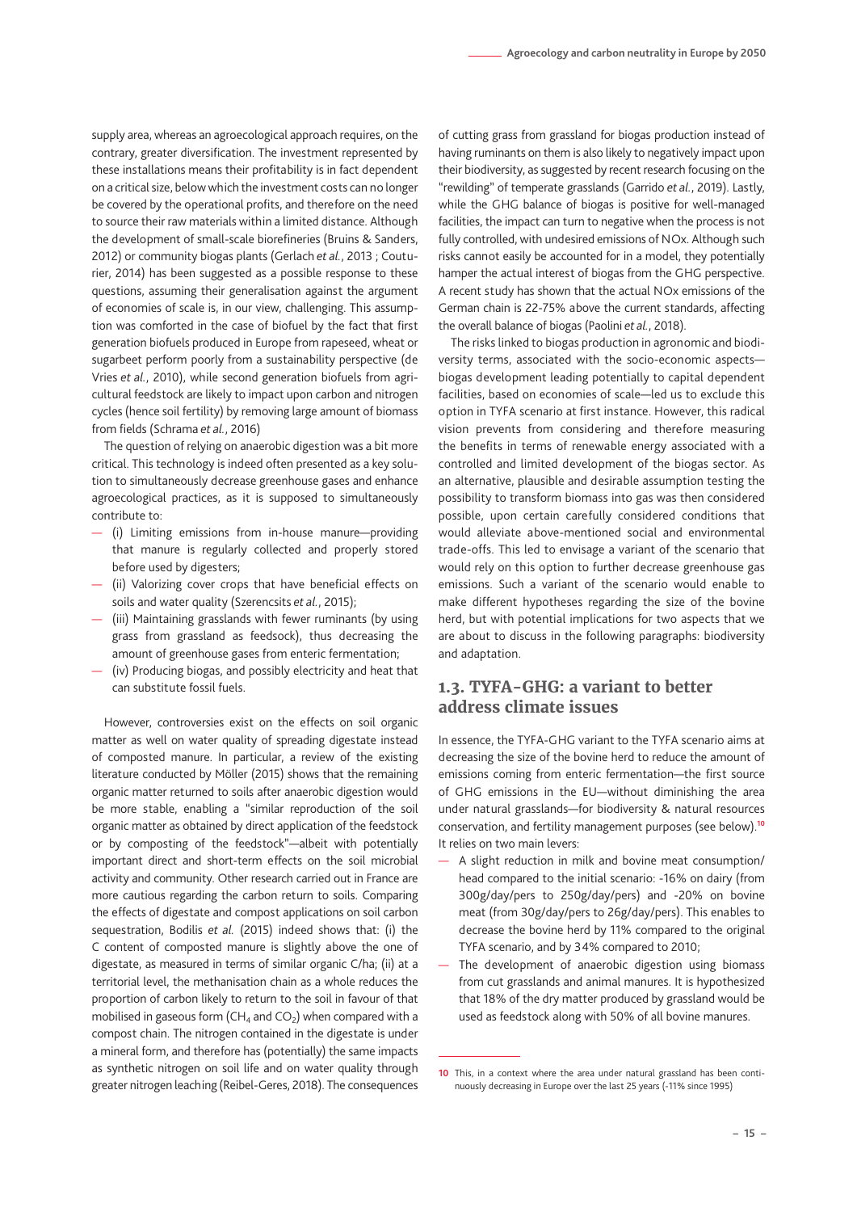supply area, whereas an agroecological approach requires, on the contrary, greater diversification. The investment represented by these installations means their profitability is in fact dependent on a critical size, below which the investment costs can no longer be covered by the operational profits, and therefore on the need to source their raw materials within a limited distance. Although the development of small-scale biorefineries (Bruins & Sanders, 2012) or community biogas plants (Gerlach *et al.*, 2013 ; Couturier, 2014) has been suggested as a possible response to these questions, assuming their generalisation against the argument of economies of scale is, in our view, challenging. This assumption was comforted in the case of biofuel by the fact that first generation biofuels produced in Europe from rapeseed, wheat or sugarbeet perform poorly from a sustainability perspective (de Vries *et al.*, 2010), while second generation biofuels from agricultural feedstock are likely to impact upon carbon and nitrogen cycles (hence soil fertility) by removing large amount of biomass from fields (Schrama *et al.*, 2016)

The question of relying on anaerobic digestion was a bit more critical. This technology is indeed often presented as a key solution to simultaneously decrease greenhouse gases and enhance agroecological practices, as it is supposed to simultaneously contribute to:

- (i) Limiting emissions from in-house manure—providing that manure is regularly collected and properly stored before used by digesters;
- (ii) Valorizing cover crops that have beneficial effects on soils and water quality (Szerencsits *et al.*, 2015);
- (iii) Maintaining grasslands with fewer ruminants (by using grass from grassland as feedsock), thus decreasing the amount of greenhouse gases from enteric fermentation;
- (iv) Producing biogas, and possibly electricity and heat that can substitute fossil fuels.

However, controversies exist on the effects on soil organic matter as well on water quality of spreading digestate instead of composted manure. In particular, a review of the existing literature conducted by Möller (2015) shows that the remaining organic matter returned to soils after anaerobic digestion would be more stable, enabling a "similar reproduction of the soil organic matter as obtained by direct application of the feedstock or by composting of the feedstock"—albeit with potentially important direct and short-term effects on the soil microbial activity and community. Other research carried out in France are more cautious regarding the carbon return to soils. Comparing the effects of digestate and compost applications on soil carbon sequestration, Bodilis *et al.* (2015) indeed shows that: (i) the C content of composted manure is slightly above the one of digestate, as measured in terms of similar organic C/ha; (ii) at a territorial level, the methanisation chain as a whole reduces the proportion of carbon likely to return to the soil in favour of that mobilised in gaseous form ($CH_4$ and $CO_2$) when compared with a compost chain. The nitrogen contained in the digestate is under a mineral form, and therefore has (potentially) the same impacts as synthetic nitrogen on soil life and on water quality through greater nitrogen leaching (Reibel-Geres, 2018). The consequences of cutting grass from grassland for biogas production instead of having ruminants on them is also likely to negatively impact upon their biodiversity, as suggested by recent research focusing on the "rewilding" of temperate grasslands (Garrido *et al.*, 2019). Lastly, while the GHG balance of biogas is positive for well-managed facilities, the impact can turn to negative when the process is not fully controlled, with undesired emissions of NOx. Although such risks cannot easily be accounted for in a model, they potentially hamper the actual interest of biogas from the GHG perspective. A recent study has shown that the actual NOx emissions of the German chain is 22-75% above the current standards, affecting the overall balance of biogas (Paolini *et al.*, 2018).

The risks linked to biogas production in agronomic and biodiversity terms, associated with the socio-economic aspects—biogas development leading potentially to capital dependent facilities, based on economies of scale—led us to exclude this option in TYFA scenario at first instance. However, this radical vision prevents from considering and therefore measuring the benefits in terms of renewable energy associated with a controlled and limited development of the biogas sector. As an alternative, plausible and desirable assumption testing the possibility to transform biomass into gas was then considered possible, upon certain carefully considered conditions that would alleviate above-mentioned social and environmental trade-offs. This led to envisage a variant of the scenario that would rely on this option to further decrease greenhouse gas emissions. Such a variant of the scenario would enable to make different hypotheses regarding the size of the bovine herd, but with potential implications for two aspects that we are about to discuss in the following paragraphs: biodiversity and adaptation.

## 1.3. TYFA-GHG: a variant to better address climate issues

In essence, the TYFA-GHG variant to the TYFA scenario aims at decreasing the size of the bovine herd to reduce the amount of emissions coming from enteric fermentation—the first source of GHG emissions in the EU—without diminishing the area under natural grasslands—for biodiversity & natural resources conservation, and fertility management purposes (see below).[10] It relies on two main levers:

- A slight reduction in milk and bovine meat consumption/head compared to the initial scenario: -16% on dairy (from 300g/day/pers to 250g/day/pers) and -20% on bovine meat (from 30g/day/pers to 26g/day/pers). This enables to decrease the bovine herd by 11% compared to the original TYFA scenario, and by 34% compared to 2010;
- The development of anaerobic digestion using biomass from cut grasslands and animal manures. It is hypothesized that 18% of the dry matter produced by grassland would be used as feedstock along with 50% of all bovine manures.

---

[10] This, in a context where the area under natural grassland has been continuously decreasing in Europe over the last 25 years (-11% since 1995)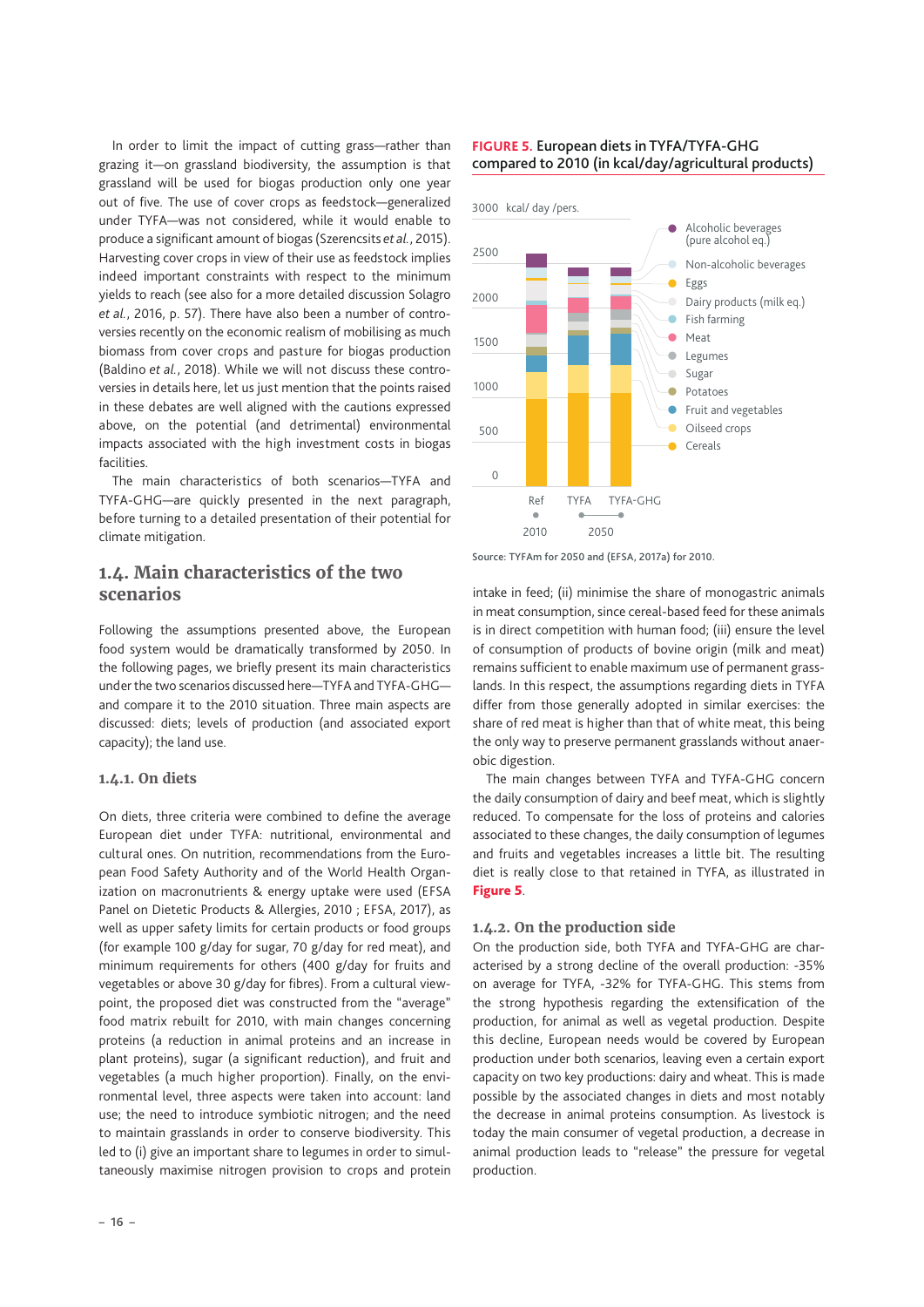In order to limit the impact of cutting grass—rather than grazing it—on grassland biodiversity, the assumption is that grassland will be used for biogas production only one year out of five. The use of cover crops as feedstock—generalized under TYFA—was not considered, while it would enable to produce a significant amount of biogas (Szerencsits *et al.*, 2015). Harvesting cover crops in view of their use as feedstock implies indeed important constraints with respect to the minimum yields to reach (see also for a more detailed discussion Solagro *et al.*, 2016, p. 57). There have also been a number of controversies recently on the economic realism of mobilising as much biomass from cover crops and pasture for biogas production (Baldino *et al.*, 2018). While we will not discuss these controversies in details here, let us just mention that the points raised in these debates are well aligned with the cautions expressed above, on the potential (and detrimental) environmental impacts associated with the high investment costs in biogas facilities.

The main characteristics of both scenarios—TYFA and TYFA-GHG—are quickly presented in the next paragraph, before turning to a detailed presentation of their potential for climate mitigation.

## 1.4. Main characteristics of the two scenarios

Following the assumptions presented above, the European food system would be dramatically transformed by 2050. In the following pages, we briefly present its main characteristics under the two scenarios discussed here—TYFA and TYFA-GHG—and compare it to the 2010 situation. Three main aspects are discussed: diets; levels of production (and associated export capacity); the land use.

### 1.4.1. On diets

On diets, three criteria were combined to define the average European diet under TYFA: nutritional, environmental and cultural ones. On nutrition, recommendations from the European Food Safety Authority and of the World Health Organization on macronutrients & energy uptake were used (EFSA Panel on Dietetic Products & Allergies, 2010 ; EFSA, 2017), as well as upper safety limits for certain products or food groups (for example 100 g/day for sugar, 70 g/day for red meat), and minimum requirements for others (400 g/day for fruits and vegetables or above 30 g/day for fibres). From a cultural viewpoint, the proposed diet was constructed from the "average" food matrix rebuilt for 2010, with main changes concerning proteins (a reduction in animal proteins and an increase in plant proteins), sugar (a significant reduction), and fruit and vegetables (a much higher proportion). Finally, on the environmental level, three aspects were taken into account: land use; the need to introduce symbiotic nitrogen; and the need to maintain grasslands in order to conserve biodiversity. This led to (i) give an important share to legumes in order to simultaneously maximise nitrogen provision to crops and protein intake in feed; (ii) minimise the share of monogastric animals in meat consumption, since cereal-based feed for these animals is in direct competition with human food; (iii) ensure the level of consumption of products of bovine origin (milk and meat) remains sufficient to enable maximum use of permanent grasslands. In this respect, the assumptions regarding diets in TYFA differ from those generally adopted in similar exercises: the share of red meat is higher than that of white meat, this being the only way to preserve permanent grasslands without anaerobic digestion.

The main changes between TYFA and TYFA-GHG concern the daily consumption of dairy and beef meat, which is slightly reduced. To compensate for the loss of proteins and calories associated to these changes, the daily consumption of legumes and fruits and vegetables increases a little bit. The resulting diet is really close to that retained in TYFA, as illustrated in **Figure 5**.

**FIGURE 5.** European diets in TYFA/TYFA-GHG compared to 2010 (in kcal/day/agricultural products)

Source: TYFAm for 2050 and (EFSA, 2017a) for 2010.

### 1.4.2. On the production side

On the production side, both TYFA and TYFA-GHG are characterised by a strong decline of the overall production: -35% on average for TYFA, -32% for TYFA-GHG. This stems from the strong hypothesis regarding the extensification of the production, for animal as well as vegetal production. Despite this decline, European needs would be covered by European production under both scenarios, leaving even a certain export capacity on two key productions: dairy and wheat. This is made possible by the associated changes in diets and most notably the decrease in animal proteins consumption. As livestock is today the main consumer of vegetal production, a decrease in animal production leads to "release" the pressure for vegetal production.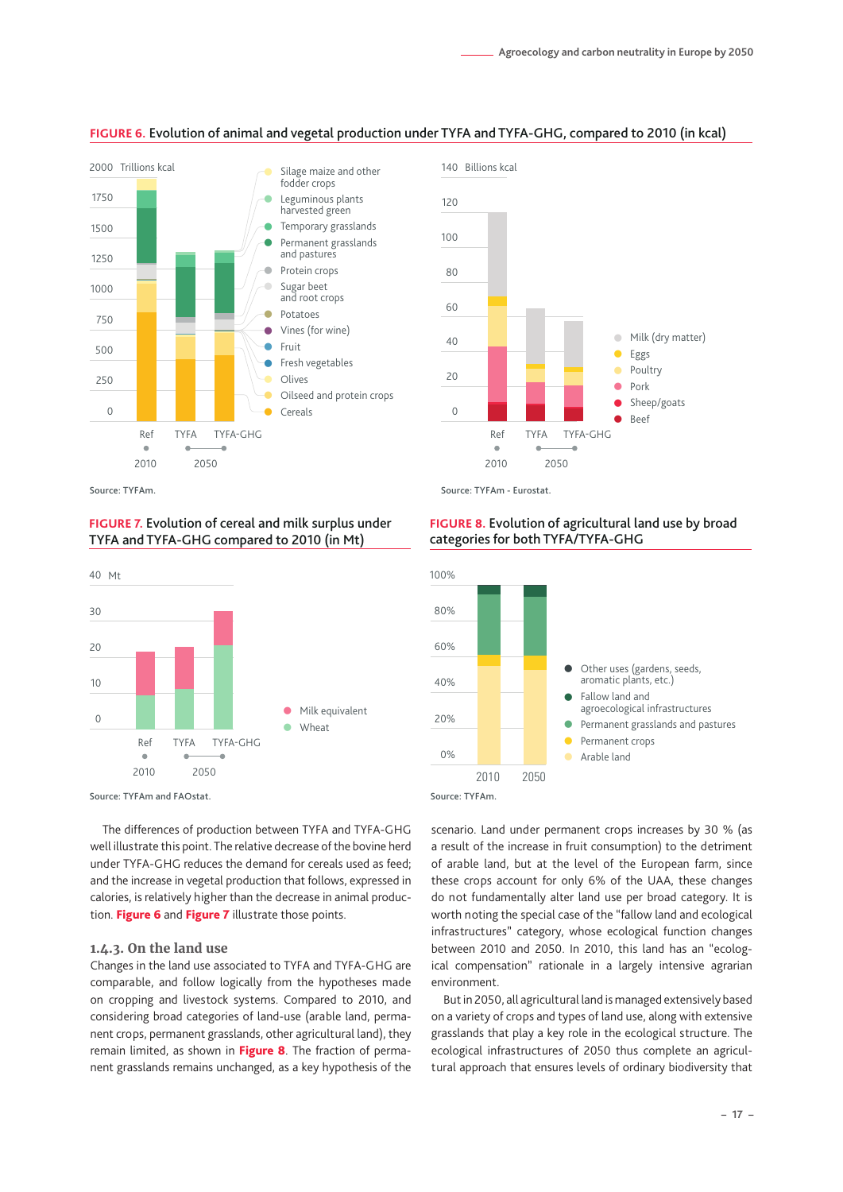**FIGURE 6.** Evolution of animal and vegetal production under TYFA and TYFA-GHG, compared to 2010 (in kcal)

Source: TYFAm.

Source: TYFAm - Eurostat.

**FIGURE 7.** Evolution of cereal and milk surplus under TYFA and TYFA-GHG compared to 2010 (in Mt)

Source: TYFAm and FAOstat.

**FIGURE 8.** Evolution of agricultural land use by broad categories for both TYFA/TYFA-GHG

Source: TYFAm.

The differences of production between TYFA and TYFA-GHG well illustrate this point. The relative decrease of the bovine herd under TYFA-GHG reduces the demand for cereals used as feed; and the increase in vegetal production that follows, expressed in calories, is relatively higher than the decrease in animal production. **Figure 6** and **Figure 7** illustrate those points.

### 1.4.3. On the land use

Changes in the land use associated to TYFA and TYFA-GHG are comparable, and follow logically from the hypotheses made on cropping and livestock systems. Compared to 2010, and considering broad categories of land-use (arable land, permanent crops, permanent grasslands, other agricultural land), they remain limited, as shown in **Figure 8**. The fraction of permanent grasslands remains unchanged, as a key hypothesis of the scenario. Land under permanent crops increases by 30 % (as a result of the increase in fruit consumption) to the detriment of arable land, but at the level of the European farm, since these crops account for only 6% of the UAA, these changes do not fundamentally alter land use per broad category. It is worth noting the special case of the "fallow land and ecological infrastructures" category, whose ecological function changes between 2010 and 2050. In 2010, this land has an "ecological compensation" rationale in a largely intensive agrarian environment.

But in 2050, all agricultural land is managed extensively based on a variety of crops and types of land use, along with extensive grasslands that play a key role in the ecological structure. The ecological infrastructures of 2050 thus complete an agricultural approach that ensures levels of ordinary biodiversity that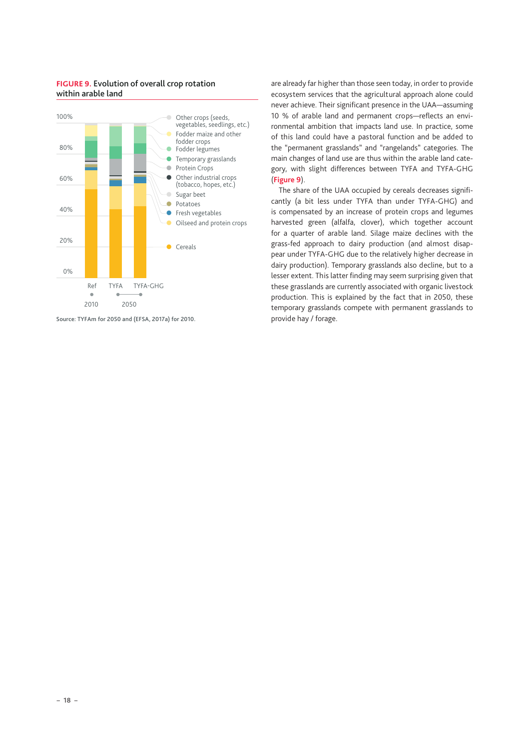**FIGURE 9. Evolution of overall crop rotation within arable land**

100%
80%
60%
40%
20%
0%

Ref — 2010
TYFA — 2050
TYFA-GHG — 2050

- Other crops (seeds, vegetables, seedlings, etc.)
- Fodder maize and other fodder crops
- Fodder legumes
- Temporary grasslands
- Protein Crops
- Other industrial crops (tobacco, hopes, etc.)
- Sugar beet
- Potatoes
- Fresh vegetables
- Oilseed and protein crops
- Cereals

Source: TYFAm for 2050 and (EFSA, 2017a) for 2010.

are already far higher than those seen today, in order to provide ecosystem services that the agricultural approach alone could never achieve. Their significant presence in the UAA—assuming 10 % of arable land and permanent crops—reflects an environmental ambition that impacts land use. In practice, some of this land could have a pastoral function and be added to the "permanent grasslands" and "rangelands" categories. The main changes of land use are thus within the arable land category, with slight differences between TYFA and TYFA-GHG (Figure 9).

The share of the UAA occupied by cereals decreases significantly (a bit less under TYFA than under TYFA-GHG) and is compensated by an increase of protein crops and legumes harvested green (alfalfa, clover), which together account for a quarter of arable land. Silage maize declines with the grass-fed approach to dairy production (and almost disappear under TYFA-GHG due to the relatively higher decrease in dairy production). Temporary grasslands also decline, but to a lesser extent. This latter finding may seem surprising given that these grasslands are currently associated with organic livestock production. This is explained by the fact that in 2050, these temporary grasslands compete with permanent grasslands to provide hay / forage.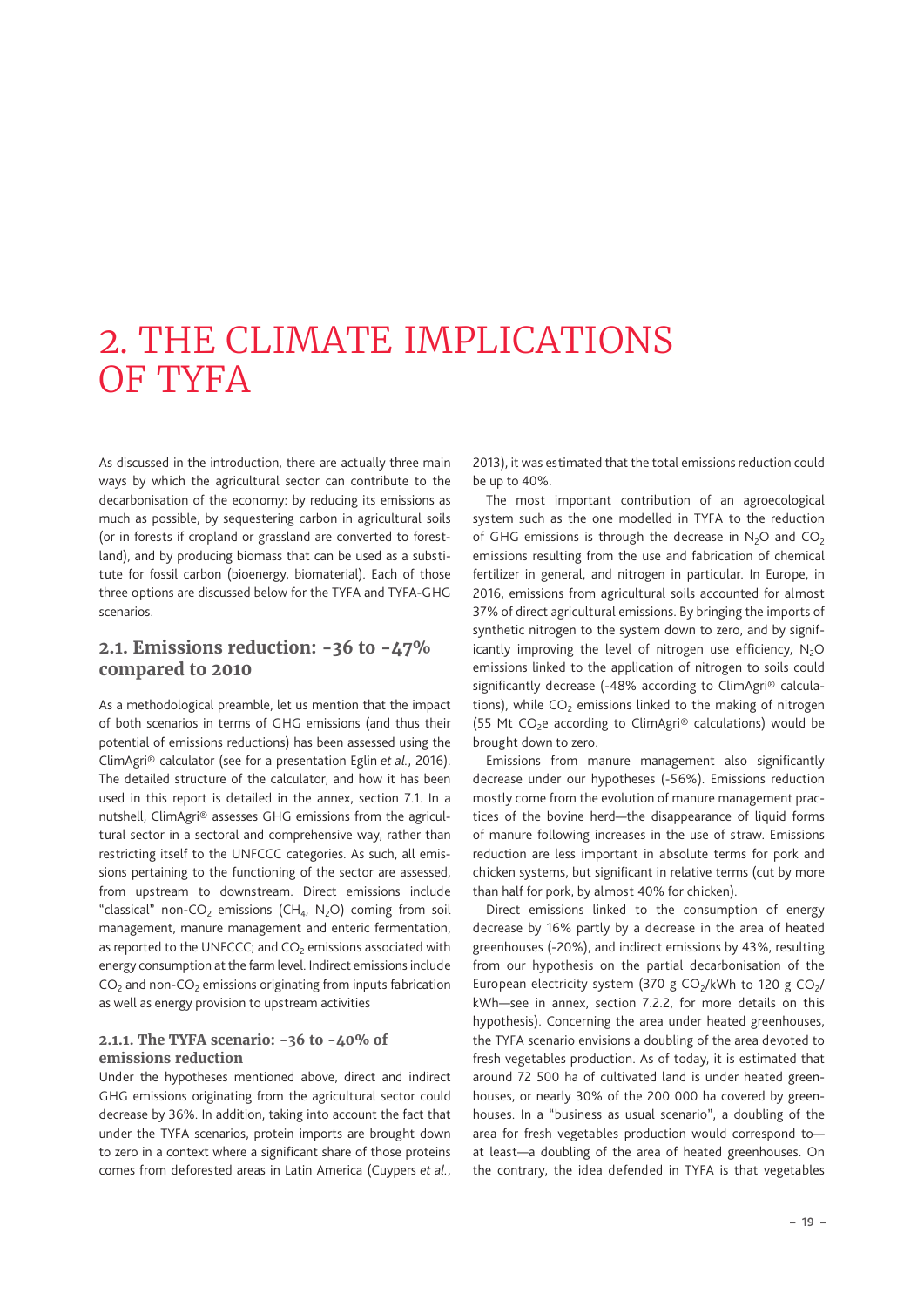# 2. THE CLIMATE IMPLICATIONS OF TYFA

As discussed in the introduction, there are actually three main ways by which the agricultural sector can contribute to the decarbonisation of the economy: by reducing its emissions as much as possible, by sequestering carbon in agricultural soils (or in forests if cropland or grassland are converted to forestland), and by producing biomass that can be used as a substitute for fossil carbon (bioenergy, biomaterial). Each of those three options are discussed below for the TYFA and TYFA-GHG scenarios.

## 2.1. Emissions reduction: -36 to -47% compared to 2010

As a methodological preamble, let us mention that the impact of both scenarios in terms of GHG emissions (and thus their potential of emissions reductions) has been assessed using the ClimAgri® calculator (see for a presentation Eglin *et al.*, 2016). The detailed structure of the calculator, and how it has been used in this report is detailed in the annex, section 7.1. In a nutshell, ClimAgri® assesses GHG emissions from the agricultural sector in a sectoral and comprehensive way, rather than restricting itself to the UNFCCC categories. As such, all emissions pertaining to the functioning of the sector are assessed, from upstream to downstream. Direct emissions include "classical" non-$CO_2$ emissions ($CH_4$, $N_2O$) coming from soil management, manure management and enteric fermentation, as reported to the UNFCCC; and $CO_2$ emissions associated with energy consumption at the farm level. Indirect emissions include $CO_2$ and non-$CO_2$ emissions originating from inputs fabrication as well as energy provision to upstream activities

### 2.1.1. The TYFA scenario: -36 to -40% of emissions reduction

Under the hypotheses mentioned above, direct and indirect GHG emissions originating from the agricultural sector could decrease by 36%. In addition, taking into account the fact that under the TYFA scenarios, protein imports are brought down to zero in a context where a significant share of those proteins comes from deforested areas in Latin America (Cuypers *et al.*, 2013), it was estimated that the total emissions reduction could be up to 40%.

The most important contribution of an agroecological system such as the one modelled in TYFA to the reduction of GHG emissions is through the decrease in $N_2O$ and $CO_2$ emissions resulting from the use and fabrication of chemical fertilizer in general, and nitrogen in particular. In Europe, in 2016, emissions from agricultural soils accounted for almost 37% of direct agricultural emissions. By bringing the imports of synthetic nitrogen to the system down to zero, and by significantly improving the level of nitrogen use efficiency, $N_2O$ emissions linked to the application of nitrogen to soils could significantly decrease (-48% according to ClimAgri® calculations), while $CO_2$ emissions linked to the making of nitrogen (55 Mt $CO_2$e according to ClimAgri® calculations) would be brought down to zero.

Emissions from manure management also significantly decrease under our hypotheses (-56%). Emissions reduction mostly come from the evolution of manure management practices of the bovine herd—the disappearance of liquid forms of manure following increases in the use of straw. Emissions reduction are less important in absolute terms for pork and chicken systems, but significant in relative terms (cut by more than half for pork, by almost 40% for chicken).

Direct emissions linked to the consumption of energy decrease by 16% partly by a decrease in the area of heated greenhouses (-20%), and indirect emissions by 43%, resulting from our hypothesis on the partial decarbonisation of the European electricity system (370 g $CO_2$/kWh to 120 g $CO_2$/kWh—see in annex, section 7.2.2, for more details on this hypothesis). Concerning the area under heated greenhouses, the TYFA scenario envisions a doubling of the area devoted to fresh vegetables production. As of today, it is estimated that around 72 500 ha of cultivated land is under heated greenhouses, or nearly 30% of the 200 000 ha covered by greenhouses. In a "business as usual scenario", a doubling of the area for fresh vegetables production would correspond to—at least—a doubling of the area of heated greenhouses. On the contrary, the idea defended in TYFA is that vegetables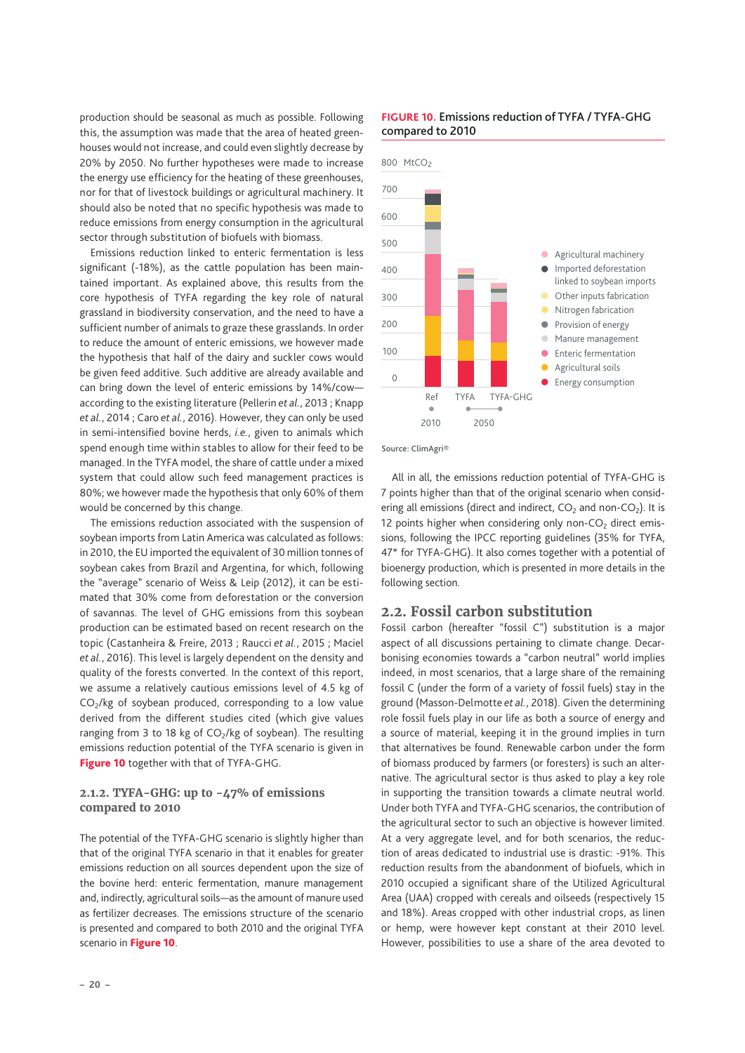production should be seasonal as much as possible. Following this, the assumption was made that the area of heated greenhouses would not increase, and could even slightly decrease by 20% by 2050. No further hypotheses were made to increase the energy use efficiency for the heating of these greenhouses, nor for that of livestock buildings or agricultural machinery. It should also be noted that no specific hypothesis was made to reduce emissions from energy consumption in the agricultural sector through substitution of biofuels with biomass.

Emissions reduction linked to enteric fermentation is less significant (-18%), as the cattle population has been maintained important. As explained above, this results from the core hypothesis of TYFA regarding the key role of natural grassland in biodiversity conservation, and the need to have a sufficient number of animals to graze these grasslands. In order to reduce the amount of enteric emissions, we however made the hypothesis that half of the dairy and suckler cows would be given feed additive. Such additive are already available and can bring down the level of enteric emissions by 14%/cow—according to the existing literature (Pellerin *et al.*, 2013 ; Knapp *et al.*, 2014 ; Caro *et al.*, 2016). However, they can only be used in semi-intensified bovine herds, *i.e.*, given to animals which spend enough time within stables to allow for their feed to be managed. In the TYFA model, the share of cattle under a mixed system that could allow such feed management practices is 80%; we however made the hypothesis that only 60% of them would be concerned by this change.

The emissions reduction associated with the suspension of soybean imports from Latin America was calculated as follows: in 2010, the EU imported the equivalent of 30 million tonnes of soybean cakes from Brazil and Argentina, for which, following the "average" scenario of Weiss & Leip (2012), it can be estimated that 30% come from deforestation or the conversion of savannas. The level of GHG emissions from this soybean production can be estimated based on recent research on the topic (Castanheira & Freire, 2013 ; Raucci *et al.*, 2015 ; Maciel *et al.*, 2016). This level is largely dependent on the density and quality of the forests converted. In the context of this report, we assume a relatively cautious emissions level of 4.5 kg of $CO_2$/kg of soybean produced, corresponding to a low value derived from the different studies cited (which give values ranging from 3 to 18 kg of $CO_2$/kg of soybean). The resulting emissions reduction potential of the TYFA scenario is given in **Figure 10** together with that of TYFA-GHG.

### 2.1.2. TYFA-GHG: up to -47% of emissions compared to 2010

The potential of the TYFA-GHG scenario is slightly higher than that of the original TYFA scenario in that it enables for greater emissions reduction on all sources dependent upon the size of the bovine herd: enteric fermentation, manure management and, indirectly, agricultural soils—as the amount of manure used as fertilizer decreases. The emissions structure of the scenario is presented and compared to both 2010 and the original TYFA scenario in **Figure 10**.

**FIGURE 10. Emissions reduction of TYFA / TYFA-GHG compared to 2010**

Source: ClimAgri®

All in all, the emissions reduction potential of TYFA-GHG is 7 points higher than that of the original scenario when considering all emissions (direct and indirect, $CO_2$ and non-$CO_2$). It is 12 points higher when considering only non-$CO_2$ direct emissions, following the IPCC reporting guidelines (35% for TYFA, 47* for TYFA-GHG). It also comes together with a potential of bioenergy production, which is presented in more details in the following section.

## 2.2. Fossil carbon substitution

Fossil carbon (hereafter "fossil C") substitution is a major aspect of all discussions pertaining to climate change. Decarbonising economies towards a "carbon neutral" world implies indeed, in most scenarios, that a large share of the remaining fossil C (under the form of a variety of fossil fuels) stay in the ground (Masson-Delmotte *et al.*, 2018). Given the determining role fossil fuels play in our life as both a source of energy and a source of material, keeping it in the ground implies in turn that alternatives be found. Renewable carbon under the form of biomass produced by farmers (or foresters) is such an alternative. The agricultural sector is thus asked to play a key role in supporting the transition towards a climate neutral world. Under both TYFA and TYFA-GHG scenarios, the contribution of the agricultural sector to such an objective is however limited. At a very aggregate level, and for both scenarios, the reduction of areas dedicated to industrial use is drastic: -91%. This reduction results from the abandonment of biofuels, which in 2010 occupied a significant share of the Utilized Agricultural Area (UAA) cropped with cereals and oilseeds (respectively 15 and 18%). Areas cropped with other industrial crops, as linen or hemp, were however kept constant at their 2010 level. However, possibilities to use a share of the area devoted to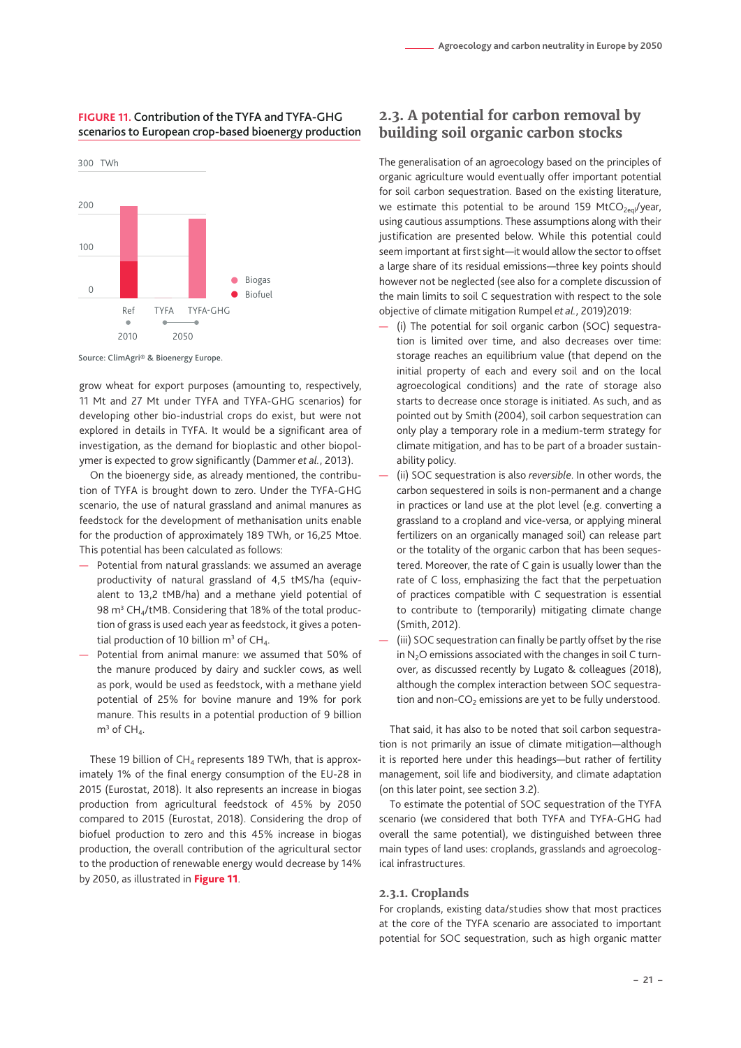**FIGURE 11.** Contribution of the TYFA and TYFA-GHG scenarios to European crop-based bioenergy production

Source: ClimAgri® & Bioenergy Europe.

grow wheat for export purposes (amounting to, respectively, 11 Mt and 27 Mt under TYFA and TYFA-GHG scenarios) for developing other bio-industrial crops do exist, but were not explored in details in TYFA. It would be a significant area of investigation, as the demand for bioplastic and other biopolymer is expected to grow significantly (Dammer *et al.*, 2013).

On the bioenergy side, as already mentioned, the contribution of TYFA is brought down to zero. Under the TYFA-GHG scenario, the use of natural grassland and animal manures as feedstock for the development of methanisation units enable for the production of approximately 189 TWh, or 16,25 Mtoe. This potential has been calculated as follows:

- Potential from natural grasslands: we assumed an average productivity of natural grassland of 4,5 tMS/ha (equivalent to 13,2 tMB/ha) and a methane yield potential of 98 $m^3$ $CH_4$/tMB. Considering that 18% of the total production of grass is used each year as feedstock, it gives a potential production of 10 billion $m^3$ of $CH_4$.
- Potential from animal manure: we assumed that 50% of the manure produced by dairy and suckler cows, as well as pork, would be used as feedstock, with a methane yield potential of 25% for bovine manure and 19% for pork manure. This results in a potential production of 9 billion $m^3$ of $CH_4$.

These 19 billion of $CH_4$ represents 189 TWh, that is approximately 1% of the final energy consumption of the EU-28 in 2015 (Eurostat, 2018). It also represents an increase in biogas production from agricultural feedstock of 45% by 2050 compared to 2015 (Eurostat, 2018). Considering the drop of biofuel production to zero and this 45% increase in biogas production, the overall contribution of the agricultural sector to the production of renewable energy would decrease by 14% by 2050, as illustrated in **Figure 11**.

## 2.3. A potential for carbon removal by building soil organic carbon stocks

The generalisation of an agroecology based on the principles of organic agriculture would eventually offer important potential for soil carbon sequestration. Based on the existing literature, we estimate this potential to be around 159 $MtCO_{2eql}$/year, using cautious assumptions. These assumptions along with their justification are presented below. While this potential could seem important at first sight—it would allow the sector to offset a large share of its residual emissions—three key points should however not be neglected (see also for a complete discussion of the main limits to soil C sequestration with respect to the sole objective of climate mitigation Rumpel *et al.*, 2019)2019:

- (i) The potential for soil organic carbon (SOC) sequestration is limited over time, and also decreases over time: storage reaches an equilibrium value (that depend on the initial property of each and every soil and on the local agroecological conditions) and the rate of storage also starts to decrease once storage is initiated. As such, and as pointed out by Smith (2004), soil carbon sequestration can only play a temporary role in a medium-term strategy for climate mitigation, and has to be part of a broader sustainability policy.
- (ii) SOC sequestration is also *reversible*. In other words, the carbon sequestered in soils is non-permanent and a change in practices or land use at the plot level (e.g. converting a grassland to a cropland and vice-versa, or applying mineral fertilizers on an organically managed soil) can release part or the totality of the organic carbon that has been sequestered. Moreover, the rate of C gain is usually lower than the rate of C loss, emphasizing the fact that the perpetuation of practices compatible with C sequestration is essential to contribute to (temporarily) mitigating climate change (Smith, 2012).
- (iii) SOC sequestration can finally be partly offset by the rise in $N_2O$ emissions associated with the changes in soil C turnover, as discussed recently by Lugato & colleagues (2018), although the complex interaction between SOC sequestration and non-$CO_2$ emissions are yet to be fully understood.

That said, it has also to be noted that soil carbon sequestration is not primarily an issue of climate mitigation—although it is reported here under this headings—but rather of fertility management, soil life and biodiversity, and climate adaptation (on this later point, see section 3.2).

To estimate the potential of SOC sequestration of the TYFA scenario (we considered that both TYFA and TYFA-GHG had overall the same potential), we distinguished between three main types of land uses: croplands, grasslands and agroecological infrastructures.

### 2.3.1. Croplands

For croplands, existing data/studies show that most practices at the core of the TYFA scenario are associated to important potential for SOC sequestration, such as high organic matter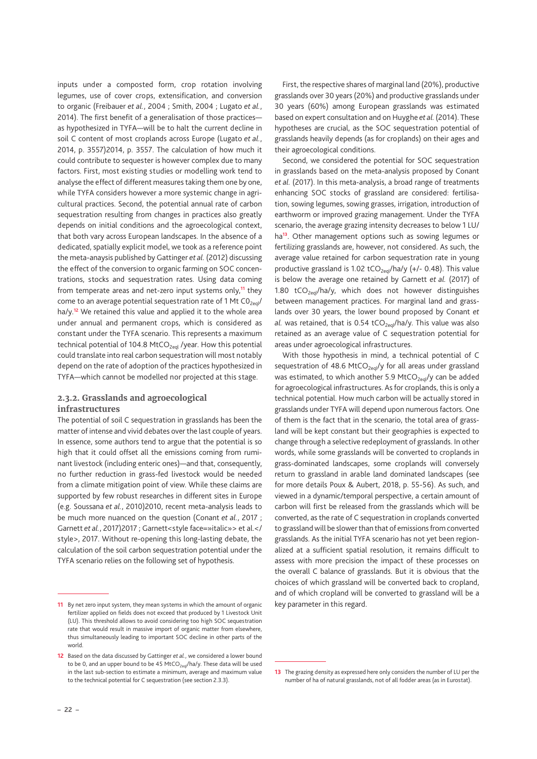inputs under a composted form, crop rotation involving legumes, use of cover crops, extensification, and conversion to organic (Freibauer *et al.*, 2004 ; Smith, 2004 ; Lugato *et al.*, 2014). The first benefit of a generalisation of those practices—as hypothesized in TYFA—will be to halt the current decline in soil C content of most croplands across Europe (Lugato *et al.*, 2014, p. 3557)2014, p. 3557. The calculation of how much it could contribute to sequester is however complex due to many factors. First, most existing studies or modelling work tend to analyse the effect of different measures taking them one by one, while TYFA considers however a more systemic change in agricultural practices. Second, the potential annual rate of carbon sequestration resulting from changes in practices also greatly depends on initial conditions and the agroecological context, that both vary across European landscapes. In the absence of a dedicated, spatially explicit model, we took as a reference point the meta-anaysis published by Gattinger *et al.* (2012) discussing the effect of the conversion to organic farming on SOC concentrations, stocks and sequestration rates. Using data coming from temperate areas and net-zero input systems only,[11] they come to an average potential sequestration rate of 1 Mt $C0_{2eql}$/ha/y.[12] We retained this value and applied it to the whole area under annual and permanent crops, which is considered as constant under the TYFA scenario. This represents a maximum technical potential of 104.8 $MtCO_{2eql}$ /year. How this potential could translate into real carbon sequestration will most notably depend on the rate of adoption of the practices hypothesized in TYFA—which cannot be modelled nor projected at this stage.

### 2.3.2. Grasslands and agroecological infrastructures

The potential of soil C sequestration in grasslands has been the matter of intense and vivid debates over the last couple of years. In essence, some authors tend to argue that the potential is so high that it could offset all the emissions coming from ruminant livestock (including enteric ones)—and that, consequently, no further reduction in grass-fed livestock would be needed from a climate mitigation point of view. While these claims are supported by few robust researches in different sites in Europe (e.g. Soussana *et al.*, 2010)2010, recent meta-analysis leads to be much more nuanced on the question (Conant *et al.*, 2017 ; Garnett *et al.*, 2017)2017 ; Garnett<style face=»italic»> et al.</style>, 2017. Without re-opening this long-lasting debate, the calculation of the soil carbon sequestration potential under the TYFA scenario relies on the following set of hypothesis.

First, the respective shares of marginal land (20%), productive grasslands over 30 years (20%) and productive grasslands under 30 years (60%) among European grasslands was estimated based on expert consultation and on Huyghe *et al.* (2014). These hypotheses are crucial, as the SOC sequestration potential of grasslands heavily depends (as for croplands) on their ages and their agroecological conditions.

Second, we considered the potential for SOC sequestration in grasslands based on the meta-analysis proposed by Conant *et al.* (2017). In this meta-analysis, a broad range of treatments enhancing SOC stocks of grassland are considered: fertilisation, sowing legumes, sowing grasses, irrigation, introduction of earthworm or improved grazing management. Under the TYFA scenario, the average grazing intensity decreases to below 1 LU/ha[13]. Other management options such as sowing legumes or fertilizing grasslands are, however, not considered. As such, the average value retained for carbon sequestration rate in young productive grassland is 1.02 $tCO_{2eql}$/ha/y (+/- 0.48). This value is below the average one retained by Garnett *et al.* (2017) of 1.80 $tCO_{2eql}$/ha/y, which does not however distinguishes between management practices. For marginal land and grasslands over 30 years, the lower bound proposed by Conant *et al.* was retained, that is 0.54 $tCO_{2eql}$/ha/y. This value was also retained as an average value of C sequestration potential for areas under agroecological infrastructures.

With those hypothesis in mind, a technical potential of C sequestration of 48.6 $MtCO_{2eql}$/y for all areas under grassland was estimated, to which another 5.9 $MtCO_{2eql}$/y can be added for agroecological infrastructures. As for croplands, this is only a technical potential. How much carbon will be actually stored in grasslands under TYFA will depend upon numerous factors. One of them is the fact that in the scenario, the total area of grassland will be kept constant but their geographies is expected to change through a selective redeployment of grasslands. In other words, while some grasslands will be converted to croplands in grass-dominated landscapes, some croplands will conversely return to grassland in arable land dominated landscapes (see for more details Poux & Aubert, 2018, p. 55-56). As such, and viewed in a dynamic/temporal perspective, a certain amount of carbon will first be released from the grasslands which will be converted, as the rate of C sequestration in croplands converted to grassland will be slower than that of emissions from converted grasslands. As the initial TYFA scenario has not yet been regionalized at a sufficient spatial resolution, it remains difficult to assess with more precision the impact of these processes on the overall C balance of grasslands. But it is obvious that the choices of which grassland will be converted back to cropland, and of which cropland will be converted to grassland will be a key parameter in this regard.

---

[11] By net zero input system, they mean systems in which the amount of organic fertilizer applied on fields does not exceed that produced by 1 Livestock Unit (LU). This threshold allows to avoid considering too high SOC sequestration rate that would result in massive import of organic matter from elsewhere, thus simultaneously leading to important SOC decline in other parts of the world.

[12] Based on the data discussed by Gattinger *et al.*, we considered a lower bound to be 0, and an upper bound to be 45 $MtCO_{2eql}$/ha/y. These data will be used in the last sub-section to estimate a minimum, average and maximum value to the technical potential for C sequestration (see section 2.3.3).

[13] The grazing density as expressed here only considers the number of LU per the number of ha of natural grasslands, not of all fodder areas (as in Eurostat).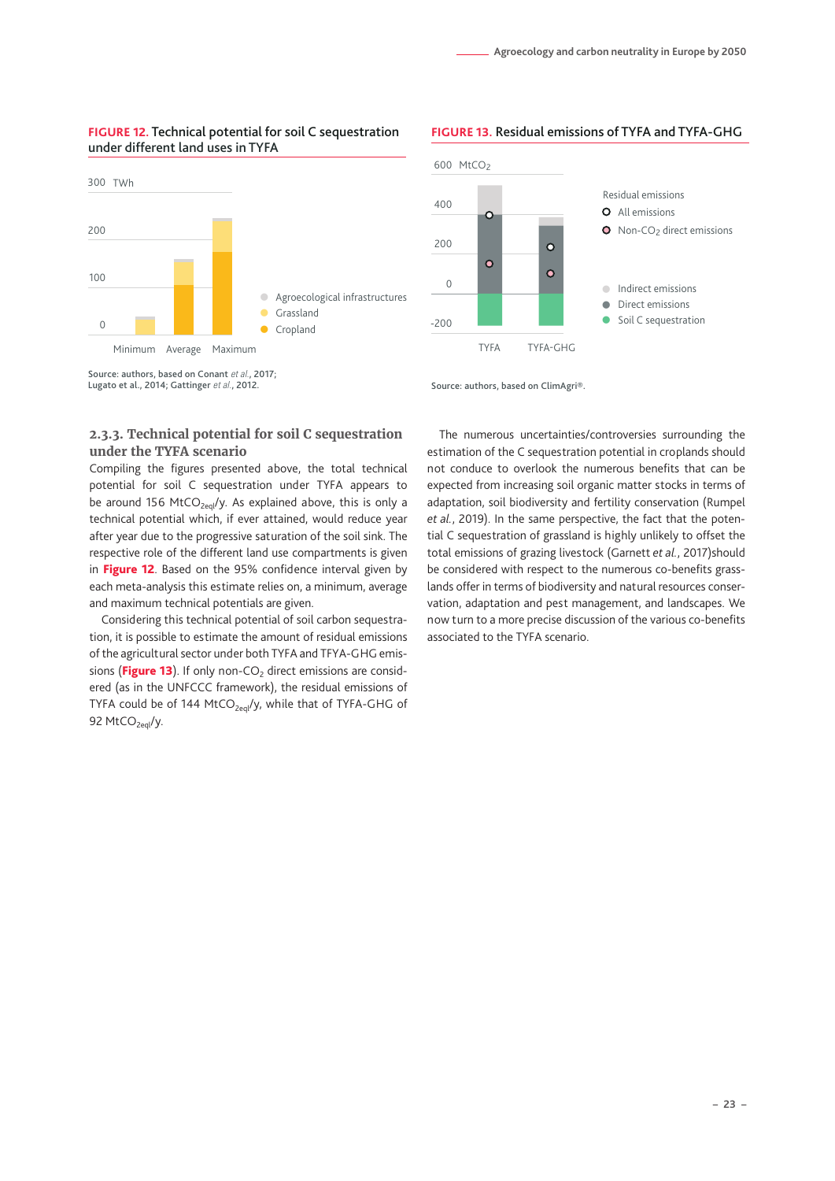**FIGURE 12.** Technical potential for soil C sequestration under different land uses in TYFA

Source: authors, based on Conant *et al.*, 2017; Lugato et al., 2014; Gattinger *et al.*, 2012.

**FIGURE 13.** Residual emissions of TYFA and TYFA-GHG

Source: authors, based on ClimAgri®.

### 2.3.3. Technical potential for soil C sequestration under the TYFA scenario

Compiling the figures presented above, the total technical potential for soil C sequestration under TYFA appears to be around 156 $MtCO_{2eq}$/y. As explained above, this is only a technical potential which, if ever attained, would reduce year after year due to the progressive saturation of the soil sink. The respective role of the different land use compartments is given in **Figure 12**. Based on the 95% confidence interval given by each meta-analysis this estimate relies on, a minimum, average and maximum technical potentials are given.

Considering this technical potential of soil carbon sequestration, it is possible to estimate the amount of residual emissions of the agricultural sector under both TYFA and TFYA-GHG emissions (**Figure 13**). If only non-$CO_2$ direct emissions are considered (as in the UNFCCC framework), the residual emissions of TYFA could be of 144 $MtCO_{2eq}$/y, while that of TYFA-GHG of 92 $MtCO_{2eq}$/y.

The numerous uncertainties/controversies surrounding the estimation of the C sequestration potential in croplands should not conduce to overlook the numerous benefits that can be expected from increasing soil organic matter stocks in terms of adaptation, soil biodiversity and fertility conservation (Rumpel *et al.*, 2019). In the same perspective, the fact that the potential C sequestration of grassland is highly unlikely to offset the total emissions of grazing livestock (Garnett *et al.*, 2017)should be considered with respect to the numerous co-benefits grasslands offer in terms of biodiversity and natural resources conservation, adaptation and pest management, and landscapes. We now turn to a more precise discussion of the various co-benefits associated to the TYFA scenario.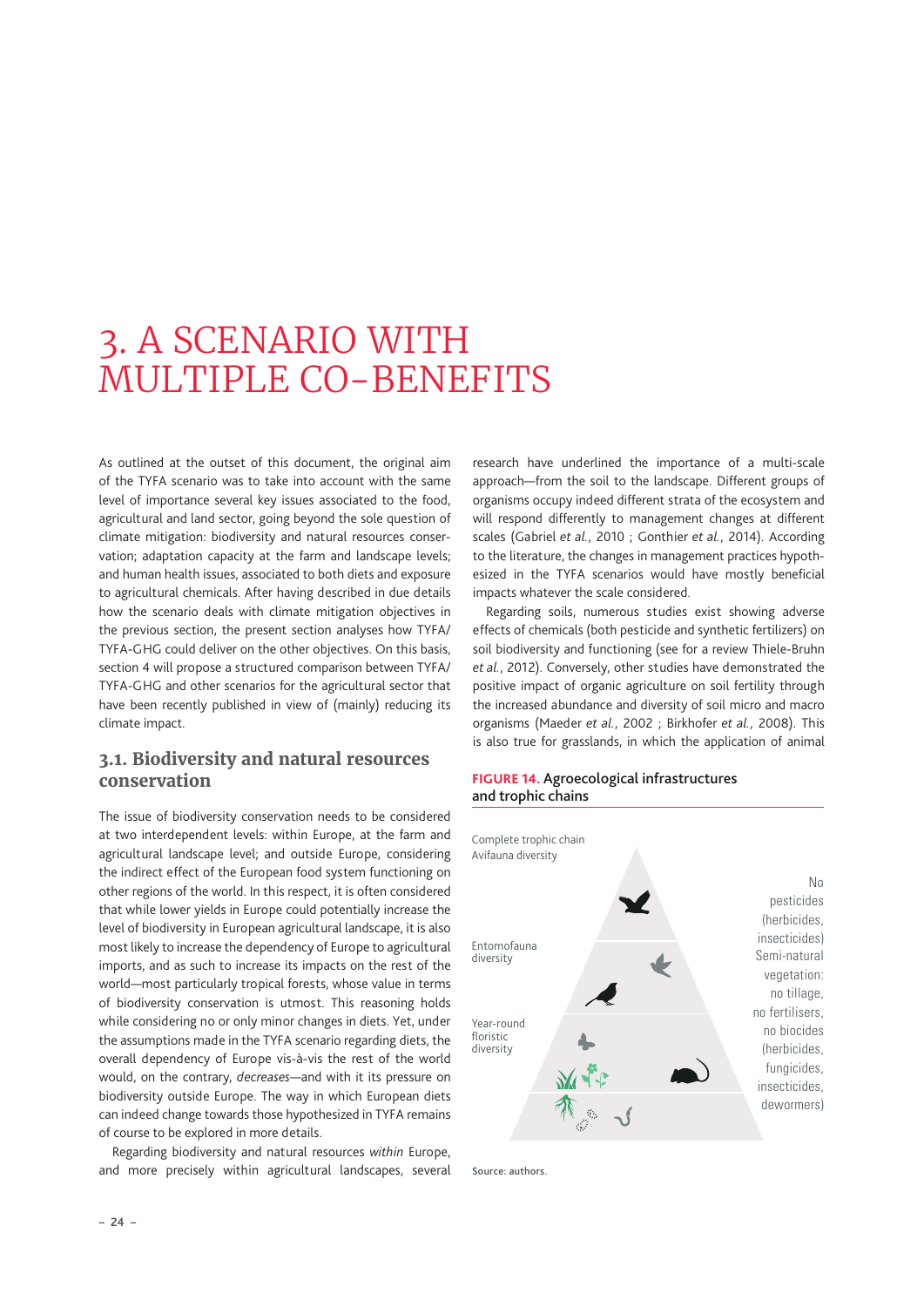# 3. A SCENARIO WITH MULTIPLE CO-BENEFITS

As outlined at the outset of this document, the original aim of the TYFA scenario was to take into account with the same level of importance several key issues associated to the food, agricultural and land sector, going beyond the sole question of climate mitigation: biodiversity and natural resources conservation; adaptation capacity at the farm and landscape levels; and human health issues, associated to both diets and exposure to agricultural chemicals. After having described in due details how the scenario deals with climate mitigation objectives in the previous section, the present section analyses how TYFA/TYFA-GHG could deliver on the other objectives. On this basis, section 4 will propose a structured comparison between TYFA/TYFA-GHG and other scenarios for the agricultural sector that have been recently published in view of (mainly) reducing its climate impact.

## 3.1. Biodiversity and natural resources conservation

The issue of biodiversity conservation needs to be considered at two interdependent levels: within Europe, at the farm and agricultural landscape level; and outside Europe, considering the indirect effect of the European food system functioning on other regions of the world. In this respect, it is often considered that while lower yields in Europe could potentially increase the level of biodiversity in European agricultural landscape, it is also most likely to increase the dependency of Europe to agricultural imports, and as such to increase its impacts on the rest of the world—most particularly tropical forests, whose value in terms of biodiversity conservation is utmost. This reasoning holds while considering no or only minor changes in diets. Yet, under the assumptions made in the TYFA scenario regarding diets, the overall dependency of Europe vis-à-vis the rest of the world would, on the contrary, *decreases*—and with it its pressure on biodiversity outside Europe. The way in which European diets can indeed change towards those hypothesized in TYFA remains of course to be explored in more details.

Regarding biodiversity and natural resources *within* Europe, and more precisely within agricultural landscapes, several research have underlined the importance of a multi-scale approach—from the soil to the landscape. Different groups of organisms occupy indeed different strata of the ecosystem and will respond differently to management changes at different scales (Gabriel *et al.*, 2010 ; Gonthier *et al.*, 2014). According to the literature, the changes in management practices hypothesized in the TYFA scenarios would have mostly beneficial impacts whatever the scale considered.

Regarding soils, numerous studies exist showing adverse effects of chemicals (both pesticide and synthetic fertilizers) on soil biodiversity and functioning (see for a review Thiele-Bruhn *et al.*, 2012). Conversely, other studies have demonstrated the positive impact of organic agriculture on soil fertility through the increased abundance and diversity of soil micro and macro organisms (Maeder *et al.*, 2002 ; Birkhofer *et al.*, 2008). This is also true for grasslands, in which the application of animal

**FIGURE 14.** Agroecological infrastructures and trophic chains

Complete trophic chain
Avifauna diversity

Entomofauna diversity

Year-round floristic diversity

No pesticides (herbicides, insecticides)
Semi-natural vegetation: no tillage, no fertilisers, no biocides (herbicides, fungicides, insecticides, dewormers)

Source: authors.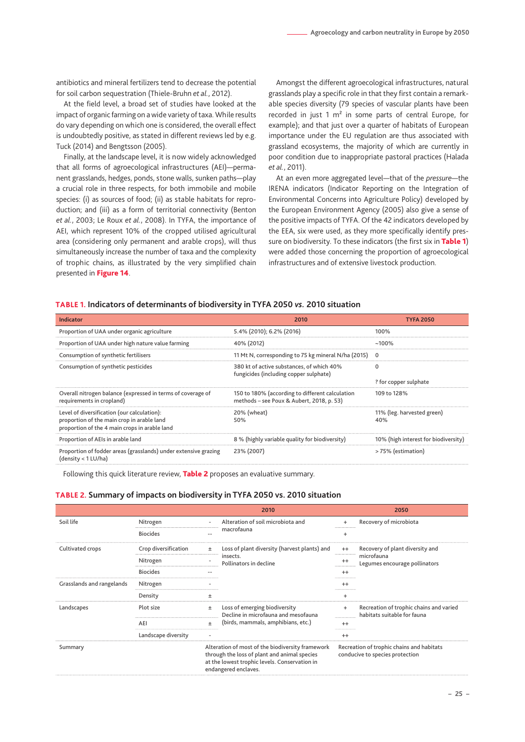antibiotics and mineral fertilizers tend to decrease the potential for soil carbon sequestration (Thiele-Bruhn *et al.*, 2012).

At the field level, a broad set of studies have looked at the impact of organic farming on a wide variety of taxa. While results do vary depending on which one is considered, the overall effect is undoubtedly positive, as stated in different reviews led by e.g. Tuck (2014) and Bengtsson (2005).

Finally, at the landscape level, it is now widely acknowledged that all forms of agroecological infrastructures (AEI)—permanent grasslands, hedges, ponds, stone walls, sunken paths—play a crucial role in three respects, for both immobile and mobile species: (i) as sources of food; (ii) as stable habitats for reproduction; and (iii) as a form of territorial connectivity (Benton *et al.*, 2003; Le Roux *et al.*, 2008). In TYFA, the importance of AEI, which represent 10% of the cropped utilised agricultural area (considering only permanent and arable crops), will thus simultaneously increase the number of taxa and the complexity of trophic chains, as illustrated by the very simplified chain presented in **Figure 14**.

Amongst the different agroecological infrastructures, natural grasslands play a specific role in that they first contain a remarkable species diversity (79 species of vascular plants have been recorded in just 1 m² in some parts of central Europe, for example); and that just over a quarter of habitats of European importance under the EU regulation are thus associated with grassland ecosystems, the majority of which are currently in poor condition due to inappropriate pastoral practices (Halada *et al.*, 2011).

At an even more aggregated level—that of the *pressure*—the IRENA indicators (Indicator Reporting on the Integration of Environmental Concerns into Agriculture Policy) developed by the European Environment Agency (2005) also give a sense of the positive impacts of TYFA. Of the 42 indicators developed by the EEA, six were used, as they more specifically identify pressure on biodiversity. To these indicators (the first six in **Table 1**) were added those concerning the proportion of agroecological infrastructures and of extensive livestock production.

**TABLE 1. Indicators of determinants of biodiversity in TYFA 2050 *vs.* 2010 situation**

| Indicator | 2010 | TYFA 2050 |
|---|---|---|
| Proportion of UAA under organic agriculture | 5.4% (2010); 6.2% (2016) | 100% |
| Proportion of UAA under high nature value farming | 40% (2012) | ~100% |
| Consumption of synthetic fertilisers | 11 Mt N, corresponding to 75 kg mineral N/ha (2015) | 0 |
| Consumption of synthetic pesticides | 380 kt of active substances, of which 40% fungicides (including copper sulphate) | 0<br>? for copper sulphate |
| Overall nitrogen balance (expressed in terms of coverage of requirements in cropland) | 150 to 180% (according to different calculation methods – see Poux & Aubert, 2018, p. 53) | 109 to 128% |
| Level of diversification (our calculation):<br>proportion of the main crop in arable land<br>proportion of the 4 main crops in arable land | <br>20% (wheat)<br>50% | <br>11% (leg. harvested green)<br>40% |
| Proportion of AEIs in arable land | 8 % (highly variable quality for biodiversity) | 10% (high interest for biodiversity) |
| Proportion of fodder areas (grasslands) under extensive grazing (density < 1 LU/ha) | 23% (2007) | > 75% (estimation) |

Following this quick literature review, **Table 2** proposes an evaluative summary.

**TABLE 2. Summary of impacts on biodiversity in TYFA 2050 vs. 2010 situation**

| | | 2010 | | 2050 | |
|---|---|---|---|---|---|
| Soil life | Nitrogen | - | Alteration of soil microbiota and macrofauna | + | Recovery of microbiota |
| | Biocides | -- | | + | |
| Cultivated crops | Crop diversification | ± | Loss of plant diversity (harvest plants) and insects.<br>Pollinators in decline | ++ | Recovery of plant diversity and microfauna<br>Legumes encourage pollinators |
| | Nitrogen | - | | ++ | |
| | Biocides | -- | | ++ | |
| Grasslands and rangelands | Nitrogen | - | | ++ | |
| | Density | ± | | + | |
| Landscapes | Plot size | ± | Loss of emerging biodiversity<br>Decline in microfauna and mesofauna (birds, mammals, amphibians, etc.) | + | Recreation of trophic chains and varied habitats suitable for fauna |
| | AEI | ± | | ++ | |
| | Landscape diversity | - | | ++ | |
| Summary | | Alteration of most of the biodiversity framework through the loss of plant and animal species at the lowest trophic levels. Conservation in endangered enclaves. | | Recreation of trophic chains and habitats conducive to species protection | |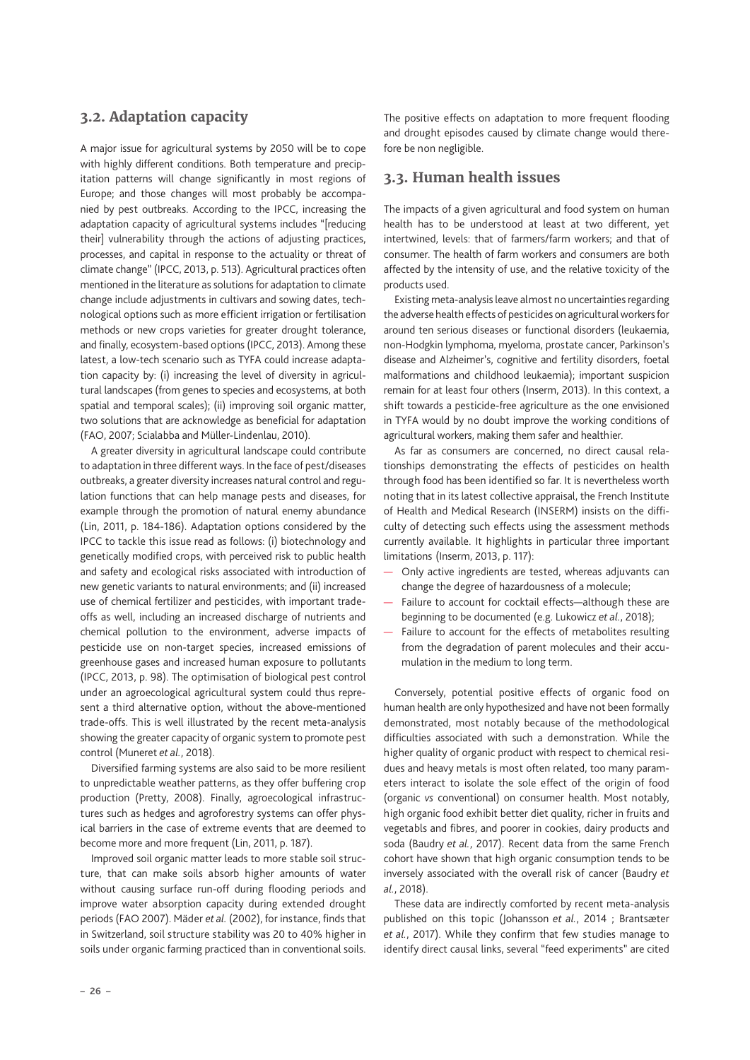## 3.2. Adaptation capacity

A major issue for agricultural systems by 2050 will be to cope with highly different conditions. Both temperature and precipitation patterns will change significantly in most regions of Europe; and those changes will most probably be accompanied by pest outbreaks. According to the IPCC, increasing the adaptation capacity of agricultural systems includes "[reducing their] vulnerability through the actions of adjusting practices, processes, and capital in response to the actuality or threat of climate change" (IPCC, 2013, p. 513). Agricultural practices often mentioned in the literature as solutions for adaptation to climate change include adjustments in cultivars and sowing dates, technological options such as more efficient irrigation or fertilisation methods or new crops varieties for greater drought tolerance, and finally, ecosystem-based options (IPCC, 2013). Among these latest, a low-tech scenario such as TYFA could increase adaptation capacity by: (i) increasing the level of diversity in agricultural landscapes (from genes to species and ecosystems, at both spatial and temporal scales); (ii) improving soil organic matter, two solutions that are acknowledge as beneficial for adaptation (FAO, 2007; Scialabba and Müller-Lindenlau, 2010).

A greater diversity in agricultural landscape could contribute to adaptation in three different ways. In the face of pest/diseases outbreaks, a greater diversity increases natural control and regulation functions that can help manage pests and diseases, for example through the promotion of natural enemy abundance (Lin, 2011, p. 184-186). Adaptation options considered by the IPCC to tackle this issue read as follows: (i) biotechnology and genetically modified crops, with perceived risk to public health and safety and ecological risks associated with introduction of new genetic variants to natural environments; and (ii) increased use of chemical fertilizer and pesticides, with important tradeoffs as well, including an increased discharge of nutrients and chemical pollution to the environment, adverse impacts of pesticide use on non-target species, increased emissions of greenhouse gases and increased human exposure to pollutants (IPCC, 2013, p. 98). The optimisation of biological pest control under an agroecological agricultural system could thus represent a third alternative option, without the above-mentioned trade-offs. This is well illustrated by the recent meta-analysis showing the greater capacity of organic system to promote pest control (Muneret *et al.*, 2018).

Diversified farming systems are also said to be more resilient to unpredictable weather patterns, as they offer buffering crop production (Pretty, 2008). Finally, agroecological infrastructures such as hedges and agroforestry systems can offer physical barriers in the case of extreme events that are deemed to become more and more frequent (Lin, 2011, p. 187).

Improved soil organic matter leads to more stable soil structure, that can make soils absorb higher amounts of water without causing surface run-off during flooding periods and improve water absorption capacity during extended drought periods (FAO 2007). Mäder *et al.* (2002), for instance, finds that in Switzerland, soil structure stability was 20 to 40% higher in soils under organic farming practiced than in conventional soils. The positive effects on adaptation to more frequent flooding and drought episodes caused by climate change would therefore be non negligible.

## 3.3. Human health issues

The impacts of a given agricultural and food system on human health has to be understood at least at two different, yet intertwined, levels: that of farmers/farm workers; and that of consumer. The health of farm workers and consumers are both affected by the intensity of use, and the relative toxicity of the products used.

Existing meta-analysis leave almost no uncertainties regarding the adverse health effects of pesticides on agricultural workers for around ten serious diseases or functional disorders (leukaemia, non-Hodgkin lymphoma, myeloma, prostate cancer, Parkinson's disease and Alzheimer's, cognitive and fertility disorders, foetal malformations and childhood leukaemia); important suspicion remain for at least four others (Inserm, 2013). In this context, a shift towards a pesticide-free agriculture as the one envisioned in TYFA would by no doubt improve the working conditions of agricultural workers, making them safer and healthier.

As far as consumers are concerned, no direct causal relationships demonstrating the effects of pesticides on health through food has been identified so far. It is nevertheless worth noting that in its latest collective appraisal, the French Institute of Health and Medical Research (INSERM) insists on the difficulty of detecting such effects using the assessment methods currently available. It highlights in particular three important limitations (Inserm, 2013, p. 117):

- Only active ingredients are tested, whereas adjuvants can change the degree of hazardousness of a molecule;
- Failure to account for cocktail effects—although these are beginning to be documented (e.g. Lukowicz *et al.*, 2018);
- Failure to account for the effects of metabolites resulting from the degradation of parent molecules and their accumulation in the medium to long term.

Conversely, potential positive effects of organic food on human health are only hypothesized and have not been formally demonstrated, most notably because of the methodological difficulties associated with such a demonstration. While the higher quality of organic product with respect to chemical residues and heavy metals is most often related, too many parameters interact to isolate the sole effect of the origin of food (organic *vs* conventional) on consumer health. Most notably, high organic food exhibit better diet quality, richer in fruits and vegetabls and fibres, and poorer in cookies, dairy products and soda (Baudry *et al.*, 2017). Recent data from the same French cohort have shown that high organic consumption tends to be inversely associated with the overall risk of cancer (Baudry *et al.*, 2018).

These data are indirectly comforted by recent meta-analysis published on this topic (Johansson *et al.*, 2014 ; Brantsæter *et al.*, 2017). While they confirm that few studies manage to identify direct causal links, several "feed experiments" are cited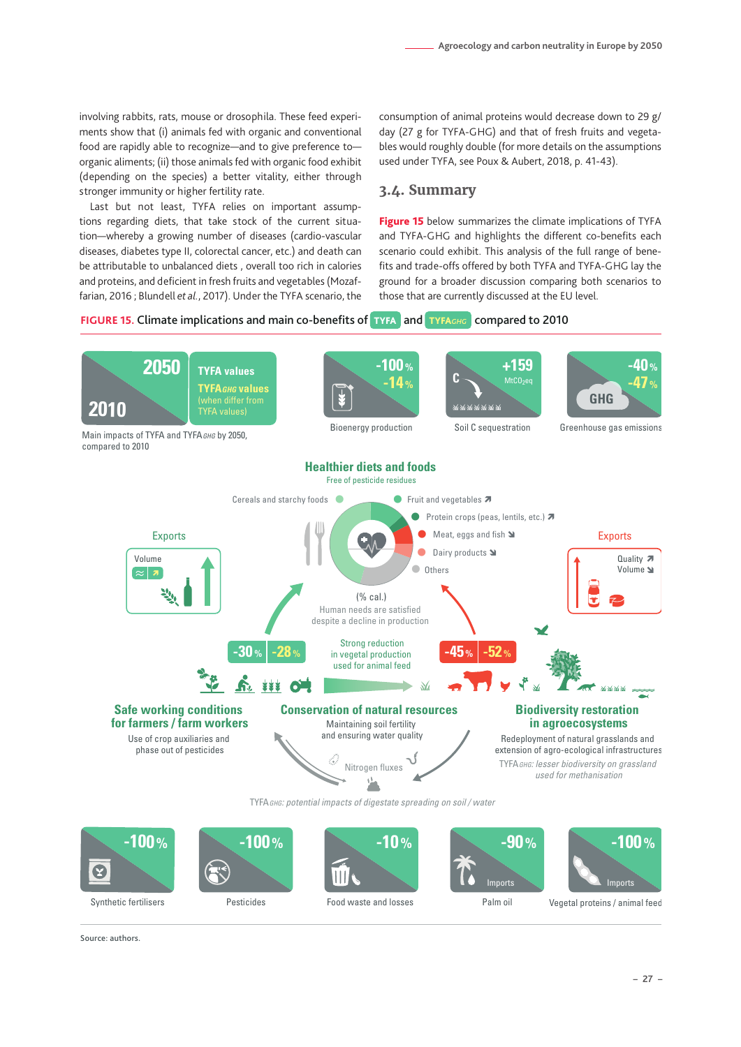involving rabbits, rats, mouse or drosophila. These feed experiments show that (i) animals fed with organic and conventional food are rapidly able to recognize—and to give preference to—organic aliments; (ii) those animals fed with organic food exhibit (depending on the species) a better vitality, either through stronger immunity or higher fertility rate.

Last but not least, TYFA relies on important assumptions regarding diets, that take stock of the current situation—whereby a growing number of diseases (cardio-vascular diseases, diabetes type II, colorectal cancer, etc.) and death can be attributable to unbalanced diets , overall too rich in calories and proteins, and deficient in fresh fruits and vegetables (Mozaffarian, 2016 ; Blundell *et al.*, 2017). Under the TYFA scenario, the consumption of animal proteins would decrease down to 29 g/day (27 g for TYFA-GHG) and that of fresh fruits and vegetables would roughly double (for more details on the assumptions used under TYFA, see Poux & Aubert, 2018, p. 41-43).

## 3.4. Summary

**Figure 15** below summarizes the climate implications of TYFA and TYFA-GHG and highlights the different co-benefits each scenario could exhibit. This analysis of the full range of benefits and trade-offs offered by both TYFA and TYFA-GHG lay the ground for a broader discussion comparing both scenarios to those that are currently discussed at the EU level.

**FIGURE 15.** Climate implications and main co-benefits of TYFA and TYFA*GHG* compared to 2010

2010 → 2050: TYFA values; TYFA*GHG* values (when differ from TYFA values)

Main impacts of TYFA and TYFA*GHG* by 2050, compared to 2010

- Bioenergy production: -100 % / -14 %
- Soil C sequestration: +159 MtCO2eq
- Greenhouse gas emissions: -40 % / -47 %

**Healthier diets and foods**
Free of pesticide residues

(% cal.) Cereals and starchy foods; Fruit and vegetables ↗; Protein crops (peas, lentils, etc.) ↗; Meat, eggs and fish ↘; Dairy products ↘; Others

Human needs are satisfied despite a decline in production

Exports: Volume ≈ ↗

Exports: Quality ↗ Volume ↘

-30 % / -28 %

Strong reduction in vegetal production used for animal feed

-45 % / -52 %

**Safe working conditions for farmers / farm workers**
Use of crop auxiliaries and phase out of pesticides

**Conservation of natural resources**
Maintaining soil fertility and ensuring water quality

Nitrogen fluxes

**Biodiversity restoration in agroecosystems**
Redeployment of natural grasslands and extension of agro-ecological infrastructures
*TYFAGHG: lesser biodiversity on grassland used for methanisation*

*TYFAGHG: potential impacts of digestate spreading on soil / water*

- Synthetic fertilisers: -100 %
- Pesticides: -100 %
- Food waste and losses: -10 %
- Palm oil (Imports): -90 %
- Vegetal proteins / animal feed (Imports): -100 %

Source: authors.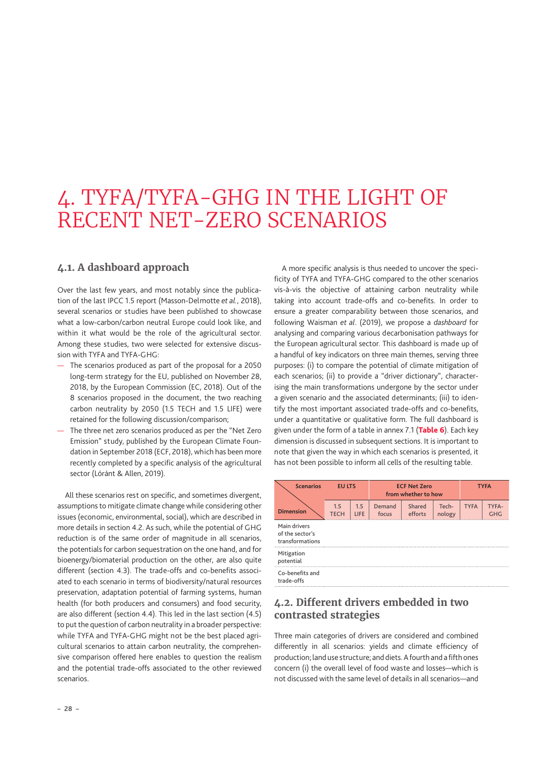# 4. TYFA/TYFA-GHG IN THE LIGHT OF RECENT NET-ZERO SCENARIOS

## 4.1. A dashboard approach

Over the last few years, and most notably since the publication of the last IPCC 1.5 report (Masson-Delmotte *et al.*, 2018), several scenarios or studies have been published to showcase what a low-carbon/carbon neutral Europe could look like, and within it what would be the role of the agricultural sector. Among these studies, two were selected for extensive discussion with TYFA and TYFA-GHG:

- The scenarios produced as part of the proposal for a 2050 long-term strategy for the EU, published on November 28, 2018, by the European Commission (EC, 2018). Out of the 8 scenarios proposed in the document, the two reaching carbon neutrality by 2050 (1.5 TECH and 1.5 LIFE) were retained for the following discussion/comparison;
- The three net zero scenarios produced as per the "Net Zero Emission" study, published by the European Climate Foundation in September 2018 (ECF, 2018), which has been more recently completed by a specific analysis of the agricultural sector (Lóránt & Allen, 2019).

All these scenarios rest on specific, and sometimes divergent, assumptions to mitigate climate change while considering other issues (economic, environmental, social), which are described in more details in section 4.2. As such, while the potential of GHG reduction is of the same order of magnitude in all scenarios, the potentials for carbon sequestration on the one hand, and for bioenergy/biomaterial production on the other, are also quite different (section 4.3). The trade-offs and co-benefits associated to each scenario in terms of biodiversity/natural resources preservation, adaptation potential of farming systems, human health (for both producers and consumers) and food security, are also different (section 4.4). This led in the last section (4.5) to put the question of carbon neutrality in a broader perspective: while TYFA and TYFA-GHG might not be the best placed agricultural scenarios to attain carbon neutrality, the comprehensive comparison offered here enables to question the realism and the potential trade-offs associated to the other reviewed scenarios.

A more specific analysis is thus needed to uncover the specificity of TYFA and TYFA-GHG compared to the other scenarios vis-à-vis the objective of attaining carbon neutrality while taking into account trade-offs and co-benefits. In order to ensure a greater comparability between those scenarios, and following Waisman *et al*. (2019), we propose a *dashboard* for analysing and comparing various decarbonisation pathways for the European agricultural sector. This dashboard is made up of a handful of key indicators on three main themes, serving three purposes: (i) to compare the potential of climate mitigation of each scenarios; (ii) to provide a "driver dictionary", characterising the main transformations undergone by the sector under a given scenario and the associated determinants; (iii) to identify the most important associated trade-offs and co-benefits, under a quantitative or qualitative form. The full dashboard is given under the form of a table in annex 7.1 (**Table 6**). Each key dimension is discussed in subsequent sections. It is important to note that given the way in which each scenarios is presented, it has not been possible to inform all cells of the resulting table.

| Scenarios / Dimension | EU LTS | | ECF Net Zero from whether to how | | | TYFA | |
|---|---|---|---|---|---|---|---|
| | 1.5 TECH | 1.5 LIFE | Demand focus | Shared efforts | Tech-nology | TYFA | TYFA-GHG |
| Main drivers of the sector's transformations | | | | | | | |
| Mitigation potential | | | | | | | |
| Co-benefits and trade-offs | | | | | | | |

## 4.2. Different drivers embedded in two contrasted strategies

Three main categories of drivers are considered and combined differently in all scenarios: yields and climate efficiency of production; land use structure; and diets. A fourth and a fifth ones concern (i) the overall level of food waste and losses—which is not discussed with the same level of details in all scenarios—and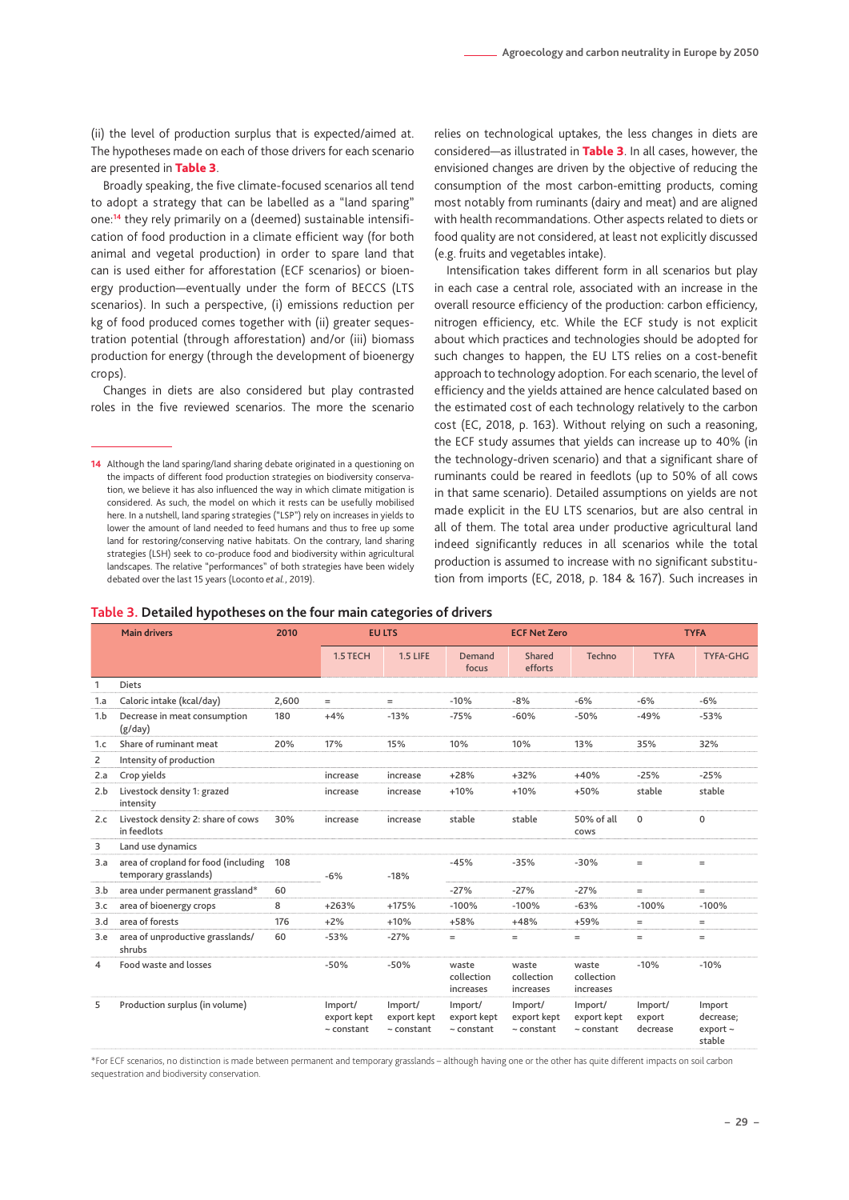(ii) the level of production surplus that is expected/aimed at. The hypotheses made on each of those drivers for each scenario are presented in **Table 3**.

Broadly speaking, the five climate-focused scenarios all tend to adopt a strategy that can be labelled as a "land sparing" one:[14] they rely primarily on a (deemed) sustainable intensification of food production in a climate efficient way (for both animal and vegetal production) in order to spare land that can is used either for afforestation (ECF scenarios) or bioenergy production—eventually under the form of BECCS (LTS scenarios). In such a perspective, (i) emissions reduction per kg of food produced comes together with (ii) greater sequestration potential (through afforestation) and/or (iii) biomass production for energy (through the development of bioenergy crops).

Changes in diets are also considered but play contrasted roles in the five reviewed scenarios. The more the scenario relies on technological uptakes, the less changes in diets are considered—as illustrated in **Table 3**. In all cases, however, the envisioned changes are driven by the objective of reducing the consumption of the most carbon-emitting products, coming most notably from ruminants (dairy and meat) and are aligned with health recommendations. Other aspects related to diets or food quality are not considered, at least not explicitly discussed (e.g. fruits and vegetables intake).

Intensification takes different form in all scenarios but play in each case a central role, associated with an increase in the overall resource efficiency of the production: carbon efficiency, nitrogen efficiency, etc. While the ECF study is not explicit about which practices and technologies should be adopted for such changes to happen, the EU LTS relies on a cost-benefit approach to technology adoption. For each scenario, the level of efficiency and the yields attained are hence calculated based on the estimated cost of each technology relatively to the carbon cost (EC, 2018, p. 163). Without relying on such a reasoning, the ECF study assumes that yields can increase up to 40% (in the technology-driven scenario) and that a significant share of ruminants could be reared in feedlots (up to 50% of all cows in that same scenario). Detailed assumptions on yields are not made explicit in the EU LTS scenarios, but are also central in all of them. The total area under productive agricultural land indeed significantly reduces in all scenarios while the total production is assumed to increase with no significant substitution from imports (EC, 2018, p. 184 & 167). Such increases in

14 Although the land sparing/land sharing debate originated in a questioning on the impacts of different food production strategies on biodiversity conservation, we believe it has also influenced the way in which climate mitigation is considered. As such, the model on which it rests can be usefully mobilised here. In a nutshell, land sparing strategies ("LSP") rely on increases in yields to lower the amount of land needed to feed humans and thus to free up some land for restoring/conserving native habitats. On the contrary, land sharing strategies (LSH) seek to co-produce food and biodiversity within agricultural landscapes. The relative "performances" of both strategies have been widely debated over the last 15 years (Loconto *et al.*, 2019).

**Table 3. Detailed hypotheses on the four main categories of drivers**

| | Main drivers | 2010 | EU LTS | | ECF Net Zero | | | TYFA | |
|---|---|---|---|---|---|---|---|---|---|
| | | | 1.5 TECH | 1.5 LIFE | Demand focus | Shared efforts | Techno | TYFA | TYFA-GHG |
| 1 | Diets | | | | | | | | |
| 1.a | Caloric intake (kcal/day) | 2,600 | = | = | -10% | -8% | -6% | -6% | -6% |
| 1.b | Decrease in meat consumption (g/day) | 180 | +4% | -13% | -75% | -60% | -50% | -49% | -53% |
| 1.c | Share of ruminant meat | 20% | 17% | 15% | 10% | 10% | 13% | 35% | 32% |
| 2 | Intensity of production | | | | | | | | |
| 2.a | Crop yields | | increase | increase | +28% | +32% | +40% | -25% | -25% |
| 2.b | Livestock density 1: grazed intensity | | increase | increase | +10% | +10% | +50% | stable | stable |
| 2.c | Livestock density 2: share of cows in feedlots | 30% | increase | increase | stable | stable | 50% of all cows | 0 | 0 |
| 3 | Land use dynamics | | | | | | | | |
| 3.a | area of cropland for food (including temporary grasslands) | 108 | -6% | -18% | -45% | -35% | -30% | = | = |
| 3.b | area under permanent grassland* | 60 | | | -27% | -27% | -27% | = | = |
| 3.c | area of bioenergy crops | 8 | +263% | +175% | -100% | -100% | -63% | -100% | -100% |
| 3.d | area of forests | 176 | +2% | +10% | +58% | +48% | +59% | = | = |
| 3.e | area of unproductive grasslands/ shrubs | 60 | -53% | -27% | = | = | = | = | = |
| 4 | Food waste and losses | | -50% | -50% | waste collection increases | waste collection increases | waste collection increases | -10% | -10% |
| 5 | Production surplus (in volume) | | Import/ export kept ~ constant | Import/ export kept ~ constant | Import/ export kept ~ constant | Import/ export kept ~ constant | Import/ export kept ~ constant | Import/ export decrease | Import decrease; export ~ stable |

*For ECF scenarios, no distinction is made between permanent and temporary grasslands – although having one or the other has quite different impacts on soil carbon sequestration and biodiversity conservation.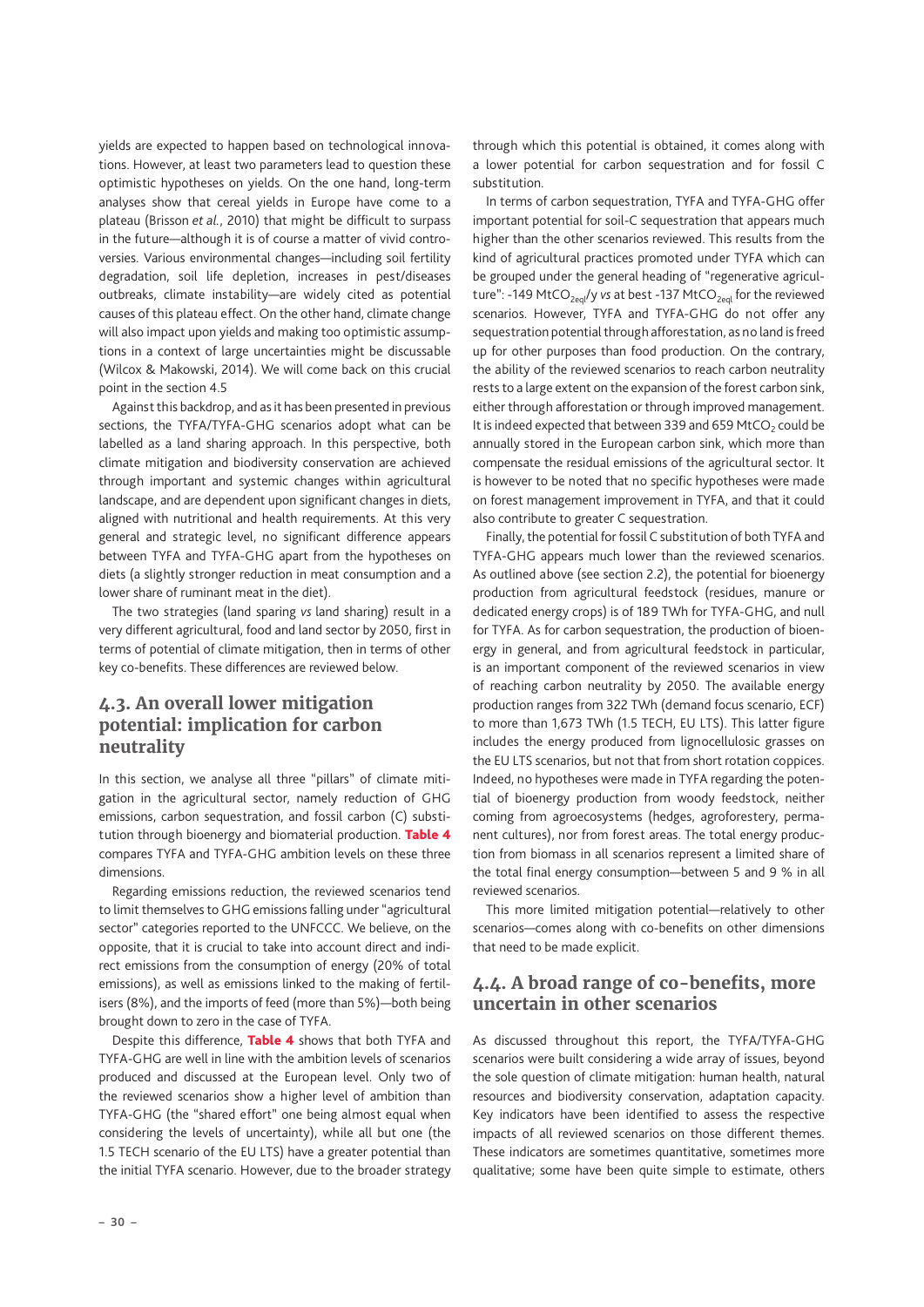yields are expected to happen based on technological innovations. However, at least two parameters lead to question these optimistic hypotheses on yields. On the one hand, long-term analyses show that cereal yields in Europe have come to a plateau (Brisson *et al.*, 2010) that might be difficult to surpass in the future—although it is of course a matter of vivid controversies. Various environmental changes—including soil fertility degradation, soil life depletion, increases in pest/diseases outbreaks, climate instability—are widely cited as potential causes of this plateau effect. On the other hand, climate change will also impact upon yields and making too optimistic assumptions in a context of large uncertainties might be discussable (Wilcox & Makowski, 2014). We will come back on this crucial point in the section 4.5

Against this backdrop, and as it has been presented in previous sections, the TYFA/TYFA-GHG scenarios adopt what can be labelled as a land sharing approach. In this perspective, both climate mitigation and biodiversity conservation are achieved through important and systemic changes within agricultural landscape, and are dependent upon significant changes in diets, aligned with nutritional and health requirements. At this very general and strategic level, no significant difference appears between TYFA and TYFA-GHG apart from the hypotheses on diets (a slightly stronger reduction in meat consumption and a lower share of ruminant meat in the diet).

The two strategies (land sparing *vs* land sharing) result in a very different agricultural, food and land sector by 2050, first in terms of potential of climate mitigation, then in terms of other key co-benefits. These differences are reviewed below.

## 4.3. An overall lower mitigation potential: implication for carbon neutrality

In this section, we analyse all three "pillars" of climate mitigation in the agricultural sector, namely reduction of GHG emissions, carbon sequestration, and fossil carbon (C) substitution through bioenergy and biomaterial production. **Table 4** compares TYFA and TYFA-GHG ambition levels on these three dimensions.

Regarding emissions reduction, the reviewed scenarios tend to limit themselves to GHG emissions falling under "agricultural sector" categories reported to the UNFCCC. We believe, on the opposite, that it is crucial to take into account direct and indirect emissions from the consumption of energy (20% of total emissions), as well as emissions linked to the making of fertilisers (8%), and the imports of feed (more than 5%)—both being brought down to zero in the case of TYFA.

Despite this difference, **Table 4** shows that both TYFA and TYFA-GHG are well in line with the ambition levels of scenarios produced and discussed at the European level. Only two of the reviewed scenarios show a higher level of ambition than TYFA-GHG (the "shared effort" one being almost equal when considering the levels of uncertainty), while all but one (the 1.5 TECH scenario of the EU LTS) have a greater potential than the initial TYFA scenario. However, due to the broader strategy through which this potential is obtained, it comes along with a lower potential for carbon sequestration and for fossil C substitution.

In terms of carbon sequestration, TYFA and TYFA-GHG offer important potential for soil-C sequestration that appears much higher than the other scenarios reviewed. This results from the kind of agricultural practices promoted under TYFA which can be grouped under the general heading of "regenerative agriculture": -149 $MtCO_{2eql}$/y *vs* at best -137 $MtCO_{2eql}$ for the reviewed scenarios. However, TYFA and TYFA-GHG do not offer any sequestration potential through afforestation, as no land is freed up for other purposes than food production. On the contrary, the ability of the reviewed scenarios to reach carbon neutrality rests to a large extent on the expansion of the forest carbon sink, either through afforestation or through improved management. It is indeed expected that between 339 and 659 $MtCO_2$ could be annually stored in the European carbon sink, which more than compensate the residual emissions of the agricultural sector. It is however to be noted that no specific hypotheses were made on forest management improvement in TYFA, and that it could also contribute to greater C sequestration.

Finally, the potential for fossil C substitution of both TYFA and TYFA-GHG appears much lower than the reviewed scenarios. As outlined above (see section 2.2), the potential for bioenergy production from agricultural feedstock (residues, manure or dedicated energy crops) is of 189 TWh for TYFA-GHG, and null for TYFA. As for carbon sequestration, the production of bioenergy in general, and from agricultural feedstock in particular, is an important component of the reviewed scenarios in view of reaching carbon neutrality by 2050. The available energy production ranges from 322 TWh (demand focus scenario, ECF) to more than 1,673 TWh (1.5 TECH, EU LTS). This latter figure includes the energy produced from lignocellulosic grasses on the EU LTS scenarios, but not that from short rotation coppices. Indeed, no hypotheses were made in TYFA regarding the potential of bioenergy production from woody feedstock, neither coming from agroecosystems (hedges, agroforestery, permanent cultures), nor from forest areas. The total energy production from biomass in all scenarios represent a limited share of the total final energy consumption—between 5 and 9 % in all reviewed scenarios.

This more limited mitigation potential—relatively to other scenarios—comes along with co-benefits on other dimensions that need to be made explicit.

## 4.4. A broad range of co-benefits, more uncertain in other scenarios

As discussed throughout this report, the TYFA/TYFA-GHG scenarios were built considering a wide array of issues, beyond the sole question of climate mitigation: human health, natural resources and biodiversity conservation, adaptation capacity. Key indicators have been identified to assess the respective impacts of all reviewed scenarios on those different themes. These indicators are sometimes quantitative, sometimes more qualitative; some have been quite simple to estimate, others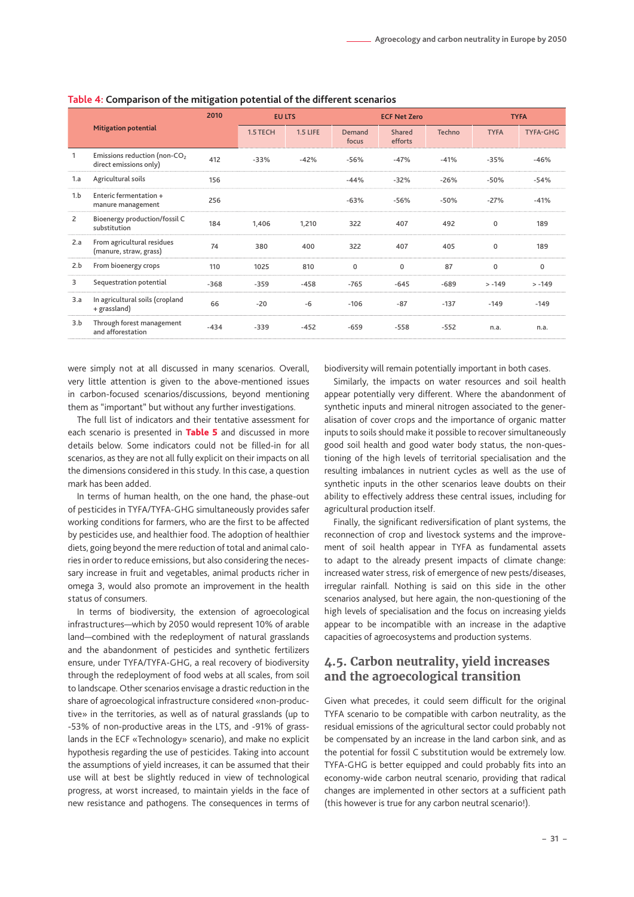**Table 4: Comparison of the mitigation potential of the different scenarios**

| | Mitigation potential | 2010 | EU LTS | | ECF Net Zero | | | TYFA | |
|---|---|---|---|---|---|---|---|---|---|
| | | | 1.5 TECH | 1.5 LIFE | Demand focus | Shared efforts | Techno | TYFA | TYFA-GHG |
| 1 | Emissions reduction (non-$CO_2$ direct emissions only) | 412 | -33% | -42% | -56% | -47% | -41% | -35% | -46% |
| 1.a | Agricultural soils | 156 | | | -44% | -32% | -26% | -50% | -54% |
| 1.b | Enteric fermentation + manure management | 256 | | | -63% | -56% | -50% | -27% | -41% |
| 2 | Bioenergy production/fossil C substitution | 184 | 1,406 | 1,210 | 322 | 407 | 492 | 0 | 189 |
| 2.a | From agricultural residues (manure, straw, grass) | 74 | 380 | 400 | 322 | 407 | 405 | 0 | 189 |
| 2.b | From bioenergy crops | 110 | 1025 | 810 | 0 | 0 | 87 | 0 | 0 |
| 3 | Sequestration potential | -368 | -359 | -458 | -765 | -645 | -689 | > -149 | > -149 |
| 3.a | In agricultural soils (cropland + grassland) | 66 | -20 | -6 | -106 | -87 | -137 | -149 | -149 |
| 3.b | Through forest management and afforestation | -434 | -339 | -452 | -659 | -558 | -552 | n.a. | n.a. |

were simply not at all discussed in many scenarios. Overall, very little attention is given to the above-mentioned issues in carbon-focused scenarios/discussions, beyond mentioning them as "important" but without any further investigations.

The full list of indicators and their tentative assessment for each scenario is presented in **Table 5** and discussed in more details below. Some indicators could not be filled-in for all scenarios, as they are not all fully explicit on their impacts on all the dimensions considered in this study. In this case, a question mark has been added.

In terms of human health, on the one hand, the phase-out of pesticides in TYFA/TYFA-GHG simultaneously provides safer working conditions for farmers, who are the first to be affected by pesticides use, and healthier food. The adoption of healthier diets, going beyond the mere reduction of total and animal calories in order to reduce emissions, but also considering the necessary increase in fruit and vegetables, animal products richer in omega 3, would also promote an improvement in the health status of consumers.

In terms of biodiversity, the extension of agroecological infrastructures—which by 2050 would represent 10% of arable land—combined with the redeployment of natural grasslands and the abandonment of pesticides and synthetic fertilizers ensure, under TYFA/TYFA-GHG, a real recovery of biodiversity through the redeployment of food webs at all scales, from soil to landscape. Other scenarios envisage a drastic reduction in the share of agroecological infrastructure considered «non-productive» in the territories, as well as of natural grasslands (up to -53% of non-productive areas in the LTS, and -91% of grasslands in the ECF «Technology» scenario), and make no explicit hypothesis regarding the use of pesticides. Taking into account the assumptions of yield increases, it can be assumed that their use will at best be slightly reduced in view of technological progress, at worst increased, to maintain yields in the face of new resistance and pathogens. The consequences in terms of biodiversity will remain potentially important in both cases.

Similarly, the impacts on water resources and soil health appear potentially very different. Where the abandonment of synthetic inputs and mineral nitrogen associated to the generalisation of cover crops and the importance of organic matter inputs to soils should make it possible to recover simultaneously good soil health and good water body status, the non-questioning of the high levels of territorial specialisation and the resulting imbalances in nutrient cycles as well as the use of synthetic inputs in the other scenarios leave doubts on their ability to effectively address these central issues, including for agricultural production itself.

Finally, the significant rediversification of plant systems, the reconnection of crop and livestock systems and the improvement of soil health appear in TYFA as fundamental assets to adapt to the already present impacts of climate change: increased water stress, risk of emergence of new pests/diseases, irregular rainfall. Nothing is said on this side in the other scenarios analysed, but here again, the non-questioning of the high levels of specialisation and the focus on increasing yields appear to be incompatible with an increase in the adaptive capacities of agroecosystems and production systems.

## 4.5. Carbon neutrality, yield increases and the agroecological transition

Given what precedes, it could seem difficult for the original TYFA scenario to be compatible with carbon neutrality, as the residual emissions of the agricultural sector could probably not be compensated by an increase in the land carbon sink, and as the potential for fossil C substitution would be extremely low. TYFA-GHG is better equipped and could probably fits into an economy-wide carbon neutral scenario, providing that radical changes are implemented in other sectors at a sufficient path (this however is true for any carbon neutral scenario!).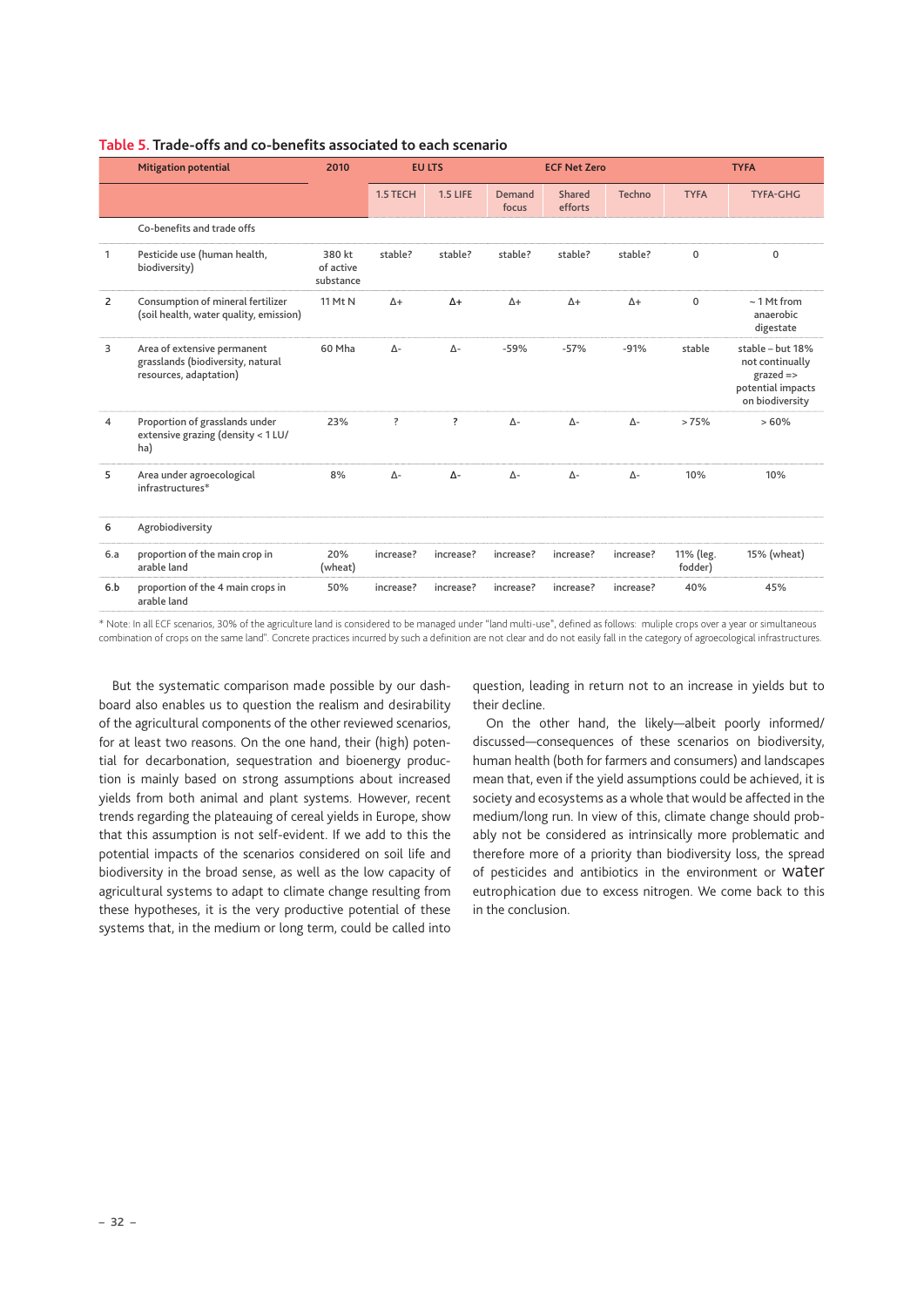## Table 5. Trade-offs and co-benefits associated to each scenario

| | Mitigation potential | 2010 | EU LTS | | ECF Net Zero | | | TYFA | |
|---|---|---|---|---|---|---|---|---|---|
| | | | 1.5 TECH | 1.5 LIFE | Demand focus | Shared efforts | Techno | TYFA | TYFA-GHG |
| | Co-benefits and trade offs | | | | | | | | |
| 1 | Pesticide use (human health, biodiversity) | 380 kt of active substance | stable? | stable? | stable? | stable? | stable? | 0 | 0 |
| 2 | Consumption of mineral fertilizer (soil health, water quality, emission) | 11 Mt N | Δ+ | Δ+ | Δ+ | Δ+ | Δ+ | 0 | ~ 1 Mt from anaerobic digestate |
| 3 | Area of extensive permanent grasslands (biodiversity, natural resources, adaptation) | 60 Mha | Δ- | Δ- | -59% | -57% | -91% | stable | stable – but 18% not continually grazed => potential impacts on biodiversity |
| 4 | Proportion of grasslands under extensive grazing (density < 1 LU/ ha) | 23% | ? | ? | Δ- | Δ- | Δ- | > 75% | > 60% |
| 5 | Area under agroecological infrastructures* | 8% | Δ- | Δ- | Δ- | Δ- | Δ- | 10% | 10% |
| 6 | Agrobiodiversity | | | | | | | | |
| 6.a | proportion of the main crop in arable land | 20% (wheat) | increase? | increase? | increase? | increase? | increase? | 11% (leg. fodder) | 15% (wheat) |
| 6.b | proportion of the 4 main crops in arable land | 50% | increase? | increase? | increase? | increase? | increase? | 40% | 45% |

* Note: In all ECF scenarios, 30% of the agriculture land is considered to be managed under "land multi-use", defined as follows: muliple crops over a year or simultaneous combination of crops on the same land". Concrete practices incurred by such a definition are not clear and do not easily fall in the category of agroecological infrastructures.

But the systematic comparison made possible by our dashboard also enables us to question the realism and desirability of the agricultural components of the other reviewed scenarios, for at least two reasons. On the one hand, their (high) potential for decarbonation, sequestration and bioenergy production is mainly based on strong assumptions about increased yields from both animal and plant systems. However, recent trends regarding the plateauing of cereal yields in Europe, show that this assumption is not self-evident. If we add to this the potential impacts of the scenarios considered on soil life and biodiversity in the broad sense, as well as the low capacity of agricultural systems to adapt to climate change resulting from these hypotheses, it is the very productive potential of these systems that, in the medium or long term, could be called into question, leading in return not to an increase in yields but to their decline.

On the other hand, the likely—albeit poorly informed/discussed—consequences of these scenarios on biodiversity, human health (both for farmers and consumers) and landscapes mean that, even if the yield assumptions could be achieved, it is society and ecosystems as a whole that would be affected in the medium/long run. In view of this, climate change should probably not be considered as intrinsically more problematic and therefore more of a priority than biodiversity loss, the spread of pesticides and antibiotics in the environment or water eutrophication due to excess nitrogen. We come back to this in the conclusion.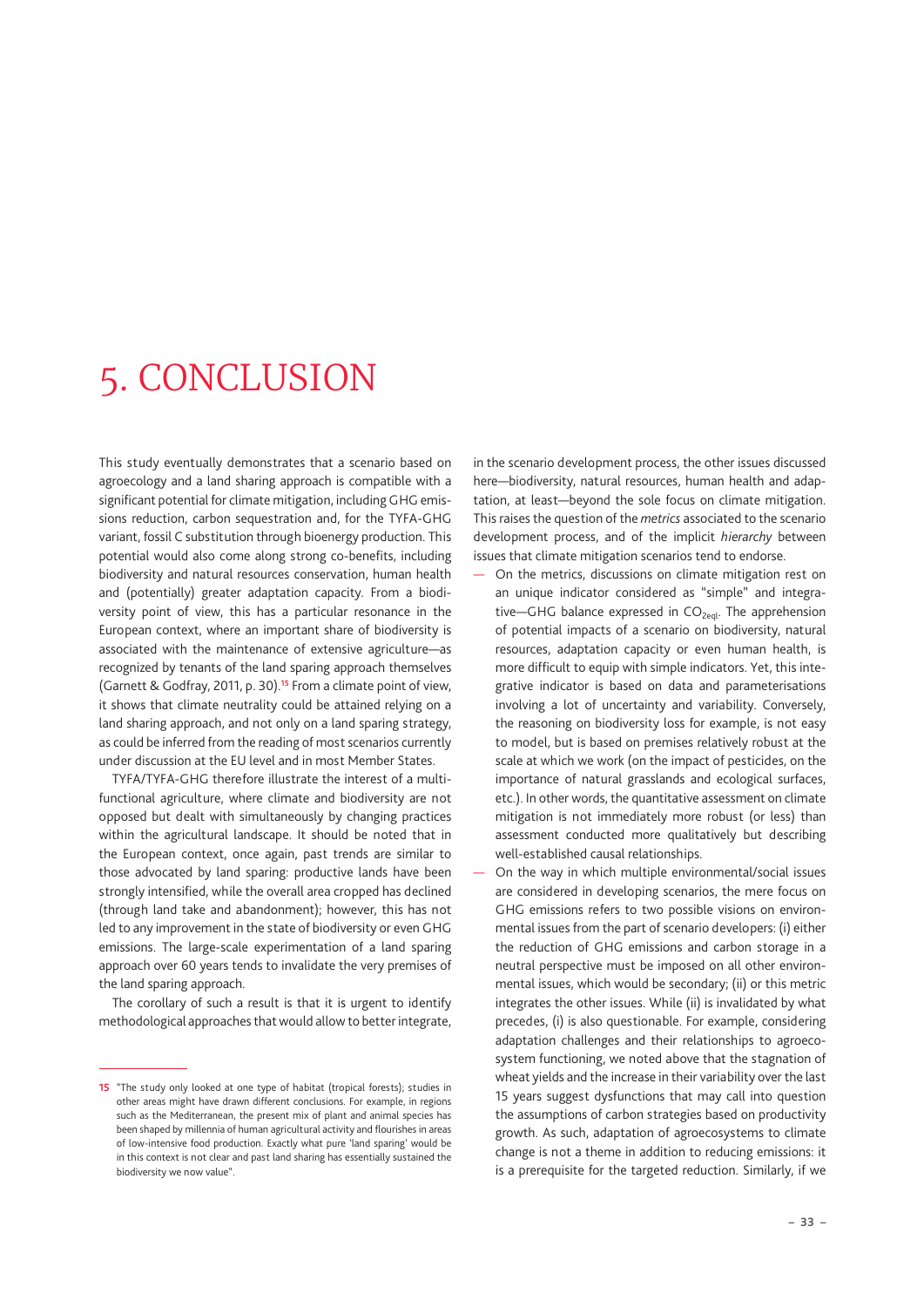# 5. CONCLUSION

This study eventually demonstrates that a scenario based on agroecology and a land sharing approach is compatible with a significant potential for climate mitigation, including GHG emissions reduction, carbon sequestration and, for the TYFA-GHG variant, fossil C substitution through bioenergy production. This potential would also come along strong co-benefits, including biodiversity and natural resources conservation, human health and (potentially) greater adaptation capacity. From a biodiversity point of view, this has a particular resonance in the European context, where an important share of biodiversity is associated with the maintenance of extensive agriculture—as recognized by tenants of the land sparing approach themselves (Garnett & Godfray, 2011, p. 30).[15] From a climate point of view, it shows that climate neutrality could be attained relying on a land sharing approach, and not only on a land sparing strategy, as could be inferred from the reading of most scenarios currently under discussion at the EU level and in most Member States.

TYFA/TYFA-GHG therefore illustrate the interest of a multi-functional agriculture, where climate and biodiversity are not opposed but dealt with simultaneously by changing practices within the agricultural landscape. It should be noted that in the European context, once again, past trends are similar to those advocated by land sparing: productive lands have been strongly intensified, while the overall area cropped has declined (through land take and abandonment); however, this has not led to any improvement in the state of biodiversity or even GHG emissions. The large-scale experimentation of a land sparing approach over 60 years tends to invalidate the very premises of the land sparing approach.

The corollary of such a result is that it is urgent to identify methodological approaches that would allow to better integrate, in the scenario development process, the other issues discussed here—biodiversity, natural resources, human health and adaptation, at least—beyond the sole focus on climate mitigation. This raises the question of the *metrics* associated to the scenario development process, and of the implicit *hierarchy* between issues that climate mitigation scenarios tend to endorse.

- On the metrics, discussions on climate mitigation rest on an unique indicator considered as "simple" and integrative—GHG balance expressed in $CO_{2eql}$. The apprehension of potential impacts of a scenario on biodiversity, natural resources, adaptation capacity or even human health, is more difficult to equip with simple indicators. Yet, this integrative indicator is based on data and parameterisations involving a lot of uncertainty and variability. Conversely, the reasoning on biodiversity loss for example, is not easy to model, but is based on premises relatively robust at the scale at which we work (on the impact of pesticides, on the importance of natural grasslands and ecological surfaces, etc.). In other words, the quantitative assessment on climate mitigation is not immediately more robust (or less) than assessment conducted more qualitatively but describing well-established causal relationships.
- On the way in which multiple environmental/social issues are considered in developing scenarios, the mere focus on GHG emissions refers to two possible visions on environmental issues from the part of scenario developers: (i) either the reduction of GHG emissions and carbon storage in a neutral perspective must be imposed on all other environmental issues, which would be secondary; (ii) or this metric integrates the other issues. While (ii) is invalidated by what precedes, (i) is also questionable. For example, considering adaptation challenges and their relationships to agroecosystem functioning, we noted above that the stagnation of wheat yields and the increase in their variability over the last 15 years suggest dysfunctions that may call into question the assumptions of carbon strategies based on productivity growth. As such, adaptation of agroecosystems to climate change is not a theme in addition to reducing emissions: it is a prerequisite for the targeted reduction. Similarly, if we

---

[15] "The study only looked at one type of habitat (tropical forests); studies in other areas might have drawn different conclusions. For example, in regions such as the Mediterranean, the present mix of plant and animal species has been shaped by millennia of human agricultural activity and flourishes in areas of low-intensive food production. Exactly what pure 'land sparing' would be in this context is not clear and past land sharing has essentially sustained the biodiversity we now value".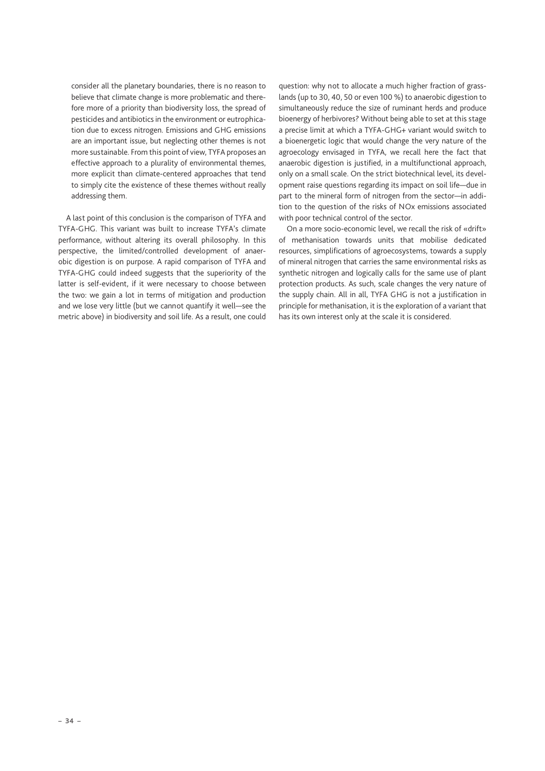consider all the planetary boundaries, there is no reason to believe that climate change is more problematic and therefore more of a priority than biodiversity loss, the spread of pesticides and antibiotics in the environment or eutrophication due to excess nitrogen. Emissions and GHG emissions are an important issue, but neglecting other themes is not more sustainable. From this point of view, TYFA proposes an effective approach to a plurality of environmental themes, more explicit than climate-centered approaches that tend to simply cite the existence of these themes without really addressing them.

A last point of this conclusion is the comparison of TYFA and TYFA-GHG. This variant was built to increase TYFA's climate performance, without altering its overall philosophy. In this perspective, the limited/controlled development of anaerobic digestion is on purpose. A rapid comparison of TYFA and TYFA-GHG could indeed suggests that the superiority of the latter is self-evident, if it were necessary to choose between the two: we gain a lot in terms of mitigation and production and we lose very little (but we cannot quantify it well—see the metric above) in biodiversity and soil life. As a result, one could question: why not to allocate a much higher fraction of grasslands (up to 30, 40, 50 or even 100 %) to anaerobic digestion to simultaneously reduce the size of ruminant herds and produce bioenergy of herbivores? Without being able to set at this stage a precise limit at which a TYFA-GHG+ variant would switch to a bioenergetic logic that would change the very nature of the agroecology envisaged in TYFA, we recall here the fact that anaerobic digestion is justified, in a multifunctional approach, only on a small scale. On the strict biotechnical level, its development raise questions regarding its impact on soil life—due in part to the mineral form of nitrogen from the sector—in addition to the question of the risks of NOx emissions associated with poor technical control of the sector.

On a more socio-economic level, we recall the risk of «drift» of methanisation towards units that mobilise dedicated resources, simplifications of agroecosystems, towards a supply of mineral nitrogen that carries the same environmental risks as synthetic nitrogen and logically calls for the same use of plant protection products. As such, scale changes the very nature of the supply chain. All in all, TYFA GHG is not a justification in principle for methanisation, it is the exploration of a variant that has its own interest only at the scale it is considered.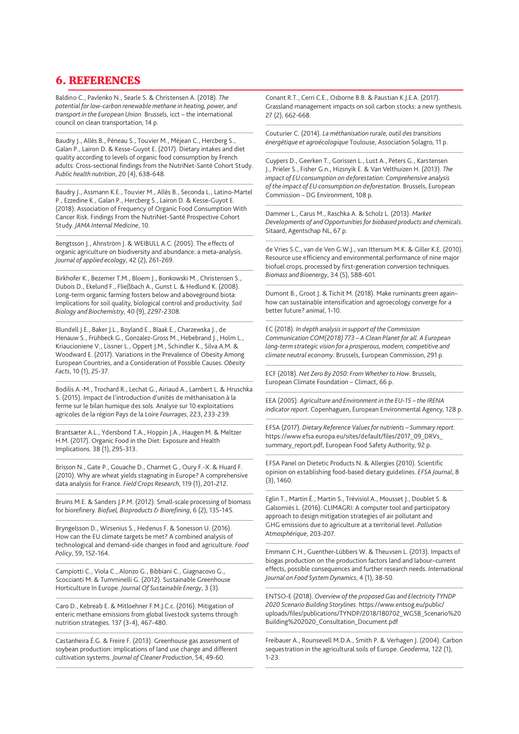# 6. REFERENCES

Baldino C., Pavlenko N., Searle S. & Christensen A. (2018). *The potential for low-carbon renewable methane in heating, power, and transport in the European Union*. Brussels, icct – the international council on clean transportation, 14 p.

Baudry J., Allès B., Péneau S., Touvier M., Méjean C., Hercberg S., Galan P., Lairon D. & Kesse-Guyot E. (2017). Dietary intakes and diet quality according to levels of organic food consumption by French adults: Cross-sectional findings from the NutriNet-Santé Cohort Study. *Public health nutrition*, 20 (4), 638-648.

Baudry J., Assmann K.E., Touvier M., Allès B., Seconda L., Latino-Martel P., Ezzedine K., Galan P., Hercberg S., Lairon D. & Kesse-Guyot E. (2018). Association of Frequency of Organic Food Consumption With Cancer Risk. Findings From the NutriNet-Santé Prospective Cohort Study. *JAMA Internal Medicine*, 10.

Bengtsson J., Ahnström J. & WEIBULL A.C. (2005). The effects of organic agriculture on biodiversity and abundance: a meta-analysis. *Journal of applied ecology*, 42 (2), 261-269.

Birkhofer K., Bezemer T.M., Bloem J., Bonkowski M., Christensen S., Dubois D., Ekelund F., Fließbach A., Gunst L. & Hedlund K. (2008). Long-term organic farming fosters below and aboveground biota: Implications for soil quality, biological control and productivity. *Soil Biology and Biochemistry*, 40 (9), 2297-2308.

Blundell J.E., Baker J.L., Boyland E., Blaak E., Charzewska J., de Henauw S., Frühbeck G., Gonzalez-Gross M., Hebebrand J., Holm L., Kriaucioniene V., Lissner L., Oppert J.M., Schindler K., Silva A.M. & Woodward E. (2017). Variations in the Prevalence of Obesity Among European Countries, and a Consideration of Possible Causes. *Obesity Facts*, 10 (1), 25-37.

Bodilis A.-M., Trochard R., Lechat G., Airiaud A., Lambert L. & Hruschka S. (2015). Impact de l'introduction d'unités de méthanisation à la ferme sur le bilan humique des sols. Analyse sur 10 exploitations agricoles de la région Pays de la Loire *Fourrages*, 223, 233-239.

Brantsæter A.L., Ydersbond T.A., Hoppin J.A., Haugen M. & Meltzer H.M. (2017). Organic Food in the Diet: Exposure and Health Implications. 38 (1), 295-313.

Brisson N., Gate P., Gouache D., Charmet G., Oury F.-X. & Huard F. (2010). Why are wheat yields stagnating in Europe? A comprehensive data analysis for France. *Field Crops Research*, 119 (1), 201-212.

Bruins M.E. & Sanders J.P.M. (2012). Small-scale processing of biomass for biorefinery. *Biofuel, Bioproducts & Biorefining*, 6 (2), 135-145.

Bryngelsson D., Wirsenius S., Hedenus F. & Sonesson U. (2016). How can the EU climate targets be met? A combined analysis of technological and demand-side changes in food and agriculture. *Food Policy*, 59, 152-164.

Campiotti C., Viola C., Alonzo G., Bibbiani C., Giagnacovo G., Scoccianti M. & Tumminelli G. (2012). Sustainable Greenhouse Horticulture In Europe. *Journal Of Sustainable Energy*, 3 (3).

Caro D., Kebreab E. & Mitloehner F.M.J.C.c. (2016). Mitigation of enteric methane emissions from global livestock systems through nutrition strategies. 137 (3-4), 467-480.

Castanheira É.G. & Freire F. (2013). Greenhouse gas assessment of soybean production: implications of land use change and different cultivation systems. *Journal of Cleaner Production*, 54, 49-60.

Conant R.T., Cerri C.E., Osborne B.B. & Paustian K.J.E.A. (2017). Grassland management impacts on soil carbon stocks: a new synthesis. 27 (2), 662-668.

Couturier C. (2014). *La méthanisation rurale, outil des transitions énergétique et agroécologique* Toulouse, Association Solagro, 11 p.

Cuypers D., Geerken T., Gorissen L., Lust A., Peters G., Karstensen J., Prieler S., Fisher G.n., Hizsnyik E. & Van Velthuizen H. (2013). *The impact of EU consumption on deforestation: Comprehensive analysis of the impact of EU consumption on deforestation*. Brussels, European Commission – DG Environment, 108 p.

Dammer L., Carus M., Raschka A. & Scholz L. (2013). *Market Developments of and Opportunities for biobased products and chemicals*. Sitaard, Agentschap NL, 67 p.

de Vries S.C., van de Ven G.W.J., van Ittersum M.K. & Giller K.E. (2010). Resource use efficiency and environmental performance of nine major biofuel crops, processed by first-generation conversion techniques. *Biomass and Bioenergy*, 34 (5), 588-601.

Dumont B., Groot J. & Tichit M. (2018). Make ruminants green again– how can sustainable intensification and agroecology converge for a better future? *animal*, 1-10.

EC (2018). *In depth analysis in support of the Commission Communication COM(2018) 773 – A Clean Planet for all. A European long-term strategic vision for a prosperous, modern, competitive and climate neutral economy*. Brussels, European Commission, 291 p.

ECF (2018). *Net Zero By 2050: From Whether to How*. Brussels, European Climate Foundation – Climact, 66 p.

EEA (2005). *Agriculture and Environment in the EU-15 – the IRENA indicator report*. Copenhaguen, European Environmental Agency, 128 p.

EFSA (2017). *Dietary Reference Values for nutrients – Summary report*. https://www.efsa.europa.eu/sites/default/files/2017_09_DRVs_summary_report.pdf, European Food Safety Authority, 92 p.

EFSA Panel on Dietetic Products N. & Allergies (2010). Scientific opinion on establishing food-based dietary guidelines. *EFSA Journal*, 8 (3), 1460.

Eglin T., Martin É., Martin S., Trévisiol A., Mousset J., Doublet S. & Galsomiès L. (2016). CLIMAGRI: A computer tool and participatory approach to design mitigation strategies of air pollutant and GHG emissions due to agriculture at a territorial level. *Pollution Atmosphérique*, 203-207.

Emmann C.H., Guenther-Lübbers W. & Theuvsen L. (2013). Impacts of biogas production on the production factors land and labour–current effects, possible consequences and further research needs. *International Journal on Food System Dynamics*, 4 (1), 38-50.

ENTSO-E (2018). *Overview of the proposed Gas and Electricity TYNDP 2020 Scenario Building Storylines*. https://www.entsog.eu/public/uploads/files/publications/TYNDP/2018/180702_WGSB_Scenario%20Building%202020_Consultation_Document.pdf

Freibauer A., Rounsevell M.D.A., Smith P. & Verhagen J. (2004). Carbon sequestration in the agricultural soils of Europe. *Geoderma*, 122 (1), 1-23.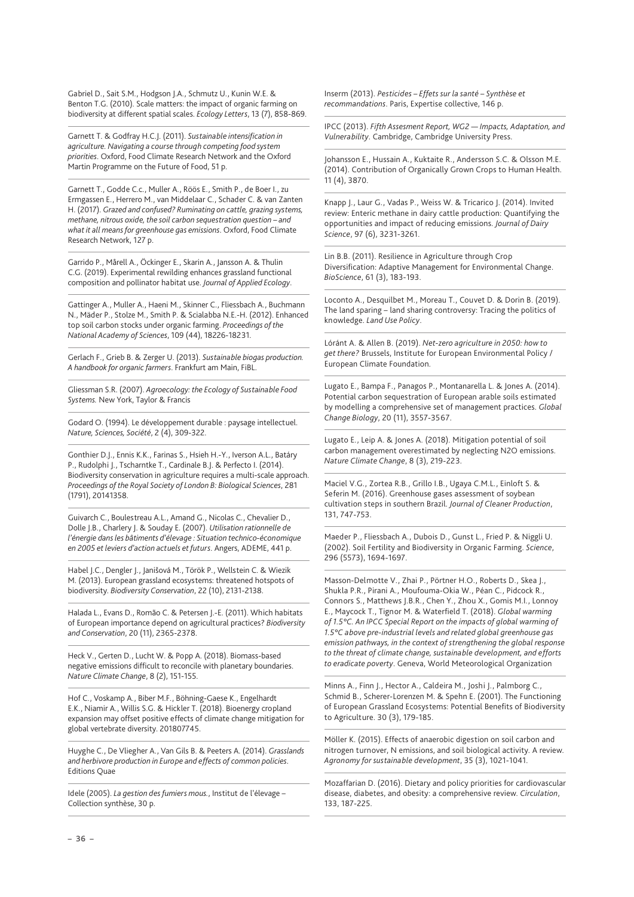Gabriel D., Sait S.M., Hodgson J.A., Schmutz U., Kunin W.E. & Benton T.G. (2010). Scale matters: the impact of organic farming on biodiversity at different spatial scales. *Ecology Letters*, 13 (7), 858-869.

Garnett T. & Godfray H.C.J. (2011). *Sustainable intensification in agriculture. Navigating a course through competing food system priorities*. Oxford, Food Climate Research Network and the Oxford Martin Programme on the Future of Food, 51 p.

Garnett T., Godde C.c., Muller A., Röös E., Smith P., de Boer I., zu Ermgassen E., Herrero M., van Middelaar C., Schader C. & van Zanten H. (2017). *Grazed and confused? Ruminating on cattle, grazing systems, methane, nitrous oxide, the soil carbon sequestration question – and what it all means for greenhouse gas emissions*. Oxford, Food Climate Research Network, 127 p.

Garrido P., Mårell A., Öckinger E., Skarin A., Jansson A. & Thulin C.G. (2019). Experimental rewilding enhances grassland functional composition and pollinator habitat use. *Journal of Applied Ecology*.

Gattinger A., Muller A., Haeni M., Skinner C., Fliessbach A., Buchmann N., Mäder P., Stolze M., Smith P. & Scialabba N.E.-H. (2012). Enhanced top soil carbon stocks under organic farming. *Proceedings of the National Academy of Sciences*, 109 (44), 18226-18231.

Gerlach F., Grieb B. & Zerger U. (2013). *Sustainable biogas production. A handbook for organic farmers*. Frankfurt am Main, FiBL.

Gliessman S.R. (2007). *Agroecology: the Ecology of Sustainable Food Systems.* New York, Taylor & Francis

Godard O. (1994). Le développement durable : paysage intellectuel. *Nature, Sciences, Société*, 2 (4), 309-322.

Gonthier D.J., Ennis K.K., Farinas S., Hsieh H.-Y., Iverson A.L., Batáry P., Rudolphi J., Tscharntke T., Cardinale B.J. & Perfecto I. (2014). Biodiversity conservation in agriculture requires a multi-scale approach. *Proceedings of the Royal Society of London B: Biological Sciences*, 281 (1791), 20141358.

Guivarch C., Boulestreau A.L., Amand G., Nicolas C., Chevalier D., Dolle J.B., Charlery J. & Souday E. (2007). *Utilisation rationnelle de l'énergie dans les bâtiments d'élevage : Situation technico-économique en 2005 et leviers d'action actuels et futurs*. Angers, ADEME, 441 p.

Habel J.C., Dengler J., Janišová M., Török P., Wellstein C. & Wiezik M. (2013). European grassland ecosystems: threatened hotspots of biodiversity. *Biodiversity Conservation*, 22 (10), 2131-2138.

Halada L., Evans D., Romão C. & Petersen J.-E. (2011). Which habitats of European importance depend on agricultural practices? *Biodiversity and Conservation*, 20 (11), 2365-2378.

Heck V., Gerten D., Lucht W. & Popp A. (2018). Biomass-based negative emissions difficult to reconcile with planetary boundaries. *Nature Climate Change*, 8 (2), 151-155.

Hof C., Voskamp A., Biber M.F., Böhning-Gaese K., Engelhardt E.K., Niamir A., Willis S.G. & Hickler T. (2018). Bioenergy cropland expansion may offset positive effects of climate change mitigation for global vertebrate diversity. 201807745.

Huyghe C., De Vliegher A., Van Gils B. & Peeters A. (2014). *Grasslands and herbivore production in Europe and effects of common policies*. Editions Quae

Idele (2005). *La gestion des fumiers mous.*, Institut de l'élevage – Collection synthèse, 30 p.

Inserm (2013). *Pesticides – Effets sur la santé – Synthèse et recommandations*. Paris, Expertise collective, 146 p.

IPCC (2013). *Fifth Assesment Report, WG2 — Impacts, Adaptation, and Vulnerability*. Cambridge, Cambridge University Press.

Johansson E., Hussain A., Kuktaite R., Andersson S.C. & Olsson M.E. (2014). Contribution of Organically Grown Crops to Human Health. 11 (4), 3870.

Knapp J., Laur G., Vadas P., Weiss W. & Tricarico J. (2014). Invited review: Enteric methane in dairy cattle production: Quantifying the opportunities and impact of reducing emissions. *Journal of Dairy Science*, 97 (6), 3231-3261.

Lin B.B. (2011). Resilience in Agriculture through Crop Diversification: Adaptive Management for Environmental Change. *BioScience*, 61 (3), 183-193.

Loconto A., Desquilbet M., Moreau T., Couvet D. & Dorin B. (2019). The land sparing – land sharing controversy: Tracing the politics of knowledge. *Land Use Policy*.

Lóránt A. & Allen B. (2019). *Net-zero agriculture in 2050: how to get there?* Brussels, Institute for European Environmental Policy / European Climate Foundation.

Lugato E., Bampa F., Panagos P., Montanarella L. & Jones A. (2014). Potential carbon sequestration of European arable soils estimated by modelling a comprehensive set of management practices. *Global Change Biology*, 20 (11), 3557-3567.

Lugato E., Leip A. & Jones A. (2018). Mitigation potential of soil carbon management overestimated by neglecting N2O emissions. *Nature Climate Change*, 8 (3), 219-223.

Maciel V.G., Zortea R.B., Grillo I.B., Ugaya C.M.L., Einloft S. & Seferin M. (2016). Greenhouse gases assessment of soybean cultivation steps in southern Brazil. *Journal of Cleaner Production*, 131, 747-753.

Maeder P., Fliessbach A., Dubois D., Gunst L., Fried P. & Niggli U. (2002). Soil Fertility and Biodiversity in Organic Farming. *Science*, 296 (5573), 1694-1697.

Masson-Delmotte V., Zhai P., Pörtner H.O., Roberts D., Skea J., Shukla P.R., Pirani A., Moufouma-Okia W., Péan C., Pidcock R., Connors S., Matthews J.B.R., Chen Y., Zhou X., Gomis M.I., Lonnoy E., Maycock T., Tignor M. & Waterfield T. (2018). *Global warming of 1.5°C. An IPCC Special Report on the impacts of global warming of 1.5°C above pre-industrial levels and related global greenhouse gas emission pathways, in the context of strengthening the global response to the threat of climate change, sustainable development, and efforts to eradicate poverty*. Geneva, World Meteorological Organization

Minns A., Finn J., Hector A., Caldeira M., Joshi J., Palmborg C., Schmid B., Scherer-Lorenzen M. & Spehn E. (2001). The Functioning of European Grassland Ecosystems: Potential Benefits of Biodiversity to Agriculture. 30 (3), 179-185.

Möller K. (2015). Effects of anaerobic digestion on soil carbon and nitrogen turnover, N emissions, and soil biological activity. A review. *Agronomy for sustainable development*, 35 (3), 1021-1041.

Mozaffarian D. (2016). Dietary and policy priorities for cardiovascular disease, diabetes, and obesity: a comprehensive review. *Circulation*, 133, 187-225.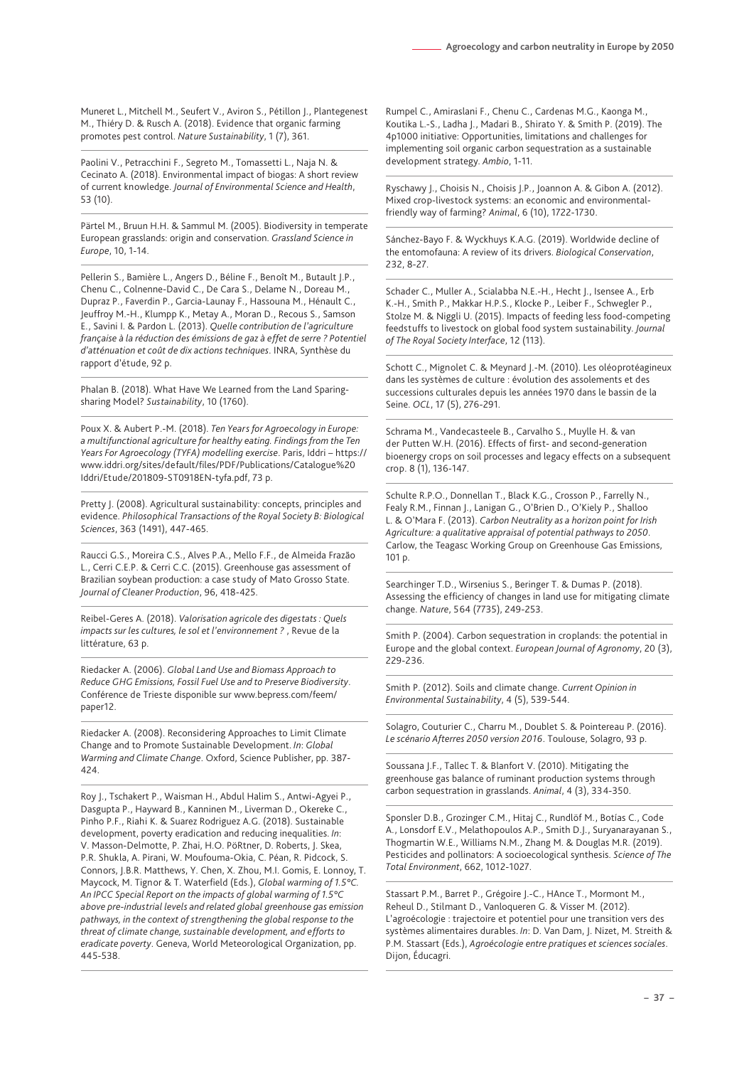Muneret L., Mitchell M., Seufert V., Aviron S., Pétillon J., Plantegenest M., Thiéry D. & Rusch A. (2018). Evidence that organic farming promotes pest control. *Nature Sustainability*, 1 (7), 361.

Paolini V., Petracchini F., Segreto M., Tomassetti L., Naja N. & Cecinato A. (2018). Environmental impact of biogas: A short review of current knowledge. *Journal of Environmental Science and Health*, 53 (10).

Pärtel M., Bruun H.H. & Sammul M. (2005). Biodiversity in temperate European grasslands: origin and conservation. *Grassland Science in Europe*, 10, 1-14.

Pellerin S., Bamière L., Angers D., Béline F., Benoît M., Butault J.P., Chenu C., Colnenne-David C., De Cara S., Delame N., Doreau M., Dupraz P., Faverdin P., Garcia-Launay F., Hassouna M., Hénault C., Jeuffroy M.-H., Klumpp K., Metay A., Moran D., Recous S., Samson E., Savini I. & Pardon L. (2013). *Quelle contribution de l'agriculture française à la réduction des émissions de gaz à effet de serre ? Potentiel d'atténuation et coût de dix actions techniques*. INRA, Synthèse du rapport d'étude, 92 p.

Phalan B. (2018). What Have We Learned from the Land Sparing-sharing Model? *Sustainability*, 10 (1760).

Poux X. & Aubert P.-M. (2018). *Ten Years for Agroecology in Europe: a multifunctional agriculture for healthy eating. Findings from the Ten Years For Agroecology (TYFA) modelling exercise*. Paris, Iddri – https://www.iddri.org/sites/default/files/PDF/Publications/Catalogue%20Iddri/Etude/201809-ST0918EN-tyfa.pdf, 73 p.

Pretty J. (2008). Agricultural sustainability: concepts, principles and evidence. *Philosophical Transactions of the Royal Society B: Biological Sciences*, 363 (1491), 447-465.

Raucci G.S., Moreira C.S., Alves P.A., Mello F.F., de Almeida Frazão L., Cerri C.E.P. & Cerri C.C. (2015). Greenhouse gas assessment of Brazilian soybean production: a case study of Mato Grosso State. *Journal of Cleaner Production*, 96, 418-425.

Reibel-Geres A. (2018). *Valorisation agricole des digestats : Quels impacts sur les cultures, le sol et l'environnement ?* , Revue de la littérature, 63 p.

Riedacker A. (2006). *Global Land Use and Biomass Approach to Reduce GHG Emissions, Fossil Fuel Use and to Preserve Biodiversity*. Conférence de Trieste disponible sur www.bepress.com/feem/paper12.

Riedacker A. (2008). Reconsidering Approaches to Limit Climate Change and to Promote Sustainable Development. *In*: *Global Warming and Climate Change*. Oxford, Science Publisher, pp. 387-424.

Roy J., Tschakert P., Waisman H., Abdul Halim S., Antwi-Agyei P., Dasgupta P., Hayward B., Kanninen M., Liverman D., Okereke C., Pinho P.F., Riahi K. & Suarez Rodriguez A.G. (2018). Sustainable development, poverty eradication and reducing inequalities. *In*: V. Masson-Delmotte, P. Zhai, H.O. PöRtner, D. Roberts, J. Skea, P.R. Shukla, A. Pirani, W. Moufouma-Okia, C. Péan, R. Pidcock, S. Connors, J.B.R. Matthews, Y. Chen, X. Zhou, M.I. Gomis, E. Lonnoy, T. Maycock, M. Tignor & T. Waterfield (Eds.), *Global warming of 1.5°C. An IPCC Special Report on the impacts of global warming of 1.5°C above pre-industrial levels and related global greenhouse gas emission pathways, in the context of strengthening the global response to the threat of climate change, sustainable development, and efforts to eradicate poverty*. Geneva, World Meteorological Organization, pp. 445-538.

Rumpel C., Amiraslani F., Chenu C., Cardenas M.G., Kaonga M., Koutika L.-S., Ladha J., Madari B., Shirato Y. & Smith P. (2019). The 4p1000 initiative: Opportunities, limitations and challenges for implementing soil organic carbon sequestration as a sustainable development strategy. *Ambio*, 1-11.

Ryschawy J., Choisis N., Choisis J.P., Joannon A. & Gibon A. (2012). Mixed crop-livestock systems: an economic and environmental-friendly way of farming? *Animal*, 6 (10), 1722-1730.

Sánchez-Bayo F. & Wyckhuys K.A.G. (2019). Worldwide decline of the entomofauna: A review of its drivers. *Biological Conservation*, 232, 8-27.

Schader C., Muller A., Scialabba N.E.-H., Hecht J., Isensee A., Erb K.-H., Smith P., Makkar H.P.S., Klocke P., Leiber F., Schwegler P., Stolze M. & Niggli U. (2015). Impacts of feeding less food-competing feedstuffs to livestock on global food system sustainability. *Journal of The Royal Society Interface*, 12 (113).

Schott C., Mignolet C. & Meynard J.-M. (2010). Les oléoprotéagineux dans les systèmes de culture : évolution des assolements et des successions culturales depuis les années 1970 dans le bassin de la Seine. *OCL*, 17 (5), 276-291.

Schrama M., Vandecasteele B., Carvalho S., Muylle H. & van der Putten W.H. (2016). Effects of first- and second-generation bioenergy crops on soil processes and legacy effects on a subsequent crop. 8 (1), 136-147.

Schulte R.P.O., Donnellan T., Black K.G., Crosson P., Farrelly N., Fealy R.M., Finnan J., Lanigan G., O'Brien D., O'Kiely P., Shalloo L. & O'Mara F. (2013). *Carbon Neutrality as a horizon point for Irish Agriculture: a qualitative appraisal of potential pathways to 2050*. Carlow, the Teagasc Working Group on Greenhouse Gas Emissions, 101 p.

Searchinger T.D., Wirsenius S., Beringer T. & Dumas P. (2018). Assessing the efficiency of changes in land use for mitigating climate change. *Nature*, 564 (7735), 249-253.

Smith P. (2004). Carbon sequestration in croplands: the potential in Europe and the global context. *European Journal of Agronomy*, 20 (3), 229-236.

Smith P. (2012). Soils and climate change. *Current Opinion in Environmental Sustainability*, 4 (5), 539-544.

Solagro, Couturier C., Charru M., Doublet S. & Pointereau P. (2016). *Le scénario Afterres 2050 version 2016*. Toulouse, Solagro, 93 p.

Soussana J.F., Tallec T. & Blanfort V. (2010). Mitigating the greenhouse gas balance of ruminant production systems through carbon sequestration in grasslands. *Animal*, 4 (3), 334-350.

Sponsler D.B., Grozinger C.M., Hitaj C., Rundlöf M., Botías C., Code A., Lonsdorf E.V., Melathopoulos A.P., Smith D.J., Suryanarayanan S., Thogmartin W.E., Williams N.M., Zhang M. & Douglas M.R. (2019). Pesticides and pollinators: A socioecological synthesis. *Science of The Total Environment*, 662, 1012-1027.

Stassart P.M., Barret P., Grégoire J.-C., HAnce T., Mormont M., Reheul D., Stilmant D., Vanloqueren G. & Visser M. (2012). L'agroécologie : trajectoire et potentiel pour une transition vers des systèmes alimentaires durables. *In*: D. Van Dam, J. Nizet, M. Streith & P.M. Stassart (Eds.), *Agroécologie entre pratiques et sciences sociales*. Dijon, Éducagri.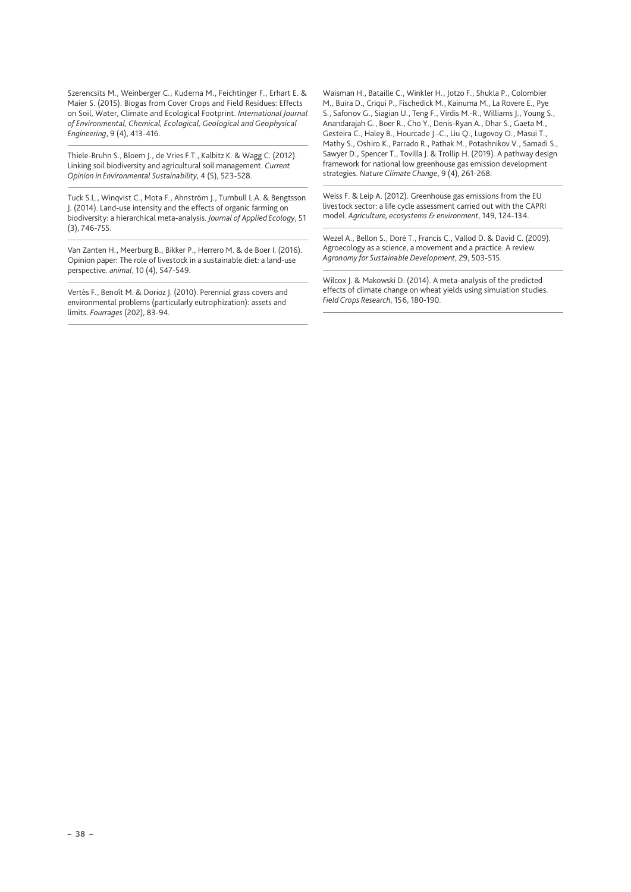Szerencsits M., Weinberger C., Kuderna M., Feichtinger F., Erhart E. & Maier S. (2015). Biogas from Cover Crops and Field Residues: Effects on Soil, Water, Climate and Ecological Footprint. *International Journal of Environmental, Chemical, Ecological, Geological and Geophysical Engineering*, 9 (4), 413-416.

Thiele-Bruhn S., Bloem J., de Vries F.T., Kalbitz K. & Wagg C. (2012). Linking soil biodiversity and agricultural soil management. *Current Opinion in Environmental Sustainability*, 4 (5), 523-528.

Tuck S.L., Winqvist C., Mota F., Ahnström J., Turnbull L.A. & Bengtsson J. (2014). Land-use intensity and the effects of organic farming on biodiversity: a hierarchical meta-analysis. *Journal of Applied Ecology*, 51 (3), 746-755.

Van Zanten H., Meerburg B., Bikker P., Herrero M. & de Boer I. (2016). Opinion paper: The role of livestock in a sustainable diet: a land-use perspective. *animal*, 10 (4), 547-549.

Vertès F., Benoît M. & Dorioz J. (2010). Perennial grass covers and environmental problems (particularly eutrophization): assets and limits. *Fourrages* (202), 83-94.

Waisman H., Bataille C., Winkler H., Jotzo F., Shukla P., Colombier M., Buira D., Criqui P., Fischedick M., Kainuma M., La Rovere E., Pye S., Safonov G., Siagian U., Teng F., Virdis M.-R., Williams J., Young S., Anandarajah G., Boer R., Cho Y., Denis-Ryan A., Dhar S., Gaeta M., Gesteira C., Haley B., Hourcade J.-C., Liu Q., Lugovoy O., Masui T., Mathy S., Oshiro K., Parrado R., Pathak M., Potashnikov V., Samadi S., Sawyer D., Spencer T., Tovilla J. & Trollip H. (2019). A pathway design framework for national low greenhouse gas emission development strategies. *Nature Climate Change*, 9 (4), 261-268.

Weiss F. & Leip A. (2012). Greenhouse gas emissions from the EU livestock sector: a life cycle assessment carried out with the CAPRI model. *Agriculture, ecosystems & environment*, 149, 124-134.

Wezel A., Bellon S., Doré T., Francis C., Vallod D. & David C. (2009). Agroecology as a science, a movement and a practice. A review. *Agronomy for Sustainable Development*, 29, 503-515.

Wilcox J. & Makowski D. (2014). A meta-analysis of the predicted effects of climate change on wheat yields using simulation studies. *Field Crops Research*, 156, 180-190.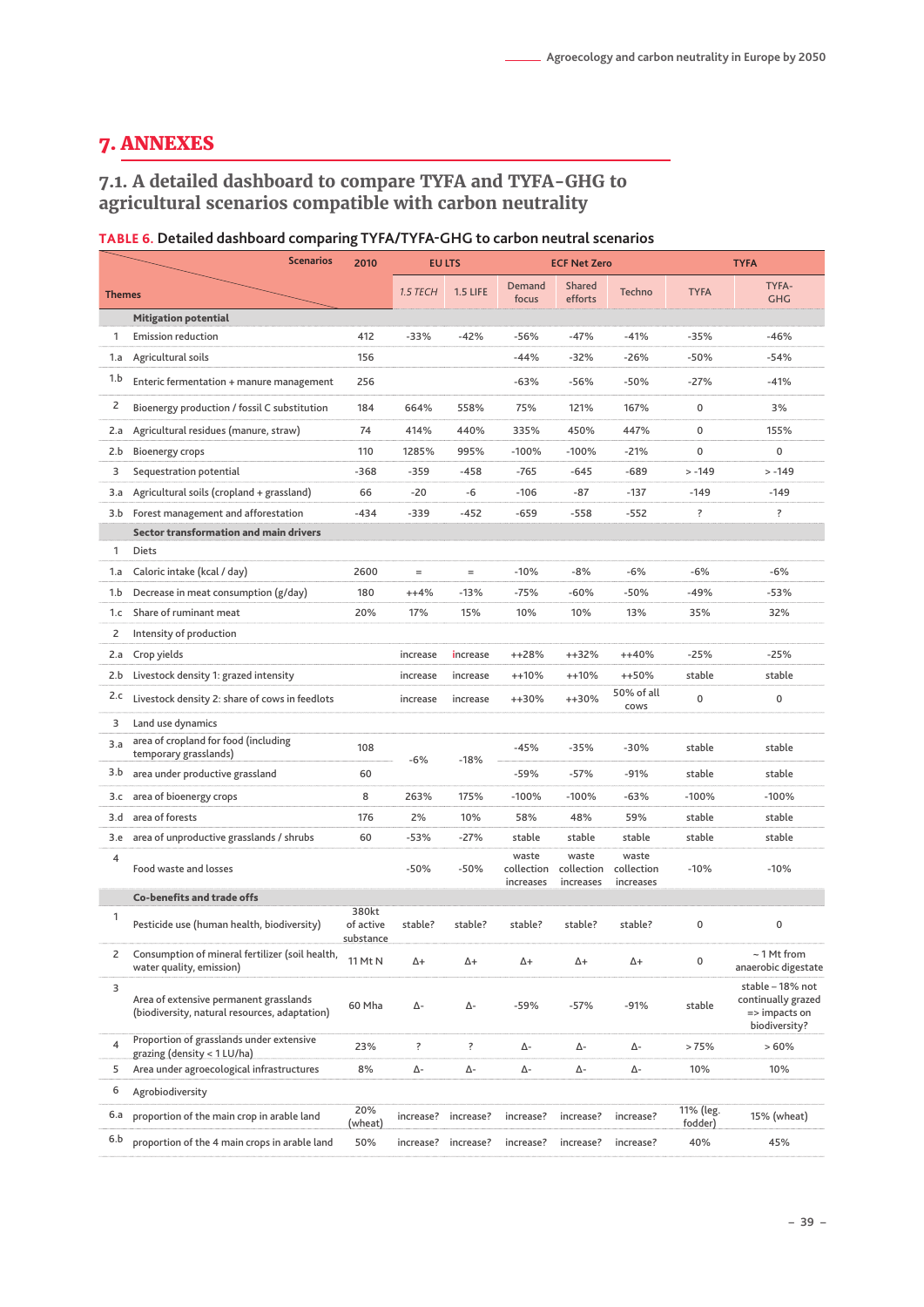# 7. ANNEXES

## 7.1. A detailed dashboard to compare TYFA and TYFA-GHG to agricultural scenarios compatible with carbon neutrality

**TABLE 6.** Detailed dashboard comparing TYFA/TYFA-GHG to carbon neutral scenarios

| | Themes \ Scenarios | 2010 | EU LTS | | ECF Net Zero | | | TYFA | |
|---|---|---|---|---|---|---|---|---|---|
| | | | *1.5 TECH* | 1.5 LIFE | Demand focus | Shared efforts | Techno | TYFA | TYFA-GHG |
| | **Mitigation potential** | | | | | | | | |
| 1 | Emission reduction | 412 | -33% | -42% | -56% | -47% | -41% | -35% | -46% |
| 1.a | Agricultural soils | 156 | | | -44% | -32% | -26% | -50% | -54% |
| 1.b | Enteric fermentation + manure management | 256 | | | -63% | -56% | -50% | -27% | -41% |
| 2 | Bioenergy production / fossil C substitution | 184 | 664% | 558% | 75% | 121% | 167% | 0 | 3% |
| 2.a | Agricultural residues (manure, straw) | 74 | 414% | 440% | 335% | 450% | 447% | 0 | 155% |
| 2.b | Bioenergy crops | 110 | 1285% | 995% | -100% | -100% | -21% | 0 | 0 |
| 3 | Sequestration potential | -368 | -359 | -458 | -765 | -645 | -689 | > -149 | > -149 |
| 3.a | Agricultural soils (cropland + grassland) | 66 | -20 | -6 | -106 | -87 | -137 | -149 | -149 |
| 3.b | Forest management and afforestation | -434 | -339 | -452 | -659 | -558 | -552 | ? | ? |
| | **Sector transformation and main drivers** | | | | | | | | |
| 1 | Diets | | | | | | | | |
| 1.a | Caloric intake (kcal / day) | 2600 | = | = | -10% | -8% | -6% | -6% | -6% |
| 1.b | Decrease in meat consumption (g/day) | 180 | ++4% | -13% | -75% | -60% | -50% | -49% | -53% |
| 1.c | Share of ruminant meat | 20% | 17% | 15% | 10% | 10% | 13% | 35% | 32% |
| 2 | Intensity of production | | | | | | | | |
| 2.a | Crop yields | | increase | increase | ++28% | ++32% | ++40% | -25% | -25% |
| 2.b | Livestock density 1: grazed intensity | | increase | increase | ++10% | ++10% | ++50% | stable | stable |
| 2.c | Livestock density 2: share of cows in feedlots | | increase | increase | ++30% | ++30% | 50% of all cows | 0 | 0 |
| 3 | Land use dynamics | | | | | | | | |
| 3.a | area of cropland for food (including temporary grasslands) | 108 | -6% | -18% | -45% | -35% | -30% | stable | stable |
| 3.b | area under productive grassland | 60 | | | -59% | -57% | -91% | stable | stable |
| 3.c | area of bioenergy crops | 8 | 263% | 175% | -100% | -100% | -63% | -100% | -100% |
| 3.d | area of forests | 176 | 2% | 10% | 58% | 48% | 59% | stable | stable |
| 3.e | area of unproductive grasslands / shrubs | 60 | -53% | -27% | stable | stable | stable | stable | stable |
| 4 | Food waste and losses | | -50% | -50% | waste collection increases | waste collection increases | waste collection increases | -10% | -10% |
| | **Co-benefits and trade offs** | | | | | | | | |
| 1 | Pesticide use (human health, biodiversity) | 380kt of active substance | stable? | stable? | stable? | stable? | stable? | 0 | 0 |
| 2 | Consumption of mineral fertilizer (soil health, water quality, emission) | 11 Mt N | Δ+ | Δ+ | Δ+ | Δ+ | Δ+ | 0 | ~ 1 Mt from anaerobic digestate |
| 3 | Area of extensive permanent grasslands (biodiversity, natural resources, adaptation) | 60 Mha | Δ- | Δ- | -59% | -57% | -91% | stable | stable – 18% not continually grazed => impacts on biodiversity? |
| 4 | Proportion of grasslands under extensive grazing (density < 1 LU/ha) | 23% | ? | ? | Δ- | Δ- | Δ- | > 75% | > 60% |
| 5 | Area under agroecological infrastructures | 8% | Δ- | Δ- | Δ- | Δ- | Δ- | 10% | 10% |
| 6 | Agrobiodiversity | | | | | | | | |
| 6.a | proportion of the main crop in arable land | 20% (wheat) | increase? | increase? | increase? | increase? | increase? | 11% (leg. fodder) | 15% (wheat) |
| 6.b | proportion of the 4 main crops in arable land | 50% | increase? | increase? | increase? | increase? | increase? | 40% | 45% |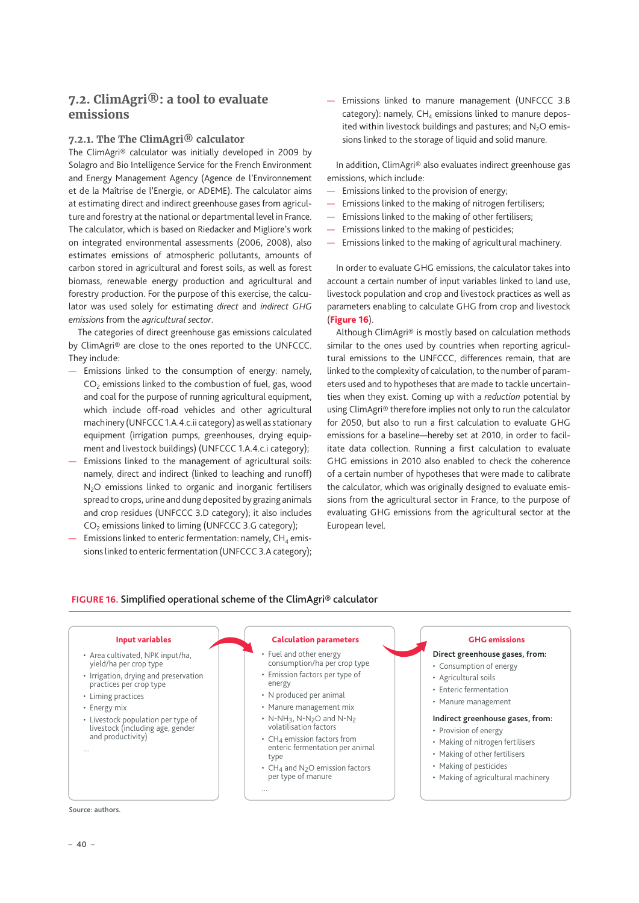## 7.2. ClimAgri®: a tool to evaluate emissions

### 7.2.1. The The ClimAgri® calculator

The ClimAgri® calculator was initially developed in 2009 by Solagro and Bio Intelligence Service for the French Environment and Energy Management Agency (Agence de l'Environnement et de la Maîtrise de l'Energie, or ADEME). The calculator aims at estimating direct and indirect greenhouse gases from agriculture and forestry at the national or departmental level in France. The calculator, which is based on Riedacker and Migliore's work on integrated environmental assessments (2006, 2008), also estimates emissions of atmospheric pollutants, amounts of carbon stored in agricultural and forest soils, as well as forest biomass, renewable energy production and agricultural and forestry production. For the purpose of this exercise, the calculator was used solely for estimating *direct* and *indirect GHG emissions* from the *agricultural sector*.

The categories of direct greenhouse gas emissions calculated by ClimAgri® are close to the ones reported to the UNFCCC. They include:

- Emissions linked to the consumption of energy: namely, $CO_2$ emissions linked to the combustion of fuel, gas, wood and coal for the purpose of running agricultural equipment, which include off-road vehicles and other agricultural machinery (UNFCCC 1.A.4.c.ii category) as well as stationary equipment (irrigation pumps, greenhouses, drying equipment and livestock buildings) (UNFCCC 1.A.4.c.i category);
- Emissions linked to the management of agricultural soils: namely, direct and indirect (linked to leaching and runoff) $N_2O$ emissions linked to organic and inorganic fertilisers spread to crops, urine and dung deposited by grazing animals and crop residues (UNFCCC 3.D category); it also includes $CO_2$ emissions linked to liming (UNFCCC 3.G category);
- Emissions linked to enteric fermentation: namely, $CH_4$ emissions linked to enteric fermentation (UNFCCC 3.A category);
- Emissions linked to manure management (UNFCCC 3.B category): namely, $CH_4$ emissions linked to manure deposited within livestock buildings and pastures; and $N_2O$ emissions linked to the storage of liquid and solid manure.

In addition, ClimAgri® also evaluates indirect greenhouse gas emissions, which include:

- Emissions linked to the provision of energy;
- Emissions linked to the making of nitrogen fertilisers;
- Emissions linked to the making of other fertilisers;
- Emissions linked to the making of pesticides;
- Emissions linked to the making of agricultural machinery.

In order to evaluate GHG emissions, the calculator takes into account a certain number of input variables linked to land use, livestock population and crop and livestock practices as well as parameters enabling to calculate GHG from crop and livestock (**Figure 16**).

Although ClimAgri® is mostly based on calculation methods similar to the ones used by countries when reporting agricultural emissions to the UNFCCC, differences remain, that are linked to the complexity of calculation, to the number of parameters used and to hypotheses that are made to tackle uncertainties when they exist. Coming up with a *reduction* potential by using ClimAgri® therefore implies not only to run the calculator for 2050, but also to run a first calculation to evaluate GHG emissions for a baseline—hereby set at 2010, in order to facilitate data collection. Running a first calculation to evaluate GHG emissions in 2010 also enabled to check the coherence of a certain number of hypotheses that were made to calibrate the calculator, which was originally designed to evaluate emissions from the agricultural sector in France, to the purpose of evaluating GHG emissions from the agricultural sector at the European level.

**FIGURE 16.** Simplified operational scheme of the ClimAgri® calculator

**Input variables**

- Area cultivated, NPK input/ha, yield/ha per crop type
- Irrigation, drying and preservation practices per crop type
- Liming practices
- Energy mix
- Livestock population per type of livestock (including age, gender and productivity)

...

**Calculation parameters**

- Fuel and other energy consumption/ha per crop type
- Emission factors per type of energy
- N produced per animal
- Manure management mix
- $N\text{-}NH_3$, $N\text{-}N_2O$ and $N\text{-}N_2$ volatilisation factors
- $CH_4$ emission factors from enteric fermentation per animal type
- $CH_4$ and $N_2O$ emission factors per type of manure

...

**GHG emissions**

**Direct greenhouse gases, from:**

- Consumption of energy
- Agricultural soils
- Enteric fermentation
- Manure management

**Indirect greenhouse gases, from:**

- Provision of energy
- Making of nitrogen fertilisers
- Making of other fertilisers
- Making of pesticides
- Making of agricultural machinery

Source: authors.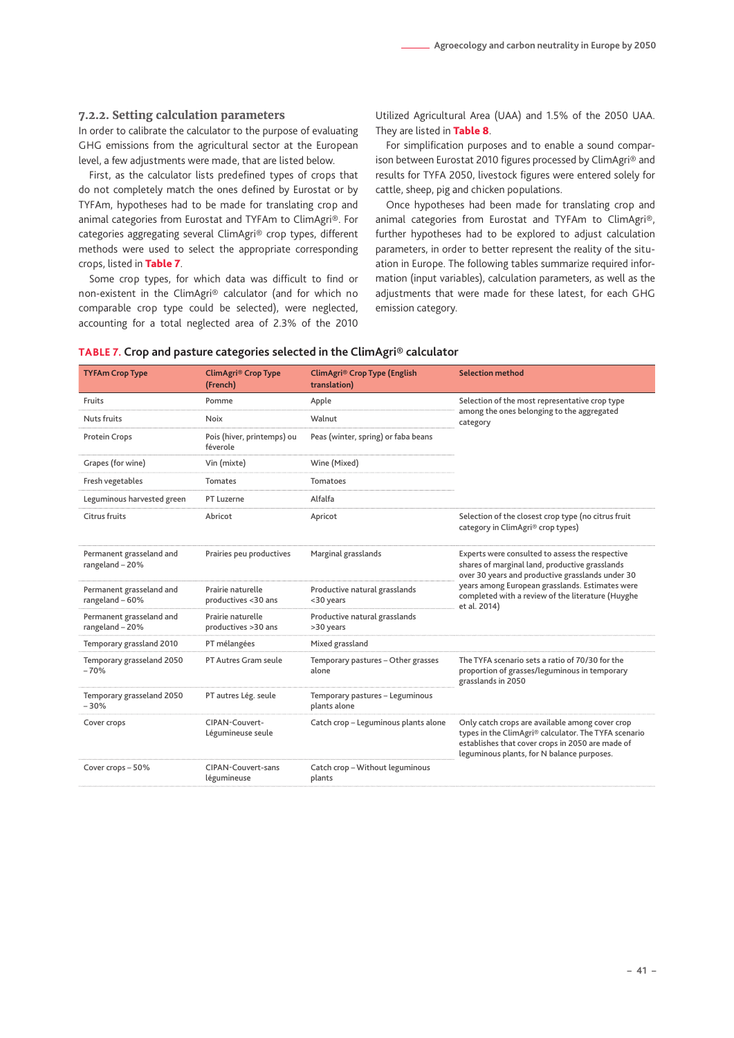### 7.2.2. Setting calculation parameters

In order to calibrate the calculator to the purpose of evaluating GHG emissions from the agricultural sector at the European level, a few adjustments were made, that are listed below.

First, as the calculator lists predefined types of crops that do not completely match the ones defined by Eurostat or by TYFAm, hypotheses had to be made for translating crop and animal categories from Eurostat and TYFAm to ClimAgri®. For categories aggregating several ClimAgri® crop types, different methods were used to select the appropriate corresponding crops, listed in **Table 7**.

Some crop types, for which data was difficult to find or non-existent in the ClimAgri® calculator (and for which no comparable crop type could be selected), were neglected, accounting for a total neglected area of 2.3% of the 2010 Utilized Agricultural Area (UAA) and 1.5% of the 2050 UAA. They are listed in **Table 8**.

For simplification purposes and to enable a sound comparison between Eurostat 2010 figures processed by ClimAgri® and results for TYFA 2050, livestock figures were entered solely for cattle, sheep, pig and chicken populations.

Once hypotheses had been made for translating crop and animal categories from Eurostat and TYFAm to ClimAgri®, further hypotheses had to be explored to adjust calculation parameters, in order to better represent the reality of the situation in Europe. The following tables summarize required information (input variables), calculation parameters, as well as the adjustments that were made for these latest, for each GHG emission category.

**TABLE 7.** Crop and pasture categories selected in the ClimAgri® calculator

| TYFAm Crop Type | ClimAgri® Crop Type (French) | ClimAgri® Crop Type (English translation) | Selection method |
|---|---|---|---|
| Fruits | Pomme | Apple | Selection of the most representative crop type among the ones belonging to the aggregated category |
| Nuts fruits | Noix | Walnut | |
| Protein Crops | Pois (hiver, printemps) ou féverole | Peas (winter, spring) or faba beans | |
| Grapes (for wine) | Vin (mixte) | Wine (Mixed) | |
| Fresh vegetables | Tomates | Tomatoes | |
| Leguminous harvested green | PT Luzerne | Alfalfa | |
| Citrus fruits | Abricot | Apricot | Selection of the closest crop type (no citrus fruit category in ClimAgri® crop types) |
| Permanent grasseland and rangeland – 20% | Prairies peu productives | Marginal grasslands | Experts were consulted to assess the respective shares of marginal land, productive grasslands over 30 years and productive grasslands under 30 years among European grasslands. Estimates were completed with a review of the literature (Huyghe et al. 2014) |
| Permanent grasseland and rangeland – 60% | Prairie naturelle productives <30 ans | Productive natural grasslands <30 years | |
| Permanent grasseland and rangeland – 20% | Prairie naturelle productives >30 ans | Productive natural grasslands >30 years | |
| Temporary grassland 2010 | PT mélangées | Mixed grassland | |
| Temporary grasseland 2050 – 70% | PT Autres Gram seule | Temporary pastures – Other grasses alone | The TYFA scenario sets a ratio of 70/30 for the proportion of grasses/leguminous in temporary grasslands in 2050 |
| Temporary grasseland 2050 – 30% | PT autres Lég. seule | Temporary pastures – Leguminous plants alone | |
| Cover crops | CIPAN-Couvert-Légumineuse seule | Catch crop – Leguminous plants alone | Only catch crops are available among cover crop types in the ClimAgri® calculator. The TYFA scenario establishes that cover crops in 2050 are made of leguminous plants, for N balance purposes. |
| Cover crops – 50% | CIPAN-Couvert-sans légumineuse | Catch crop – Without leguminous plants | |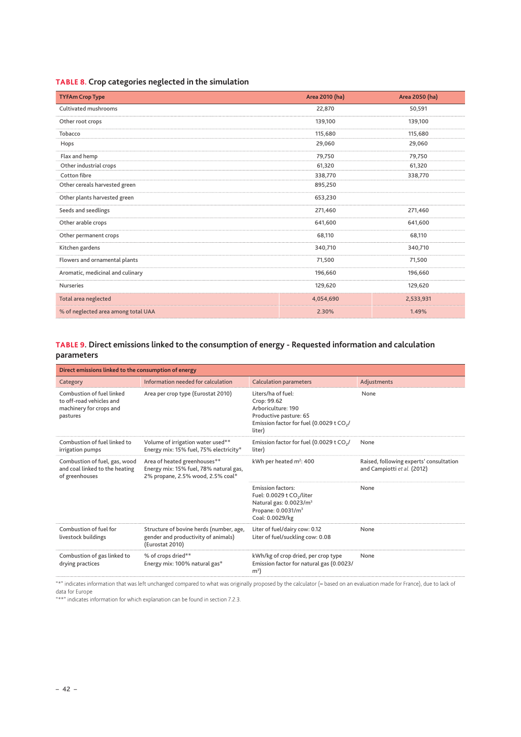**TABLE 8.** Crop categories neglected in the simulation

| TYFAm Crop Type | Area 2010 (ha) | Area 2050 (ha) |
|---|---|---|
| Cultivated mushrooms | 22,870 | 50,591 |
| Other root crops | 139,100 | 139,100 |
| Tobacco | 115,680 | 115,680 |
| Hops | 29,060 | 29,060 |
| Flax and hemp | 79,750 | 79,750 |
| Other industrial crops | 61,320 | 61,320 |
| Cotton fibre | 338,770 | 338,770 |
| Other cereals harvested green | 895,250 | |
| Other plants harvested green | 653,230 | |
| Seeds and seedlings | 271,460 | 271,460 |
| Other arable crops | 641,600 | 641,600 |
| Other permanent crops | 68,110 | 68,110 |
| Kitchen gardens | 340,710 | 340,710 |
| Flowers and ornamental plants | 71,500 | 71,500 |
| Aromatic, medicinal and culinary | 196,660 | 196,660 |
| Nurseries | 129,620 | 129,620 |
| Total area neglected | 4,054,690 | 2,533,931 |
| % of neglected area among total UAA | 2.30% | 1.49% |

**TABLE 9.** Direct emissions linked to the consumption of energy - Requested information and calculation parameters

| Direct emissions linked to the consumption of energy | | | |
|---|---|---|---|
| Category | Information needed for calculation | Calculation parameters | Adjustments |
| Combustion of fuel linked to off-road vehicles and machinery for crops and pastures | Area per crop type (Eurostat 2010) | Liters/ha of fuel:<br>Crop: 99.62<br>Arboriculture: 190<br>Productive pasture: 65<br>Emission factor for fuel (0.0029 t $CO_2$/liter) | None |
| Combustion of fuel linked to irrigation pumps | Volume of irrigation water used**<br>Energy mix: 15% fuel, 75% electricity* | Emission factor for fuel (0.0029 t $CO_2$/liter) | None |
| Combustion of fuel, gas, wood and coal linked to the heating of greenhouses | Area of heated greenhouses**<br>Energy mix: 15% fuel, 78% natural gas, 2% propane, 2.5% wood, 2.5% coal* | kWh per heated m²: 400 | Raised, following experts' consultation and Campiotti *et al.* (2012) |
| | | Emission factors:<br>Fuel: 0.0029 t $CO_2$/liter<br>Natural gas: 0.0023/m³<br>Propane: 0.0031/m³<br>Coal: 0.0029/kg | None |
| Combustion of fuel for livestock buildings | Structure of bovine herds (number, age, gender and productivity of animals) (Eurostat 2010) | Liter of fuel/dairy cow: 0.12<br>Liter of fuel/suckling cow: 0.08 | None |
| Combustion of gas linked to drying practices | % of crops dried**<br>Energy mix: 100% natural gas* | kWh/kg of crop dried, per crop type<br>Emission factor for natural gas (0.0023/m³) | None |

"*" indicates information that was left unchanged compared to what was originally proposed by the calculator (= based on an evaluation made for France), due to lack of data for Europe

"**" indicates information for which explanation can be found in section 7.2.3.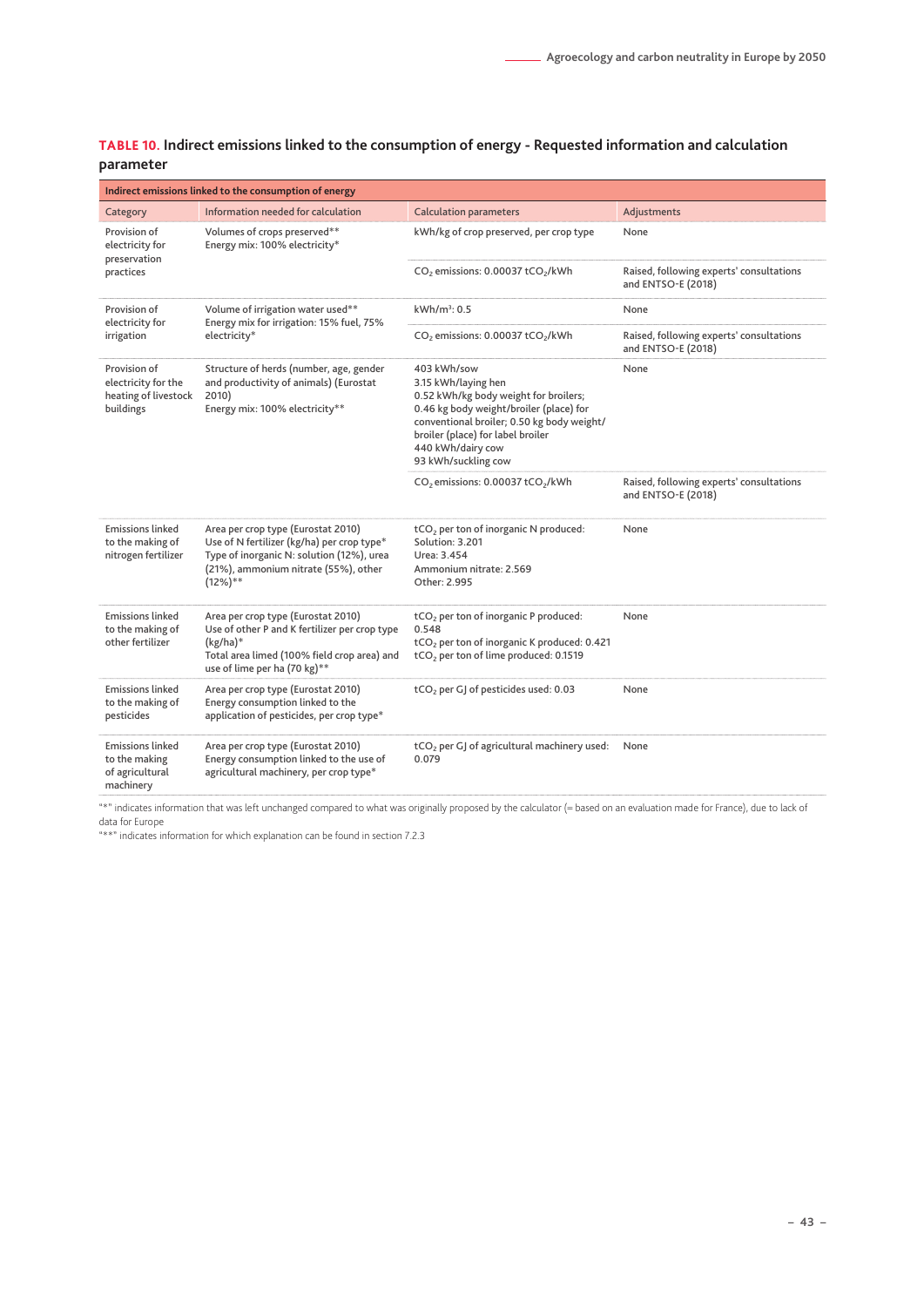**TABLE 10. Indirect emissions linked to the consumption of energy - Requested information and calculation parameter**

| Indirect emissions linked to the consumption of energy | | | |
|---|---|---|---|
| Category | Information needed for calculation | Calculation parameters | Adjustments |
| Provision of electricity for preservation practices | Volumes of crops preserved**<br>Energy mix: 100% electricity* | kWh/kg of crop preserved, per crop type | None |
| | | $CO_2$ emissions: 0.00037 $tCO_2$/kWh | Raised, following experts' consultations and ENTSO-E (2018) |
| Provision of electricity for irrigation | Volume of irrigation water used**<br>Energy mix for irrigation: 15% fuel, 75% electricity* | kWh/m³: 0.5 | None |
| | | $CO_2$ emissions: 0.00037 $tCO_2$/kWh | Raised, following experts' consultations and ENTSO-E (2018) |
| Provision of electricity for the heating of livestock buildings | Structure of herds (number, age, gender and productivity of animals) (Eurostat 2010)<br>Energy mix: 100% electricity** | 403 kWh/sow<br>3.15 kWh/laying hen<br>0.52 kWh/kg body weight for broilers;<br>0.46 kg body weight/broiler (place) for conventional broiler; 0.50 kg body weight/broiler (place) for label broiler<br>440 kWh/dairy cow<br>93 kWh/suckling cow | None |
| | | $CO_2$ emissions: 0.00037 $tCO_2$/kWh | Raised, following experts' consultations and ENTSO-E (2018) |
| Emissions linked to the making of nitrogen fertilizer | Area per crop type (Eurostat 2010)<br>Use of N fertilizer (kg/ha) per crop type*<br>Type of inorganic N: solution (12%), urea (21%), ammonium nitrate (55%), other (12%)** | $tCO_2$ per ton of inorganic N produced:<br>Solution: 3.201<br>Urea: 3.454<br>Ammonium nitrate: 2.569<br>Other: 2.995 | None |
| Emissions linked to the making of other fertilizer | Area per crop type (Eurostat 2010)<br>Use of other P and K fertilizer per crop type (kg/ha)*<br>Total area limed (100% field crop area) and use of lime per ha (70 kg)** | $tCO_2$ per ton of inorganic P produced: 0.548<br>$tCO_2$ per ton of inorganic K produced: 0.421<br>$tCO_2$ per ton of lime produced: 0.1519 | None |
| Emissions linked to the making of pesticides | Area per crop type (Eurostat 2010)<br>Energy consumption linked to the application of pesticides, per crop type* | $tCO_2$ per GJ of pesticides used: 0.03 | None |
| Emissions linked to the making of agricultural machinery | Area per crop type (Eurostat 2010)<br>Energy consumption linked to the use of agricultural machinery, per crop type* | $tCO_2$ per GJ of agricultural machinery used: 0.079 | None |

"*" indicates information that was left unchanged compared to what was originally proposed by the calculator (= based on an evaluation made for France), due to lack of data for Europe

"**" indicates information for which explanation can be found in section 7.2.3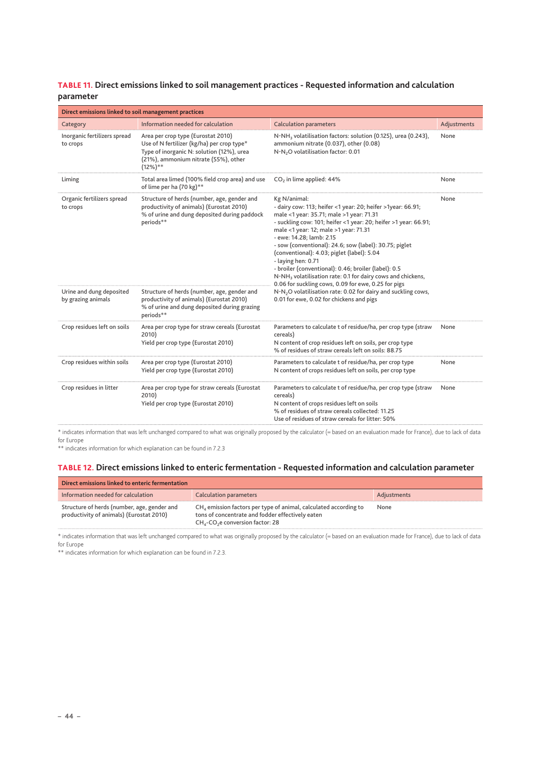## TABLE 11. Direct emissions linked to soil management practices - Requested information and calculation parameter

| Direct emissions linked to soil management practices | | | |
|---|---|---|---|
| Category | Information needed for calculation | Calculation parameters | Adjustments |
| Inorganic fertilizers spread to crops | Area per crop type (Eurostat 2010)<br>Use of N fertilizer (kg/ha) per crop type*<br>Type of inorganic N: solution (12%), urea (21%), ammonium nitrate (55%), other (12%)** | N-$NH_3$ volatilisation factors: solution (0.125), urea (0.243), ammonium nitrate (0.037), other (0.08)<br>N-$N_2O$ volatilisation factor: 0.01 | None |
| Liming | Total area limed (100% field crop area) and use of lime per ha (70 kg)** | $CO_2$ in lime applied: 44% | None |
| Organic fertilizers spread to crops | Structure of herds (number, age, gender and productivity of animals) (Eurostat 2010)<br>% of urine and dung deposited during paddock periods** | Kg N/animal:<br>- dairy cow: 113; heifer <1 year: 20; heifer >1year: 66.91; male <1 year: 35.71; male >1 year: 71.31<br>- suckling cow: 101; heifer <1 year: 20; heifer >1 year: 66.91; male <1 year: 12; male >1 year: 71.31<br>- ewe: 14.28; lamb: 2.15<br>- sow (conventional): 24.6; sow (label): 30.75; piglet (conventional): 4.03; piglet (label): 5.04<br>- laying hen: 0.71<br>- broiler (conventional): 0.46; broiler (label): 0.5<br>N-$NH_3$ volatilisation rate: 0.1 for dairy cows and chickens, 0.06 for suckling cows, 0.09 for ewe, 0.25 for pigs<br>N-$N_2O$ volatilisation rate: 0.02 for dairy and suckling cows, 0.01 for ewe, 0.02 for chickens and pigs | None |
| Urine and dung deposited by grazing animals | Structure of herds (number, age, gender and productivity of animals) (Eurostat 2010)<br>% of urine and dung deposited during grazing periods** | | |
| Crop residues left on soils | Area per crop type for straw cereals (Eurostat 2010)<br>Yield per crop type (Eurostat 2010) | Parameters to calculate t of residue/ha, per crop type (straw cereals)<br>N content of crop residues left on soils, per crop type<br>% of residues of straw cereals left on soils: 88.75 | None |
| Crop residues within soils | Area per crop type (Eurostat 2010)<br>Yield per crop type (Eurostat 2010) | Parameters to calculate t of residue/ha, per crop type<br>N content of crops residues left on soils, per crop type | None |
| Crop residues in litter | Area per crop type for straw cereals (Eurostat 2010)<br>Yield per crop type (Eurostat 2010) | Parameters to calculate t of residue/ha, per crop type (straw cereals)<br>N content of crops residues left on soils<br>% of residues of straw cereals collected: 11.25<br>Use of residues of straw cereals for litter: 50% | None |

\* indicates information that was left unchanged compared to what was originally proposed by the calculator (= based on an evaluation made for France), due to lack of data for Europe
\*\* indicates information for which explanation can be found in 7.2.3

## TABLE 12. Direct emissions linked to enteric fermentation - Requested information and calculation parameter

| Direct emissions linked to enteric fermentation | | |
|---|---|---|
| Information needed for calculation | Calculation parameters | Adjustments |
| Structure of herds (number, age, gender and productivity of animals) (Eurostat 2010) | $CH_4$ emission factors per type of animal, calculated according to tons of concentrate and fodder effectively eaten<br>$CH_4$-$CO_2$e conversion factor: 28 | None |

\* indicates information that was left unchanged compared to what was originally proposed by the calculator (= based on an evaluation made for France), due to lack of data for Europe
\*\* indicates information for which explanation can be found in 7.2.3.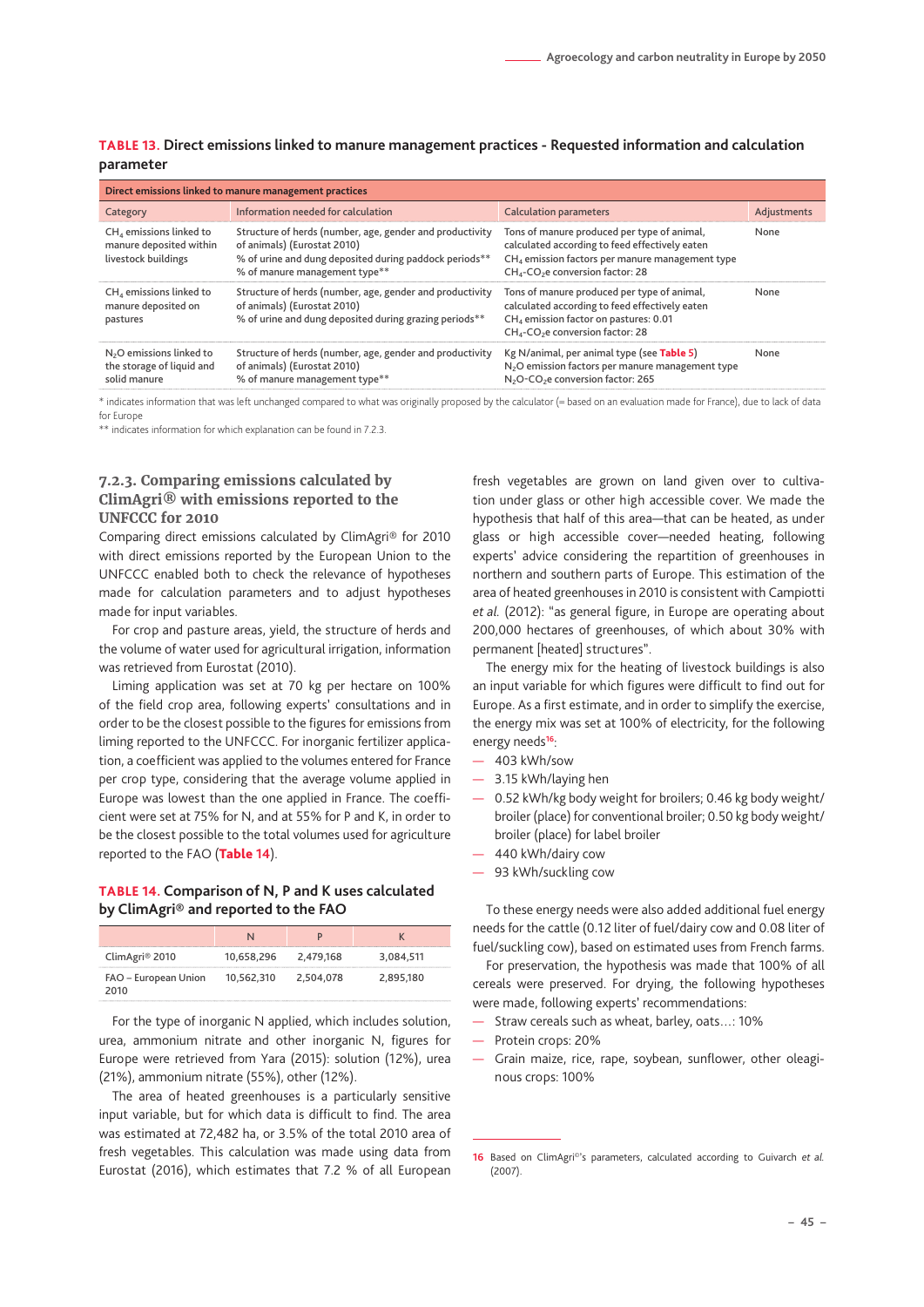**TABLE 13.** Direct emissions linked to manure management practices - Requested information and calculation parameter

| Direct emissions linked to manure management practices | | | |
|---|---|---|---|
| Category | Information needed for calculation | Calculation parameters | Adjustments |
| $CH_4$ emissions linked to manure deposited within livestock buildings | Structure of herds (number, age, gender and productivity of animals) (Eurostat 2010)<br>% of urine and dung deposited during paddock periods**<br>% of manure management type** | Tons of manure produced per type of animal, calculated according to feed effectively eaten<br>$CH_4$ emission factors per manure management type<br>$CH_4$-$CO_2$e conversion factor: 28 | None |
| $CH_4$ emissions linked to manure deposited on pastures | Structure of herds (number, age, gender and productivity of animals) (Eurostat 2010)<br>% of urine and dung deposited during grazing periods** | Tons of manure produced per type of animal, calculated according to feed effectively eaten<br>$CH_4$ emission factor on pastures: 0.01<br>$CH_4$-$CO_2$e conversion factor: 28 | None |
| $N_2O$ emissions linked to the storage of liquid and solid manure | Structure of herds (number, age, gender and productivity of animals) (Eurostat 2010)<br>% of manure management type** | Kg N/animal, per animal type (see **Table 5**)<br>$N_2O$ emission factors per manure management type<br>$N_2O$-$CO_2$e conversion factor: 265 | None |

\* indicates information that was left unchanged compared to what was originally proposed by the calculator (= based on an evaluation made for France), due to lack of data for Europe
\** indicates information for which explanation can be found in 7.2.3.

### 7.2.3. Comparing emissions calculated by ClimAgri® with emissions reported to the UNFCCC for 2010

Comparing direct emissions calculated by ClimAgri® for 2010 with direct emissions reported by the European Union to the UNFCCC enabled both to check the relevance of hypotheses made for calculation parameters and to adjust hypotheses made for input variables.

For crop and pasture areas, yield, the structure of herds and the volume of water used for agricultural irrigation, information was retrieved from Eurostat (2010).

Liming application was set at 70 kg per hectare on 100% of the field crop area, following experts' consultations and in order to be the closest possible to the figures for emissions from liming reported to the UNFCCC. For inorganic fertilizer application, a coefficient was applied to the volumes entered for France per crop type, considering that the average volume applied in Europe was lowest than the one applied in France. The coefficient were set at 75% for N, and at 55% for P and K, in order to be the closest possible to the total volumes used for agriculture reported to the FAO (**Table 14**).

**TABLE 14.** Comparison of N, P and K uses calculated by ClimAgri® and reported to the FAO

| | N | P | K |
|---|---|---|---|
| ClimAgri® 2010 | 10,658,296 | 2,479,168 | 3,084,511 |
| FAO – European Union 2010 | 10,562,310 | 2,504,078 | 2,895,180 |

For the type of inorganic N applied, which includes solution, urea, ammonium nitrate and other inorganic N, figures for Europe were retrieved from Yara (2015): solution (12%), urea (21%), ammonium nitrate (55%), other (12%).

The area of heated greenhouses is a particularly sensitive input variable, but for which data is difficult to find. The area was estimated at 72,482 ha, or 3.5% of the total 2010 area of fresh vegetables. This calculation was made using data from Eurostat (2016), which estimates that 7.2 % of all European fresh vegetables are grown on land given over to cultivation under glass or other high accessible cover. We made the hypothesis that half of this area—that can be heated, as under glass or high accessible cover—needed heating, following experts' advice considering the repartition of greenhouses in northern and southern parts of Europe. This estimation of the area of heated greenhouses in 2010 is consistent with Campiotti *et al.* (2012): "as general figure, in Europe are operating about 200,000 hectares of greenhouses, of which about 30% with permanent [heated] structures".

The energy mix for the heating of livestock buildings is also an input variable for which figures were difficult to find out for Europe. As a first estimate, and in order to simplify the exercise, the energy mix was set at 100% of electricity, for the following energy needs[16]:

- 403 kWh/sow
- 3.15 kWh/laying hen
- 0.52 kWh/kg body weight for broilers; 0.46 kg body weight/broiler (place) for conventional broiler; 0.50 kg body weight/broiler (place) for label broiler
- 440 kWh/dairy cow
- 93 kWh/suckling cow

To these energy needs were also added additional fuel energy needs for the cattle (0.12 liter of fuel/dairy cow and 0.08 liter of fuel/suckling cow), based on estimated uses from French farms.

For preservation, the hypothesis was made that 100% of all cereals were preserved. For drying, the following hypotheses were made, following experts' recommendations:

- Straw cereals such as wheat, barley, oats…: 10%
- Protein crops: 20%
- Grain maize, rice, rape, soybean, sunflower, other oleaginous crops: 100%

16 Based on ClimAgri®'s parameters, calculated according to Guivarch *et al.* (2007).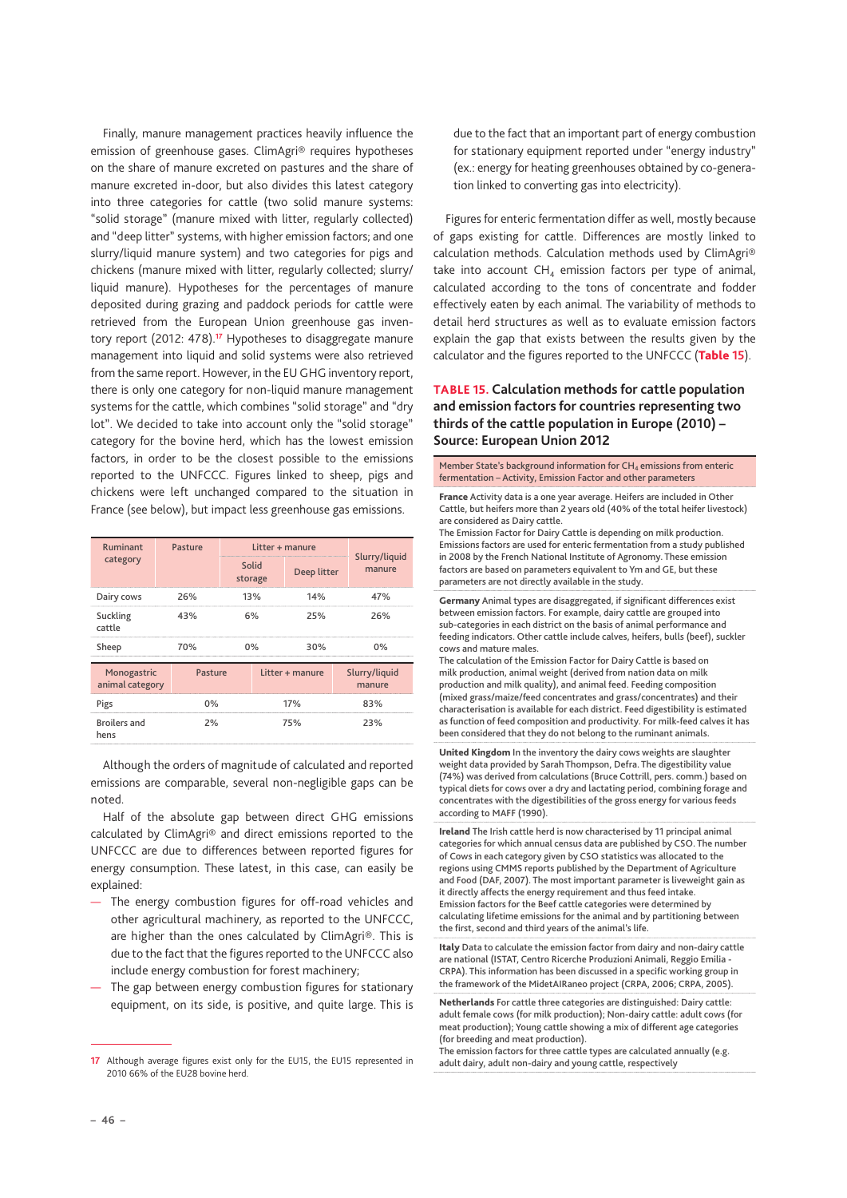Finally, manure management practices heavily influence the emission of greenhouse gases. ClimAgri® requires hypotheses on the share of manure excreted on pastures and the share of manure excreted in-door, but also divides this latest category into three categories for cattle (two solid manure systems: "solid storage" (manure mixed with litter, regularly collected) and "deep litter" systems, with higher emission factors; and one slurry/liquid manure system) and two categories for pigs and chickens (manure mixed with litter, regularly collected; slurry/liquid manure). Hypotheses for the percentages of manure deposited during grazing and paddock periods for cattle were retrieved from the European Union greenhouse gas inventory report (2012: 478).[17] Hypotheses to disaggregate manure management into liquid and solid systems were also retrieved from the same report. However, in the EU GHG inventory report, there is only one category for non-liquid manure management systems for the cattle, which combines "solid storage" and "dry lot". We decided to take into account only the "solid storage" category for the bovine herd, which has the lowest emission factors, in order to be the closest possible to the emissions reported to the UNFCCC. Figures linked to sheep, pigs and chickens were left unchanged compared to the situation in France (see below), but impact less greenhouse gas emissions.

| Ruminant category | Pasture | Litter + manure | | Slurry/liquid manure |
|---|---|---|---|---|
| | | Solid storage | Deep litter | |
| Dairy cows | 26% | 13% | 14% | 47% |
| Suckling cattle | 43% | 6% | 25% | 26% |
| Sheep | 70% | 0% | 30% | 0% |

| Monogastric animal category | Pasture | Litter + manure | Slurry/liquid manure |
|---|---|---|---|
| Pigs | 0% | 17% | 83% |
| Broilers and hens | 2% | 75% | 23% |

Although the orders of magnitude of calculated and reported emissions are comparable, several non-negligible gaps can be noted.

Half of the absolute gap between direct GHG emissions calculated by ClimAgri® and direct emissions reported to the UNFCCC are due to differences between reported figures for energy consumption. These latest, in this case, can easily be explained:

- The energy combustion figures for off-road vehicles and other agricultural machinery, as reported to the UNFCCC, are higher than the ones calculated by ClimAgri®. This is due to the fact that the figures reported to the UNFCCC also include energy combustion for forest machinery;
- The gap between energy combustion figures for stationary equipment, on its side, is positive, and quite large. This is due to the fact that an important part of energy combustion for stationary equipment reported under "energy industry" (ex.: energy for heating greenhouses obtained by co-generation linked to converting gas into electricity).

Figures for enteric fermentation differ as well, mostly because of gaps existing for cattle. Differences are mostly linked to calculation methods. Calculation methods used by ClimAgri® take into account $CH_4$ emission factors per type of animal, calculated according to the tons of concentrate and fodder effectively eaten by each animal. The variability of methods to detail herd structures as well as to evaluate emission factors explain the gap that exists between the results given by the calculator and the figures reported to the UNFCCC (**Table 15**).

### TABLE 15. Calculation methods for cattle population and emission factors for countries representing two thirds of the cattle population in Europe (2010) – Source: European Union 2012

| Member State's background information for $CH_4$ emissions from enteric fermentation – Activity, Emission Factor and other parameters |
|---|
| **France** Activity data is a one year average. Heifers are included in Other Cattle, but heifers more than 2 years old (40% of the total heifer livestock) are considered as Dairy cattle. The Emission Factor for Dairy Cattle is depending on milk production. Emissions factors are used for enteric fermentation from a study published in 2008 by the French National Institute of Agronomy. These emission factors are based on parameters equivalent to Ym and GE, but these parameters are not directly available in the study. |
| **Germany** Animal types are disaggregated, if significant differences exist between emission factors. For example, dairy cattle are grouped into sub-categories in each district on the basis of animal performance and feeding indicators. Other cattle include calves, heifers, bulls (beef), suckler cows and mature males. The calculation of the Emission Factor for Dairy Cattle is based on milk production, animal weight (derived from nation data on milk production and milk quality), and animal feed. Feeding composition (mixed grass/maize/feed concentrates and grass/concentrates) and their characterisation is available for each district. Feed digestibility is estimated as function of feed composition and productivity. For milk-feed calves it has been considered that they do not belong to the ruminant animals. |
| **United Kingdom** In the inventory the dairy cows weights are slaughter weight data provided by Sarah Thompson, Defra. The digestibility value (74%) was derived from calculations (Bruce Cottrill, pers. comm.) based on typical diets for cows over a dry and lactating period, combining forage and concentrates with the digestibilities of the gross energy for various feeds according to MAFF (1990). |
| **Ireland** The Irish cattle herd is now characterised by 11 principal animal categories for which annual census data are published by CSO. The number of Cows in each category given by CSO statistics was allocated to the regions using CMMS reports published by the Department of Agriculture and Food (DAF, 2007). The most important parameter is liveweight gain as it directly affects the energy requirement and thus feed intake. Emission factors for the Beef cattle categories were determined by calculating lifetime emissions for the animal and by partitioning between the first, second and third years of the animal's life. |
| **Italy** Data to calculate the emission factor from dairy and non-dairy cattle are national (ISTAT, Centro Ricerche Produzioni Animali, Reggio Emilia - CRPA). This information has been discussed in a specific working group in the framework of the MidetAIRaneo project (CRPA, 2006; CRPA, 2005). |
| **Netherlands** For cattle three categories are distinguished: Dairy cattle: adult female cows (for milk production); Non-dairy cattle: adult cows (for meat production); Young cattle showing a mix of different age categories (for breeding and meat production). The emission factors for three cattle types are calculated annually (e.g. adult dairy, adult non-dairy and young cattle, respectively |

17 Although average figures exist only for the EU15, the EU15 represented in 2010 66% of the EU28 bovine herd.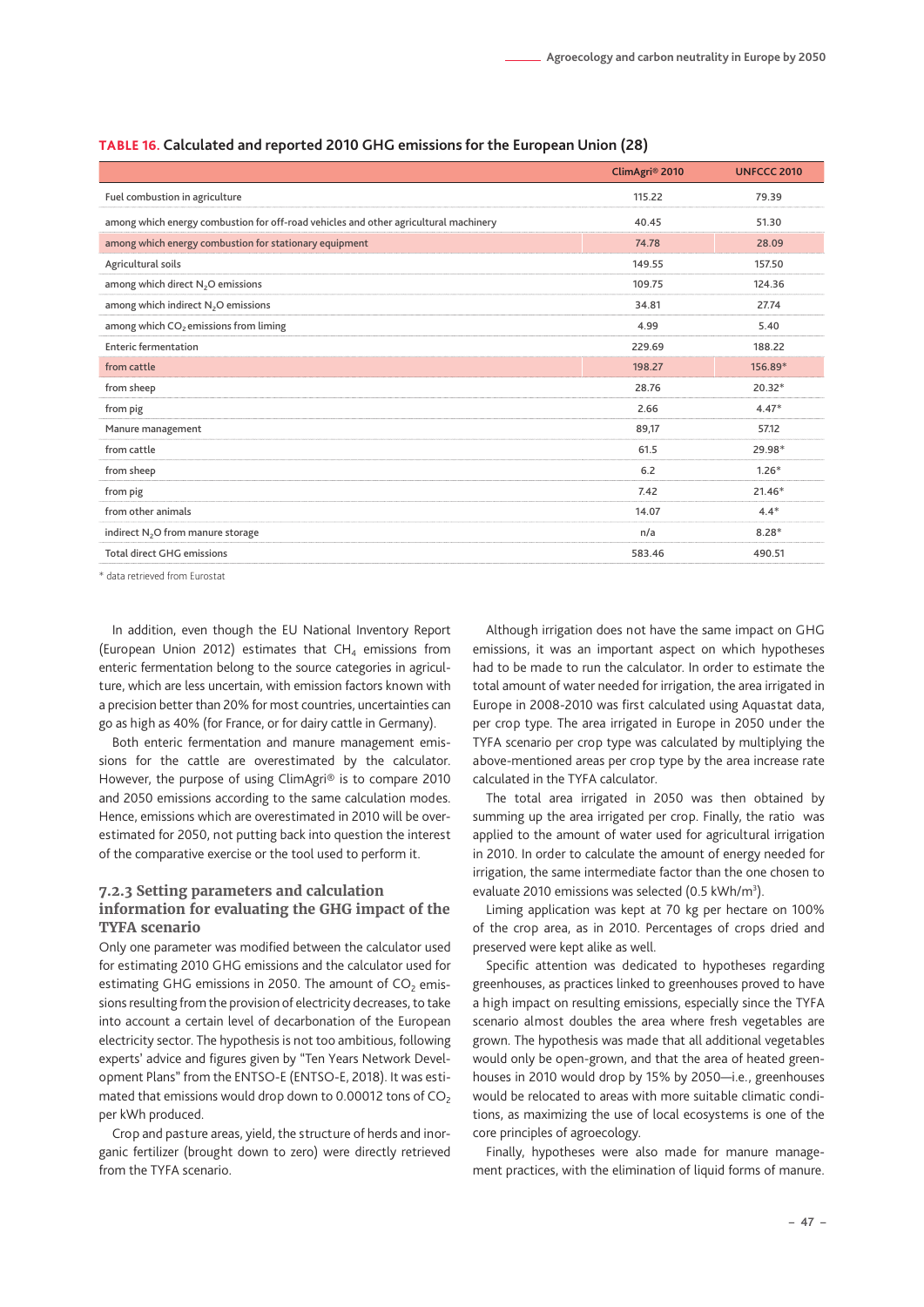**TABLE 16. Calculated and reported 2010 GHG emissions for the European Union (28)**

| | ClimAgri® 2010 | UNFCCC 2010 |
|---|---|---|
| Fuel combustion in agriculture | 115.22 | 79.39 |
| among which energy combustion for off-road vehicles and other agricultural machinery | 40.45 | 51.30 |
| among which energy combustion for stationary equipment | 74.78 | 28.09 |
| Agricultural soils | 149.55 | 157.50 |
| among which direct $N_2O$ emissions | 109.75 | 124.36 |
| among which indirect $N_2O$ emissions | 34.81 | 27.74 |
| among which $CO_2$ emissions from liming | 4.99 | 5.40 |
| Enteric fermentation | 229.69 | 188.22 |
| from cattle | 198.27 | 156.89* |
| from sheep | 28.76 | 20.32* |
| from pig | 2.66 | 4.47* |
| Manure management | 89,17 | 57.12 |
| from cattle | 61.5 | 29.98* |
| from sheep | 6.2 | 1.26* |
| from pig | 7.42 | 21.46* |
| from other animals | 14.07 | 4.4* |
| indirect $N_2O$ from manure storage | n/a | 8.28* |
| Total direct GHG emissions | 583.46 | 490.51 |

\* data retrieved from Eurostat

In addition, even though the EU National Inventory Report (European Union 2012) estimates that $CH_4$ emissions from enteric fermentation belong to the source categories in agriculture, which are less uncertain, with emission factors known with a precision better than 20% for most countries, uncertainties can go as high as 40% (for France, or for dairy cattle in Germany).

Both enteric fermentation and manure management emissions for the cattle are overestimated by the calculator. However, the purpose of using ClimAgri® is to compare 2010 and 2050 emissions according to the same calculation modes. Hence, emissions which are overestimated in 2010 will be overestimated for 2050, not putting back into question the interest of the comparative exercise or the tool used to perform it.

### 7.2.3 Setting parameters and calculation information for evaluating the GHG impact of the TYFA scenario

Only one parameter was modified between the calculator used for estimating 2010 GHG emissions and the calculator used for estimating GHG emissions in 2050. The amount of $CO_2$ emissions resulting from the provision of electricity decreases, to take into account a certain level of decarbonation of the European electricity sector. The hypothesis is not too ambitious, following experts' advice and figures given by "Ten Years Network Development Plans" from the ENTSO-E (ENTSO-E, 2018). It was estimated that emissions would drop down to 0.00012 tons of $CO_2$ per kWh produced.

Crop and pasture areas, yield, the structure of herds and inorganic fertilizer (brought down to zero) were directly retrieved from the TYFA scenario.

Although irrigation does not have the same impact on GHG emissions, it was an important aspect on which hypotheses had to be made to run the calculator. In order to estimate the total amount of water needed for irrigation, the area irrigated in Europe in 2008-2010 was first calculated using Aquastat data, per crop type. The area irrigated in Europe in 2050 under the TYFA scenario per crop type was calculated by multiplying the above-mentioned areas per crop type by the area increase rate calculated in the TYFA calculator.

The total area irrigated in 2050 was then obtained by summing up the area irrigated per crop. Finally, the ratio was applied to the amount of water used for agricultural irrigation in 2010. In order to calculate the amount of energy needed for irrigation, the same intermediate factor than the one chosen to evaluate 2010 emissions was selected (0.5 kWh/m$^3$).

Liming application was kept at 70 kg per hectare on 100% of the crop area, as in 2010. Percentages of crops dried and preserved were kept alike as well.

Specific attention was dedicated to hypotheses regarding greenhouses, as practices linked to greenhouses proved to have a high impact on resulting emissions, especially since the TYFA scenario almost doubles the area where fresh vegetables are grown. The hypothesis was made that all additional vegetables would only be open-grown, and that the area of heated greenhouses in 2010 would drop by 15% by 2050—i.e., greenhouses would be relocated to areas with more suitable climatic conditions, as maximizing the use of local ecosystems is one of the core principles of agroecology.

Finally, hypotheses were also made for manure management practices, with the elimination of liquid forms of manure.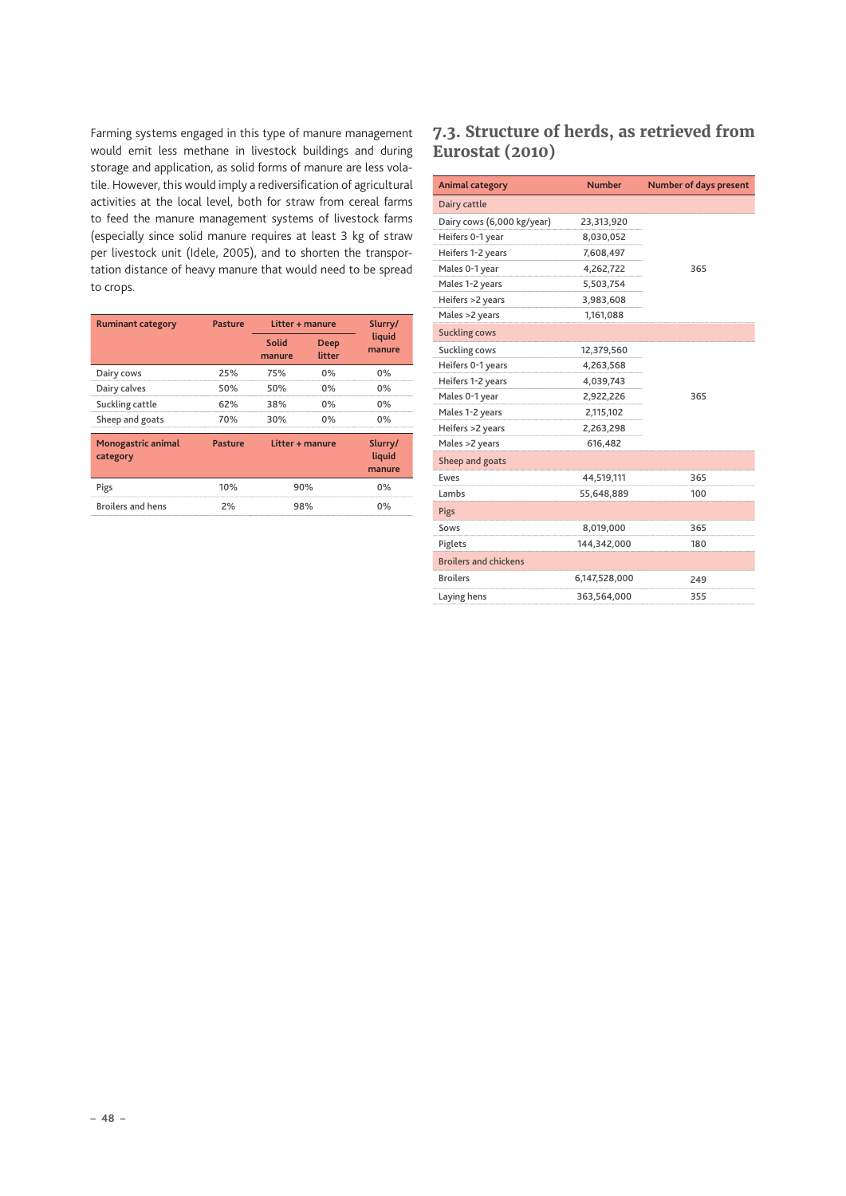Farming systems engaged in this type of manure management would emit less methane in livestock buildings and during storage and application, as solid forms of manure are less volatile. However, this would imply a rediversification of agricultural activities at the local level, both for straw from cereal farms to feed the manure management systems of livestock farms (especially since solid manure requires at least 3 kg of straw per livestock unit (Idele, 2005), and to shorten the transportation distance of heavy manure that would need to be spread to crops.

| Ruminant category | Pasture | Litter + manure | | Slurry/ liquid manure |
|---|---|---|---|---|
| | | Solid manure | Deep litter | |
| Dairy cows | 25% | 75% | 0% | 0% |
| Dairy calves | 50% | 50% | 0% | 0% |
| Suckling cattle | 62% | 38% | 0% | 0% |
| Sheep and goats | 70% | 30% | 0% | 0% |

| Monogastric animal category | Pasture | Litter + manure | Slurry/ liquid manure |
|---|---|---|---|
| Pigs | 10% | 90% | 0% |
| Broilers and hens | 2% | 98% | 0% |

## 7.3. Structure of herds, as retrieved from Eurostat (2010)

| Animal category | Number | Number of days present |
|---|---|---|
| **Dairy cattle** | | |
| Dairy cows (6,000 kg/year) | 23,313,920 | 365 |
| Heifers 0-1 year | 8,030,052 | 365 |
| Heifers 1-2 years | 7,608,497 | 365 |
| Males 0-1 year | 4,262,722 | 365 |
| Males 1-2 years | 5,503,754 | 365 |
| Heifers >2 years | 3,983,608 | 365 |
| Males >2 years | 1,161,088 | 365 |
| **Suckling cows** | | |
| Suckling cows | 12,379,560 | 365 |
| Heifers 0-1 years | 4,263,568 | 365 |
| Heifers 1-2 years | 4,039,743 | 365 |
| Males 0-1 year | 2,922,226 | 365 |
| Males 1-2 years | 2,115,102 | 365 |
| Heifers >2 years | 2,263,298 | 365 |
| Males >2 years | 616,482 | 365 |
| **Sheep and goats** | | |
| Ewes | 44,519,111 | 365 |
| Lambs | 55,648,889 | 100 |
| **Pigs** | | |
| Sows | 8,019,000 | 365 |
| Piglets | 144,342,000 | 180 |
| **Broilers and chickens** | | |
| Broilers | 6,147,528,000 | 249 |
| Laying hens | 363,564,000 | 355 |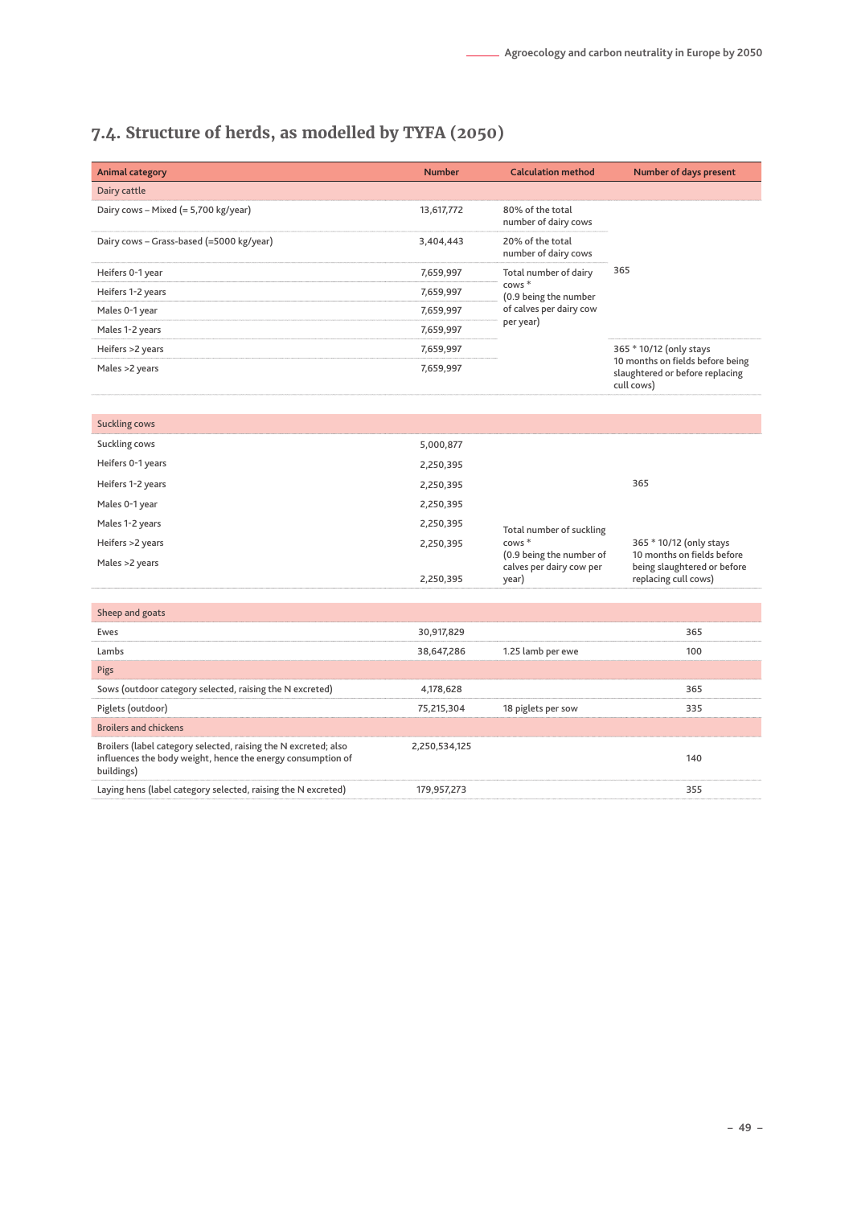## 7.4. Structure of herds, as modelled by TYFA (2050)

| Animal category | Number | Calculation method | Number of days present |
|---|---|---|---|
| **Dairy cattle** | | | |
| Dairy cows – Mixed (= 5,700 kg/year) | 13,617,772 | 80% of the total number of dairy cows | 365 |
| Dairy cows – Grass-based (=5000 kg/year) | 3,404,443 | 20% of the total number of dairy cows | 365 |
| Heifers 0-1 year | 7,659,997 | Total number of dairy cows * (0.9 being the number of calves per dairy cow per year) | 365 |
| Heifers 1-2 years | 7,659,997 | Total number of dairy cows * (0.9 being the number of calves per dairy cow per year) | 365 |
| Males 0-1 year | 7,659,997 | Total number of dairy cows * (0.9 being the number of calves per dairy cow per year) | 365 |
| Males 1-2 years | 7,659,997 | Total number of dairy cows * (0.9 being the number of calves per dairy cow per year) | 365 |
| Heifers >2 years | 7,659,997 | | 365 * 10/12 (only stays 10 months on fields before being slaughtered or before replacing cull cows) |
| Males >2 years | 7,659,997 | | 365 * 10/12 (only stays 10 months on fields before being slaughtered or before replacing cull cows) |
| **Suckling cows** | | | |
| Suckling cows | 5,000,877 | | 365 |
| Heifers 0-1 years | 2,250,395 | Total number of suckling cows * (0.9 being the number of calves per dairy cow per year) | 365 |
| Heifers 1-2 years | 2,250,395 | Total number of suckling cows * (0.9 being the number of calves per dairy cow per year) | 365 |
| Males 0-1 year | 2,250,395 | Total number of suckling cows * (0.9 being the number of calves per dairy cow per year) | 365 |
| Males 1-2 years | 2,250,395 | Total number of suckling cows * (0.9 being the number of calves per dairy cow per year) | 365 |
| Heifers >2 years | 2,250,395 | Total number of suckling cows * (0.9 being the number of calves per dairy cow per year) | 365 * 10/12 (only stays 10 months on fields before being slaughtered or before replacing cull cows) |
| Males >2 years | 2,250,395 | Total number of suckling cows * (0.9 being the number of calves per dairy cow per year) | 365 * 10/12 (only stays 10 months on fields before being slaughtered or before replacing cull cows) |
| **Sheep and goats** | | | |
| Ewes | 30,917,829 | | 365 |
| Lambs | 38,647,286 | 1.25 lamb per ewe | 100 |
| **Pigs** | | | |
| Sows (outdoor category selected, raising the N excreted) | 4,178,628 | | 365 |
| Piglets (outdoor) | 75,215,304 | 18 piglets per sow | 335 |
| **Broilers and chickens** | | | |
| Broilers (label category selected, raising the N excreted; also influences the body weight, hence the energy consumption of buildings) | 2,250,534,125 | | 140 |
| Laying hens (label category selected, raising the N excreted) | 179,957,273 | | 355 |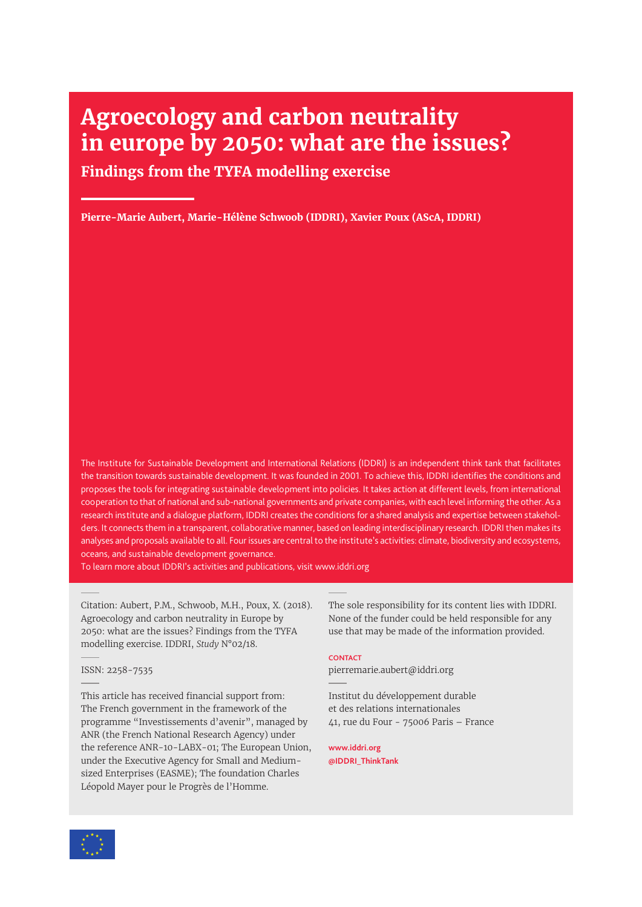# Agroecology and carbon neutrality in europe by 2050: what are the issues?

## Findings from the TYFA modelling exercise

**Pierre-Marie Aubert, Marie-Hélène Schwoob (IDDRI), Xavier Poux (AScA, IDDRI)**

The Institute for Sustainable Development and International Relations (IDDRI) is an independent think tank that facilitates the transition towards sustainable development. It was founded in 2001. To achieve this, IDDRI identifies the conditions and proposes the tools for integrating sustainable development into policies. It takes action at different levels, from international cooperation to that of national and sub-national governments and private companies, with each level informing the other. As a research institute and a dialogue platform, IDDRI creates the conditions for a shared analysis and expertise between stakeholders. It connects them in a transparent, collaborative manner, based on leading interdisciplinary research. IDDRI then makes its analyses and proposals available to all. Four issues are central to the institute's activities: climate, biodiversity and ecosystems, oceans, and sustainable development governance.
To learn more about IDDRI's activities and publications, visit www.iddri.org

Citation: Aubert, P.M., Schwoob, M.H., Poux, X. (2018). Agroecology and carbon neutrality in Europe by 2050: what are the issues? Findings from the TYFA modelling exercise. IDDRI, *Study* N°02/18.

ISSN: 2258-7535

This article has received financial support from: The French government in the framework of the programme "Investissements d'avenir", managed by ANR (the French National Research Agency) under the reference ANR-10-LABX-01; The European Union, under the Executive Agency for Small and Medium-sized Enterprises (EASME); The foundation Charles Léopold Mayer pour le Progrès de l'Homme.

The sole responsibility for its content lies with IDDRI. None of the funder could be held responsible for any use that may be made of the information provided.

**CONTACT**
pierremarie.aubert@iddri.org

Institut du développement durable
et des relations internationales
41, rue du Four - 75006 Paris – France

www.iddri.org
@IDDRI_ThinkTank